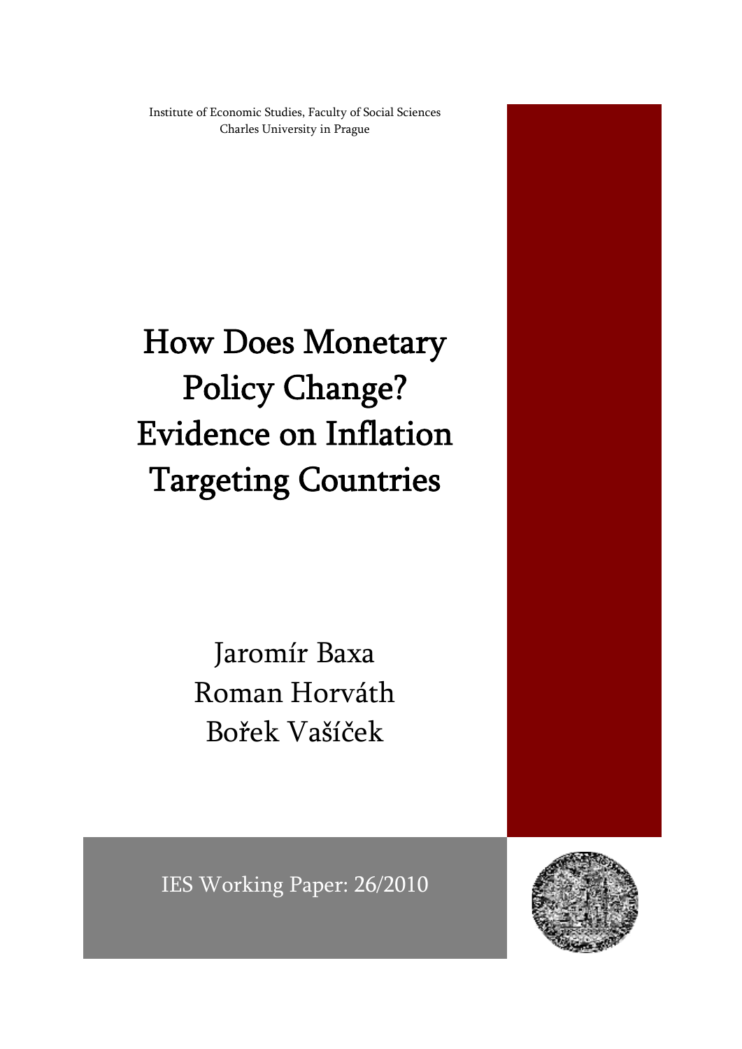Institute of Economic Studies, Faculty of Social Sciences
Charles University in Prague

# How Does Monetary Policy Change? Evidence on Inflation Targeting Countries

Jaromír Baxa
Roman Horváth
Bořek Vašíček

IES Working Paper: 26/2010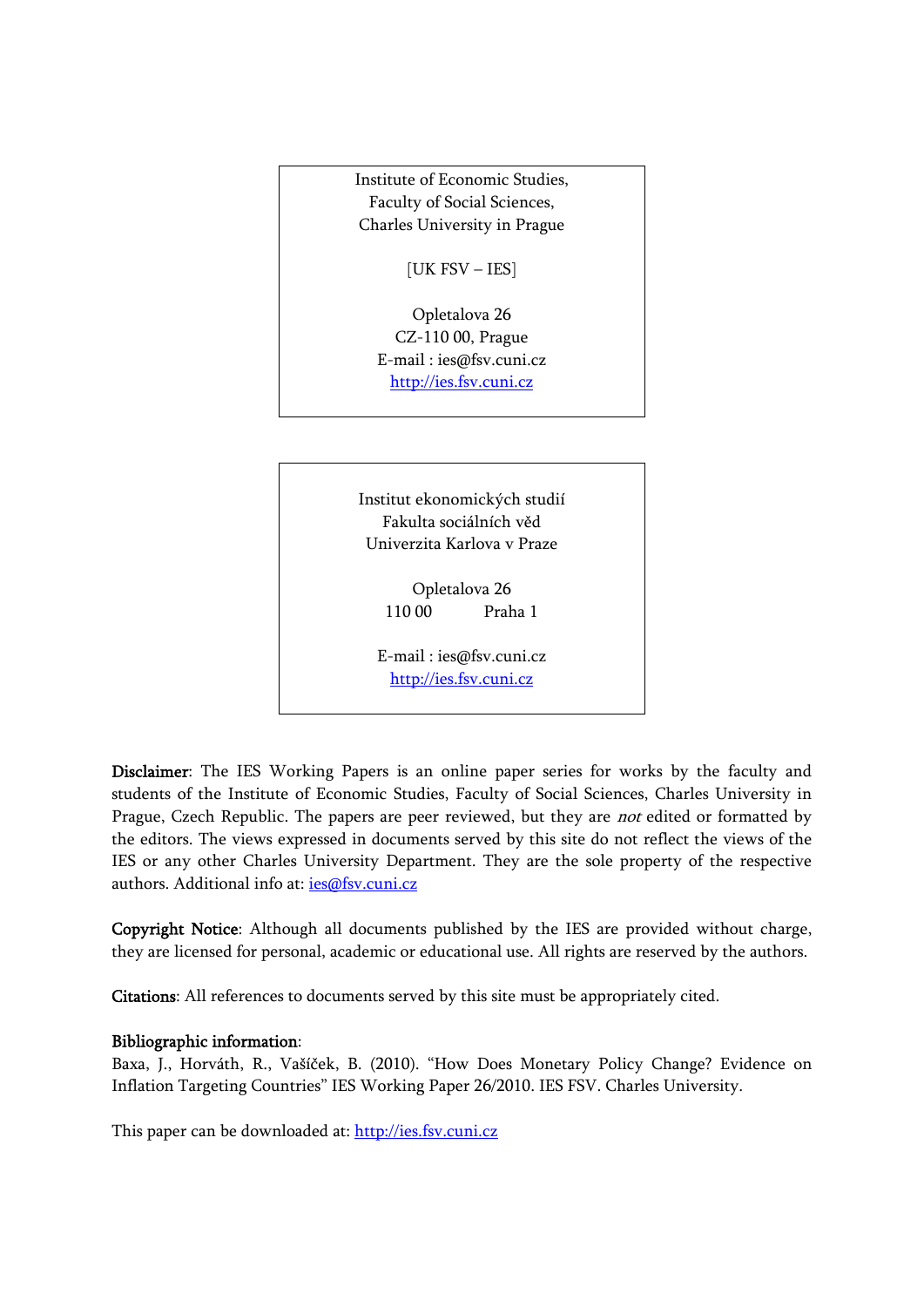Institute of Economic Studies,
Faculty of Social Sciences,
Charles University in Prague

[UK FSV – IES]

Opletalova 26
CZ-110 00, Prague
E-mail : ies@fsv.cuni.cz
http://ies.fsv.cuni.cz

Institut ekonomických studií
Fakulta sociálních věd
Univerzita Karlova v Praze

Opletalova 26
110 00 Praha 1

E-mail : ies@fsv.cuni.cz
http://ies.fsv.cuni.cz

**Disclaimer**: The IES Working Papers is an online paper series for works by the faculty and students of the Institute of Economic Studies, Faculty of Social Sciences, Charles University in Prague, Czech Republic. The papers are peer reviewed, but they are *not* edited or formatted by the editors. The views expressed in documents served by this site do not reflect the views of the IES or any other Charles University Department. They are the sole property of the respective authors. Additional info at: ies@fsv.cuni.cz

**Copyright Notice**: Although all documents published by the IES are provided without charge, they are licensed for personal, academic or educational use. All rights are reserved by the authors.

**Citations**: All references to documents served by this site must be appropriately cited.

**Bibliographic information**:
Baxa, J., Horváth, R., Vašíček, B. (2010). "How Does Monetary Policy Change? Evidence on Inflation Targeting Countries" IES Working Paper 26/2010. IES FSV. Charles University.

This paper can be downloaded at: http://ies.fsv.cuni.cz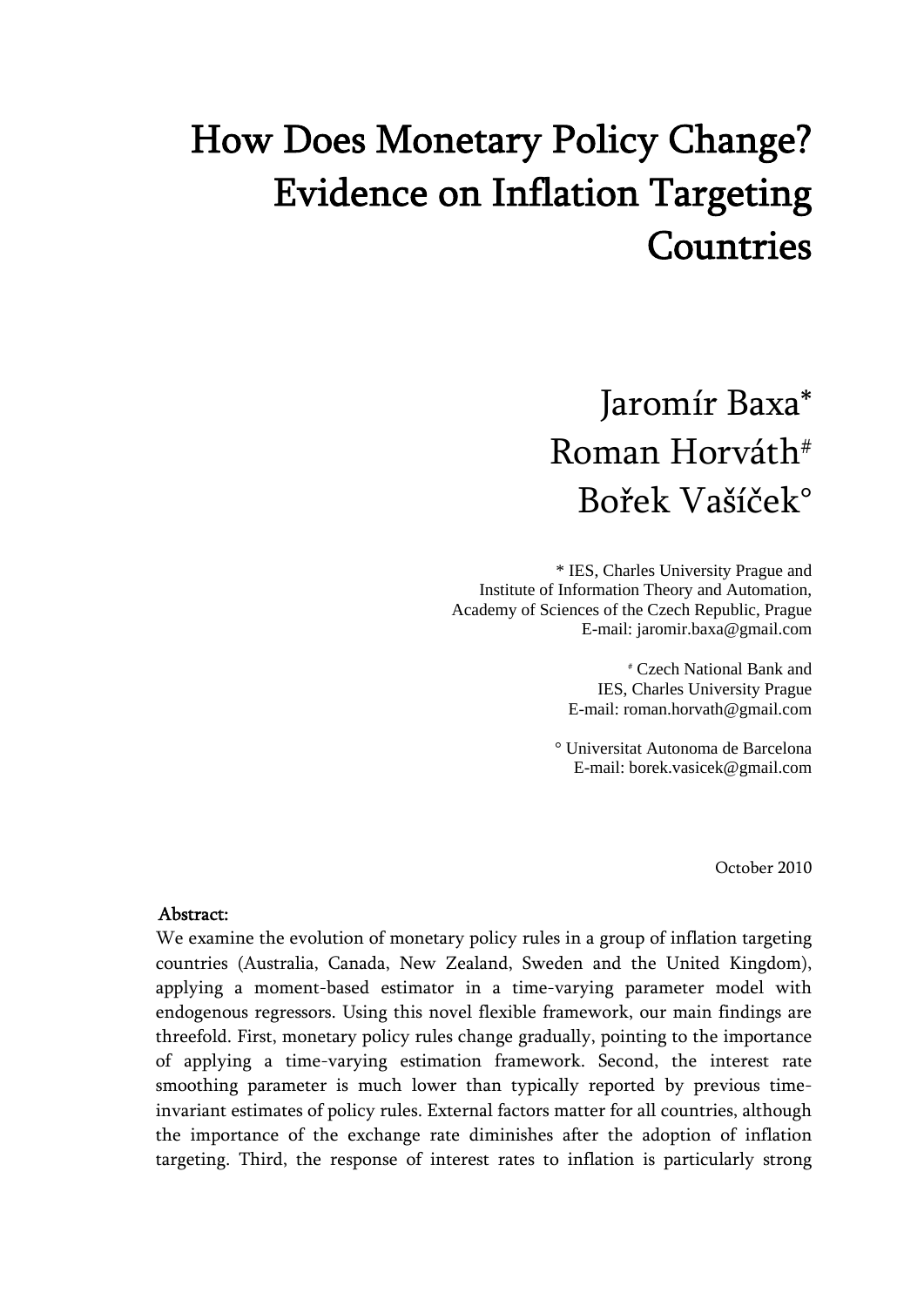// How Does Monetary Policy Change? Evidence on Inflation Targeting Countries

Jaromír Baxa*
Roman Horváth#
Bořek Vašíček°

\* IES, Charles University Prague and Institute of Information Theory and Automation, Academy of Sciences of the Czech Republic, Prague
E-mail: jaromir.baxa@gmail.com

\# Czech National Bank and IES, Charles University Prague
E-mail: roman.horvath@gmail.com

° Universitat Autonoma de Barcelona
E-mail: borek.vasicek@gmail.com

October 2010

**Abstract:**

We examine the evolution of monetary policy rules in a group of inflation targeting countries (Australia, Canada, New Zealand, Sweden and the United Kingdom), applying a moment-based estimator in a time-varying parameter model with endogenous regressors. Using this novel flexible framework, our main findings are threefold. First, monetary policy rules change gradually, pointing to the importance of applying a time-varying estimation framework. Second, the interest rate smoothing parameter is much lower than typically reported by previous time-invariant estimates of policy rules. External factors matter for all countries, although the importance of the exchange rate diminishes after the adoption of inflation targeting. Third, the response of interest rates to inflation is particularly strong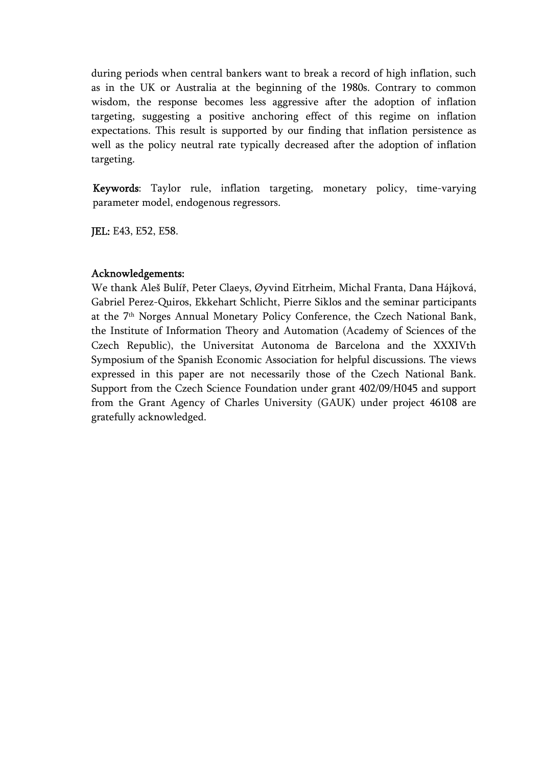during periods when central bankers want to break a record of high inflation, such as in the UK or Australia at the beginning of the 1980s. Contrary to common wisdom, the response becomes less aggressive after the adoption of inflation targeting, suggesting a positive anchoring effect of this regime on inflation expectations. This result is supported by our finding that inflation persistence as well as the policy neutral rate typically decreased after the adoption of inflation targeting.

**Keywords**: Taylor rule, inflation targeting, monetary policy, time-varying parameter model, endogenous regressors.

**JEL:** E43, E52, E58.

**Acknowledgements:**

We thank Aleš Bulíř, Peter Claeys, Øyvind Eitrheim, Michal Franta, Dana Hájková, Gabriel Perez-Quiros, Ekkehart Schlicht, Pierre Siklos and the seminar participants at the 7th Norges Annual Monetary Policy Conference, the Czech National Bank, the Institute of Information Theory and Automation (Academy of Sciences of the Czech Republic), the Universitat Autonoma de Barcelona and the XXXIVth Symposium of the Spanish Economic Association for helpful discussions. The views expressed in this paper are not necessarily those of the Czech National Bank. Support from the Czech Science Foundation under grant 402/09/H045 and support from the Grant Agency of Charles University (GAUK) under project 46108 are gratefully acknowledged.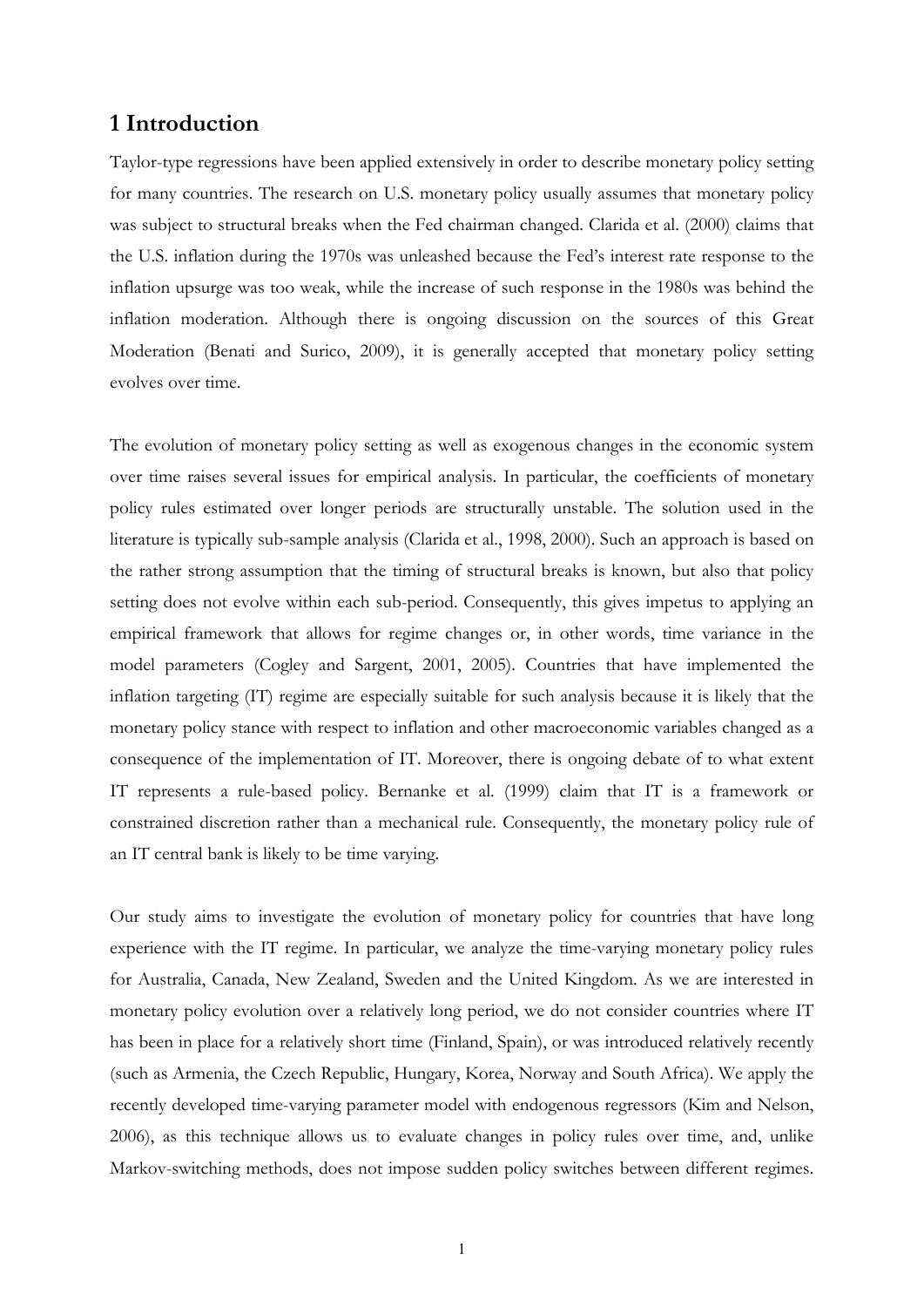# 1 Introduction

Taylor-type regressions have been applied extensively in order to describe monetary policy setting for many countries. The research on U.S. monetary policy usually assumes that monetary policy was subject to structural breaks when the Fed chairman changed. Clarida et al. (2000) claims that the U.S. inflation during the 1970s was unleashed because the Fed's interest rate response to the inflation upsurge was too weak, while the increase of such response in the 1980s was behind the inflation moderation. Although there is ongoing discussion on the sources of this Great Moderation (Benati and Surico, 2009), it is generally accepted that monetary policy setting evolves over time.

The evolution of monetary policy setting as well as exogenous changes in the economic system over time raises several issues for empirical analysis. In particular, the coefficients of monetary policy rules estimated over longer periods are structurally unstable. The solution used in the literature is typically sub-sample analysis (Clarida et al., 1998, 2000). Such an approach is based on the rather strong assumption that the timing of structural breaks is known, but also that policy setting does not evolve within each sub-period. Consequently, this gives impetus to applying an empirical framework that allows for regime changes or, in other words, time variance in the model parameters (Cogley and Sargent, 2001, 2005). Countries that have implemented the inflation targeting (IT) regime are especially suitable for such analysis because it is likely that the monetary policy stance with respect to inflation and other macroeconomic variables changed as a consequence of the implementation of IT. Moreover, there is ongoing debate of to what extent IT represents a rule-based policy. Bernanke et al. (1999) claim that IT is a framework or constrained discretion rather than a mechanical rule. Consequently, the monetary policy rule of an IT central bank is likely to be time varying.

Our study aims to investigate the evolution of monetary policy for countries that have long experience with the IT regime. In particular, we analyze the time-varying monetary policy rules for Australia, Canada, New Zealand, Sweden and the United Kingdom. As we are interested in monetary policy evolution over a relatively long period, we do not consider countries where IT has been in place for a relatively short time (Finland, Spain), or was introduced relatively recently (such as Armenia, the Czech Republic, Hungary, Korea, Norway and South Africa). We apply the recently developed time-varying parameter model with endogenous regressors (Kim and Nelson, 2006), as this technique allows us to evaluate changes in policy rules over time, and, unlike Markov-switching methods, does not impose sudden policy switches between different regimes.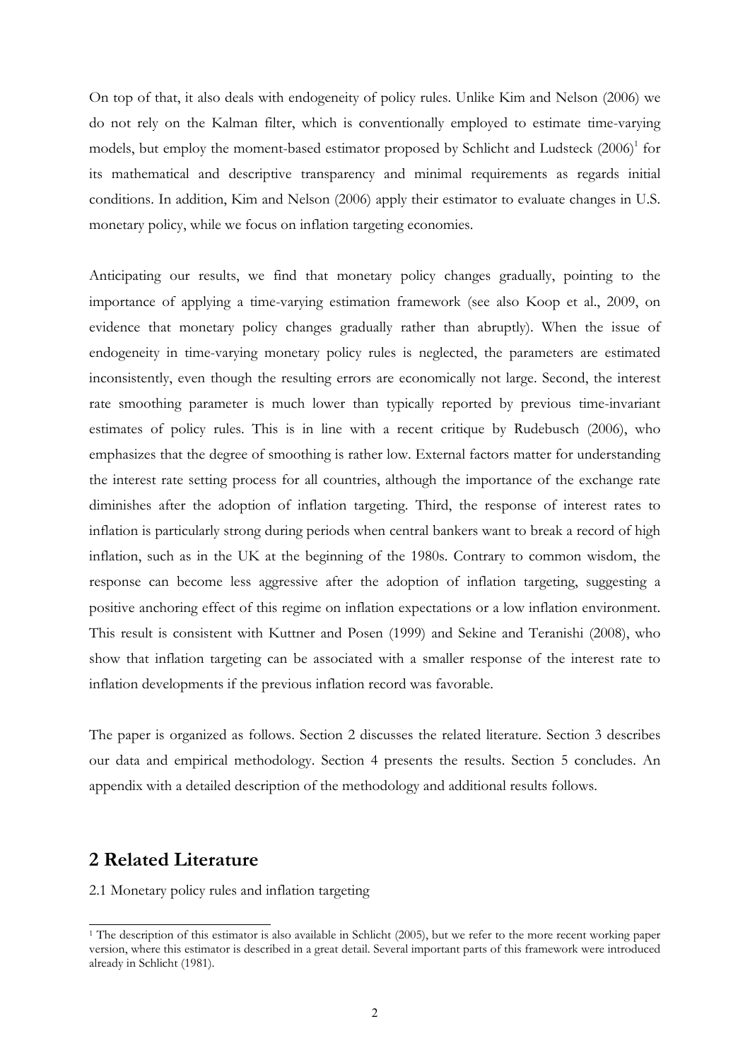On top of that, it also deals with endogeneity of policy rules. Unlike Kim and Nelson (2006) we do not rely on the Kalman filter, which is conventionally employed to estimate time-varying models, but employ the moment-based estimator proposed by Schlicht and Ludsteck (2006)[1] for its mathematical and descriptive transparency and minimal requirements as regards initial conditions. In addition, Kim and Nelson (2006) apply their estimator to evaluate changes in U.S. monetary policy, while we focus on inflation targeting economies.

Anticipating our results, we find that monetary policy changes gradually, pointing to the importance of applying a time-varying estimation framework (see also Koop et al., 2009, on evidence that monetary policy changes gradually rather than abruptly). When the issue of endogeneity in time-varying monetary policy rules is neglected, the parameters are estimated inconsistently, even though the resulting errors are economically not large. Second, the interest rate smoothing parameter is much lower than typically reported by previous time-invariant estimates of policy rules. This is in line with a recent critique by Rudebusch (2006), who emphasizes that the degree of smoothing is rather low. External factors matter for understanding the interest rate setting process for all countries, although the importance of the exchange rate diminishes after the adoption of inflation targeting. Third, the response of interest rates to inflation is particularly strong during periods when central bankers want to break a record of high inflation, such as in the UK at the beginning of the 1980s. Contrary to common wisdom, the response can become less aggressive after the adoption of inflation targeting, suggesting a positive anchoring effect of this regime on inflation expectations or a low inflation environment. This result is consistent with Kuttner and Posen (1999) and Sekine and Teranishi (2008), who show that inflation targeting can be associated with a smaller response of the interest rate to inflation developments if the previous inflation record was favorable.

The paper is organized as follows. Section 2 discusses the related literature. Section 3 describes our data and empirical methodology. Section 4 presents the results. Section 5 concludes. An appendix with a detailed description of the methodology and additional results follows.

## 2 Related Literature

2.1 Monetary policy rules and inflation targeting

[1] The description of this estimator is also available in Schlicht (2005), but we refer to the more recent working paper version, where this estimator is described in a great detail. Several important parts of this framework were introduced already in Schlicht (1981).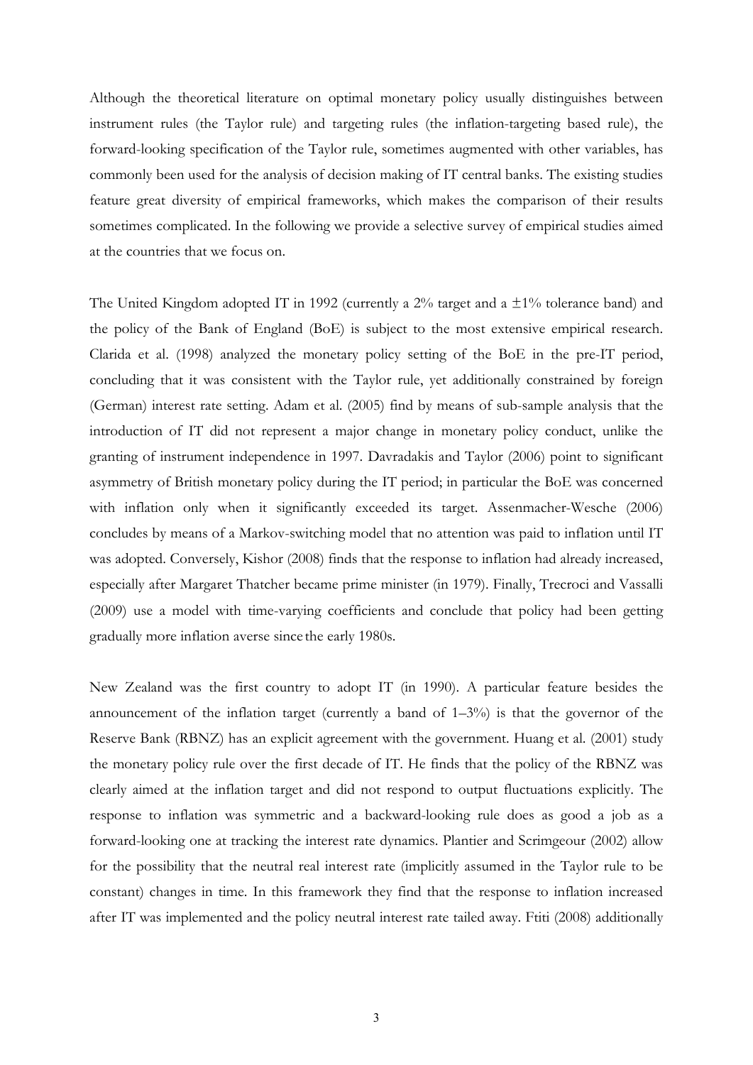Although the theoretical literature on optimal monetary policy usually distinguishes between instrument rules (the Taylor rule) and targeting rules (the inflation-targeting based rule), the forward-looking specification of the Taylor rule, sometimes augmented with other variables, has commonly been used for the analysis of decision making of IT central banks. The existing studies feature great diversity of empirical frameworks, which makes the comparison of their results sometimes complicated. In the following we provide a selective survey of empirical studies aimed at the countries that we focus on.

The United Kingdom adopted IT in 1992 (currently a 2% target and a ±1% tolerance band) and the policy of the Bank of England (BoE) is subject to the most extensive empirical research. Clarida et al. (1998) analyzed the monetary policy setting of the BoE in the pre-IT period, concluding that it was consistent with the Taylor rule, yet additionally constrained by foreign (German) interest rate setting. Adam et al. (2005) find by means of sub-sample analysis that the introduction of IT did not represent a major change in monetary policy conduct, unlike the granting of instrument independence in 1997. Davradakis and Taylor (2006) point to significant asymmetry of British monetary policy during the IT period; in particular the BoE was concerned with inflation only when it significantly exceeded its target. Assenmacher-Wesche (2006) concludes by means of a Markov-switching model that no attention was paid to inflation until IT was adopted. Conversely, Kishor (2008) finds that the response to inflation had already increased, especially after Margaret Thatcher became prime minister (in 1979). Finally, Trecroci and Vassalli (2009) use a model with time-varying coefficients and conclude that policy had been getting gradually more inflation averse since the early 1980s.

New Zealand was the first country to adopt IT (in 1990). A particular feature besides the announcement of the inflation target (currently a band of 1–3%) is that the governor of the Reserve Bank (RBNZ) has an explicit agreement with the government. Huang et al. (2001) study the monetary policy rule over the first decade of IT. He finds that the policy of the RBNZ was clearly aimed at the inflation target and did not respond to output fluctuations explicitly. The response to inflation was symmetric and a backward-looking rule does as good a job as a forward-looking one at tracking the interest rate dynamics. Plantier and Scrimgeour (2002) allow for the possibility that the neutral real interest rate (implicitly assumed in the Taylor rule to be constant) changes in time. In this framework they find that the response to inflation increased after IT was implemented and the policy neutral interest rate tailed away. Ftiti (2008) additionally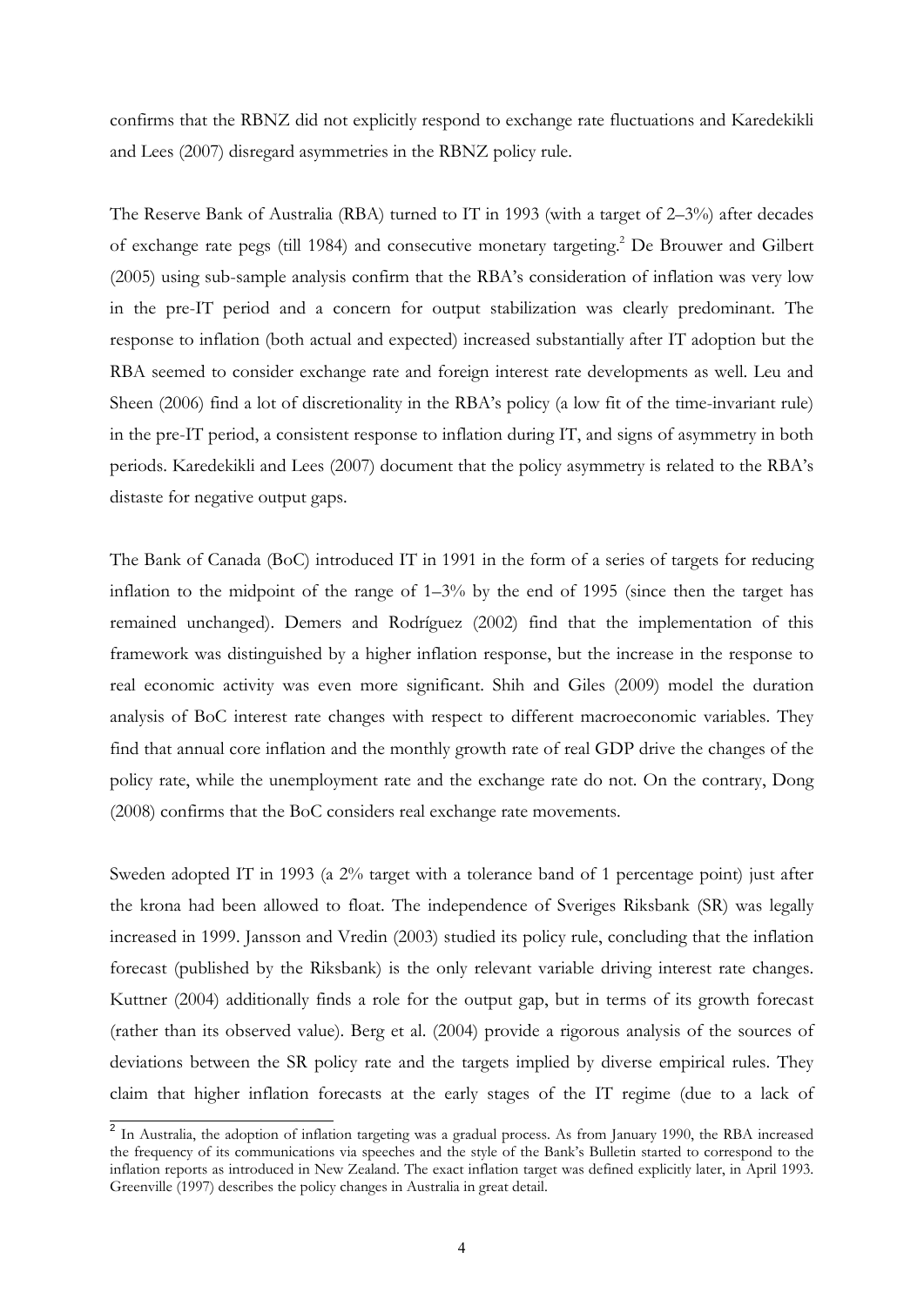confirms that the RBNZ did not explicitly respond to exchange rate fluctuations and Karedekikli and Lees (2007) disregard asymmetries in the RBNZ policy rule.

The Reserve Bank of Australia (RBA) turned to IT in 1993 (with a target of 2–3%) after decades of exchange rate pegs (till 1984) and consecutive monetary targeting.[2] De Brouwer and Gilbert (2005) using sub-sample analysis confirm that the RBA's consideration of inflation was very low in the pre-IT period and a concern for output stabilization was clearly predominant. The response to inflation (both actual and expected) increased substantially after IT adoption but the RBA seemed to consider exchange rate and foreign interest rate developments as well. Leu and Sheen (2006) find a lot of discretionality in the RBA's policy (a low fit of the time-invariant rule) in the pre-IT period, a consistent response to inflation during IT, and signs of asymmetry in both periods. Karedekikli and Lees (2007) document that the policy asymmetry is related to the RBA's distaste for negative output gaps.

The Bank of Canada (BoC) introduced IT in 1991 in the form of a series of targets for reducing inflation to the midpoint of the range of 1–3% by the end of 1995 (since then the target has remained unchanged). Demers and Rodríguez (2002) find that the implementation of this framework was distinguished by a higher inflation response, but the increase in the response to real economic activity was even more significant. Shih and Giles (2009) model the duration analysis of BoC interest rate changes with respect to different macroeconomic variables. They find that annual core inflation and the monthly growth rate of real GDP drive the changes of the policy rate, while the unemployment rate and the exchange rate do not. On the contrary, Dong (2008) confirms that the BoC considers real exchange rate movements.

Sweden adopted IT in 1993 (a 2% target with a tolerance band of 1 percentage point) just after the krona had been allowed to float. The independence of Sveriges Riksbank (SR) was legally increased in 1999. Jansson and Vredin (2003) studied its policy rule, concluding that the inflation forecast (published by the Riksbank) is the only relevant variable driving interest rate changes. Kuttner (2004) additionally finds a role for the output gap, but in terms of its growth forecast (rather than its observed value). Berg et al. (2004) provide a rigorous analysis of the sources of deviations between the SR policy rate and the targets implied by diverse empirical rules. They claim that higher inflation forecasts at the early stages of the IT regime (due to a lack of

[2] In Australia, the adoption of inflation targeting was a gradual process. As from January 1990, the RBA increased the frequency of its communications via speeches and the style of the Bank's Bulletin started to correspond to the inflation reports as introduced in New Zealand. The exact inflation target was defined explicitly later, in April 1993. Greenville (1997) describes the policy changes in Australia in great detail.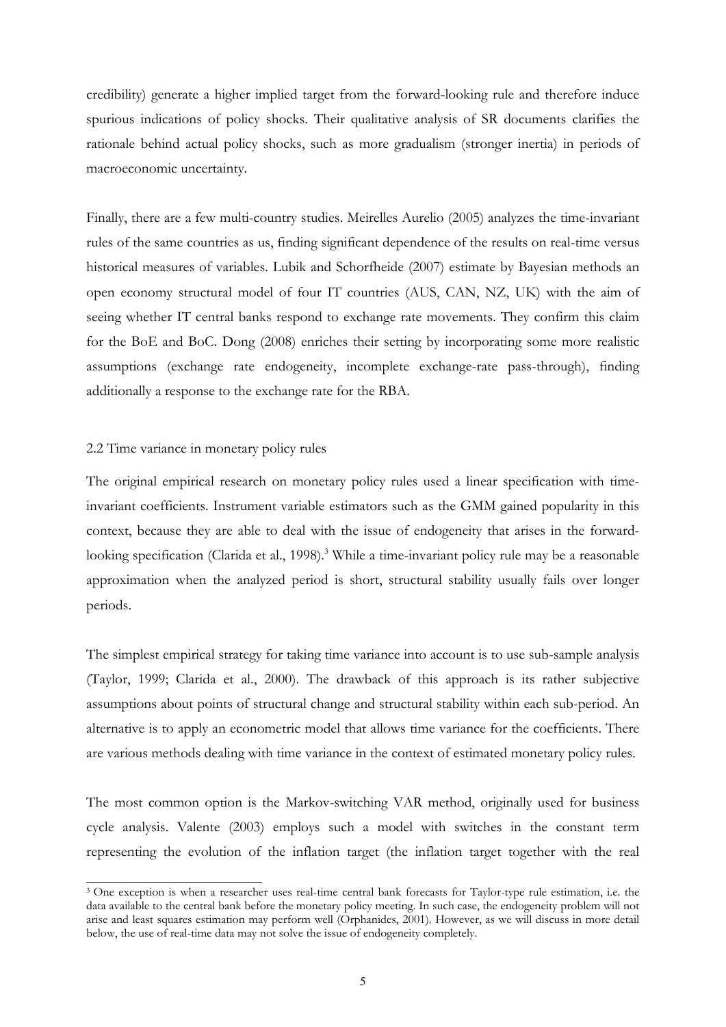credibility) generate a higher implied target from the forward-looking rule and therefore induce spurious indications of policy shocks. Their qualitative analysis of SR documents clarifies the rationale behind actual policy shocks, such as more gradualism (stronger inertia) in periods of macroeconomic uncertainty.

Finally, there are a few multi-country studies. Meirelles Aurelio (2005) analyzes the time-invariant rules of the same countries as us, finding significant dependence of the results on real-time versus historical measures of variables. Lubik and Schorfheide (2007) estimate by Bayesian methods an open economy structural model of four IT countries (AUS, CAN, NZ, UK) with the aim of seeing whether IT central banks respond to exchange rate movements. They confirm this claim for the BoE and BoC. Dong (2008) enriches their setting by incorporating some more realistic assumptions (exchange rate endogeneity, incomplete exchange-rate pass-through), finding additionally a response to the exchange rate for the RBA.

## 2.2 Time variance in monetary policy rules

The original empirical research on monetary policy rules used a linear specification with time-invariant coefficients. Instrument variable estimators such as the GMM gained popularity in this context, because they are able to deal with the issue of endogeneity that arises in the forward-looking specification (Clarida et al., 1998).[3] While a time-invariant policy rule may be a reasonable approximation when the analyzed period is short, structural stability usually fails over longer periods.

The simplest empirical strategy for taking time variance into account is to use sub-sample analysis (Taylor, 1999; Clarida et al., 2000). The drawback of this approach is its rather subjective assumptions about points of structural change and structural stability within each sub-period. An alternative is to apply an econometric model that allows time variance for the coefficients. There are various methods dealing with time variance in the context of estimated monetary policy rules.

The most common option is the Markov-switching VAR method, originally used for business cycle analysis. Valente (2003) employs such a model with switches in the constant term representing the evolution of the inflation target (the inflation target together with the real

---

[3] One exception is when a researcher uses real-time central bank forecasts for Taylor-type rule estimation, i.e. the data available to the central bank before the monetary policy meeting. In such case, the endogeneity problem will not arise and least squares estimation may perform well (Orphanides, 2001). However, as we will discuss in more detail below, the use of real-time data may not solve the issue of endogeneity completely.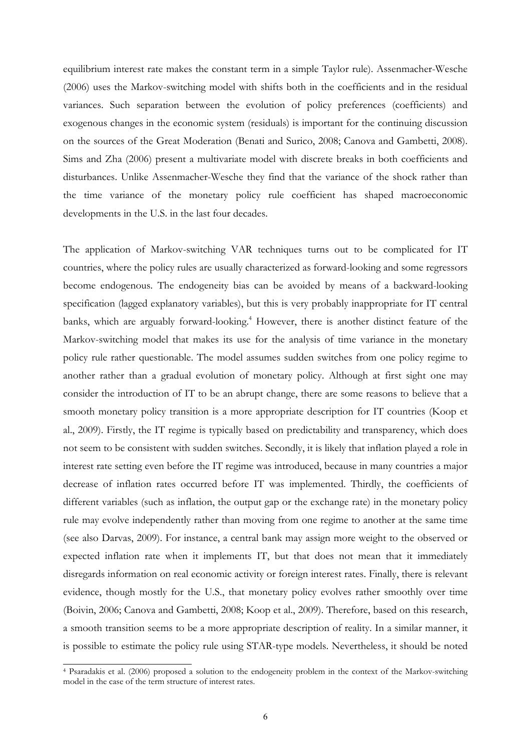equilibrium interest rate makes the constant term in a simple Taylor rule). Assenmacher-Wesche (2006) uses the Markov-switching model with shifts both in the coefficients and in the residual variances. Such separation between the evolution of policy preferences (coefficients) and exogenous changes in the economic system (residuals) is important for the continuing discussion on the sources of the Great Moderation (Benati and Surico, 2008; Canova and Gambetti, 2008). Sims and Zha (2006) present a multivariate model with discrete breaks in both coefficients and disturbances. Unlike Assenmacher-Wesche they find that the variance of the shock rather than the time variance of the monetary policy rule coefficient has shaped macroeconomic developments in the U.S. in the last four decades.

The application of Markov-switching VAR techniques turns out to be complicated for IT countries, where the policy rules are usually characterized as forward-looking and some regressors become endogenous. The endogeneity bias can be avoided by means of a backward-looking specification (lagged explanatory variables), but this is very probably inappropriate for IT central banks, which are arguably forward-looking.[4] However, there is another distinct feature of the Markov-switching model that makes its use for the analysis of time variance in the monetary policy rule rather questionable. The model assumes sudden switches from one policy regime to another rather than a gradual evolution of monetary policy. Although at first sight one may consider the introduction of IT to be an abrupt change, there are some reasons to believe that a smooth monetary policy transition is a more appropriate description for IT countries (Koop et al., 2009). Firstly, the IT regime is typically based on predictability and transparency, which does not seem to be consistent with sudden switches. Secondly, it is likely that inflation played a role in interest rate setting even before the IT regime was introduced, because in many countries a major decrease of inflation rates occurred before IT was implemented. Thirdly, the coefficients of different variables (such as inflation, the output gap or the exchange rate) in the monetary policy rule may evolve independently rather than moving from one regime to another at the same time (see also Darvas, 2009). For instance, a central bank may assign more weight to the observed or expected inflation rate when it implements IT, but that does not mean that it immediately disregards information on real economic activity or foreign interest rates. Finally, there is relevant evidence, though mostly for the U.S., that monetary policy evolves rather smoothly over time (Boivin, 2006; Canova and Gambetti, 2008; Koop et al., 2009). Therefore, based on this research, a smooth transition seems to be a more appropriate description of reality. In a similar manner, it is possible to estimate the policy rule using STAR-type models. Nevertheless, it should be noted

[4] Psaradakis et al. (2006) proposed a solution to the endogeneity problem in the context of the Markov-switching model in the case of the term structure of interest rates.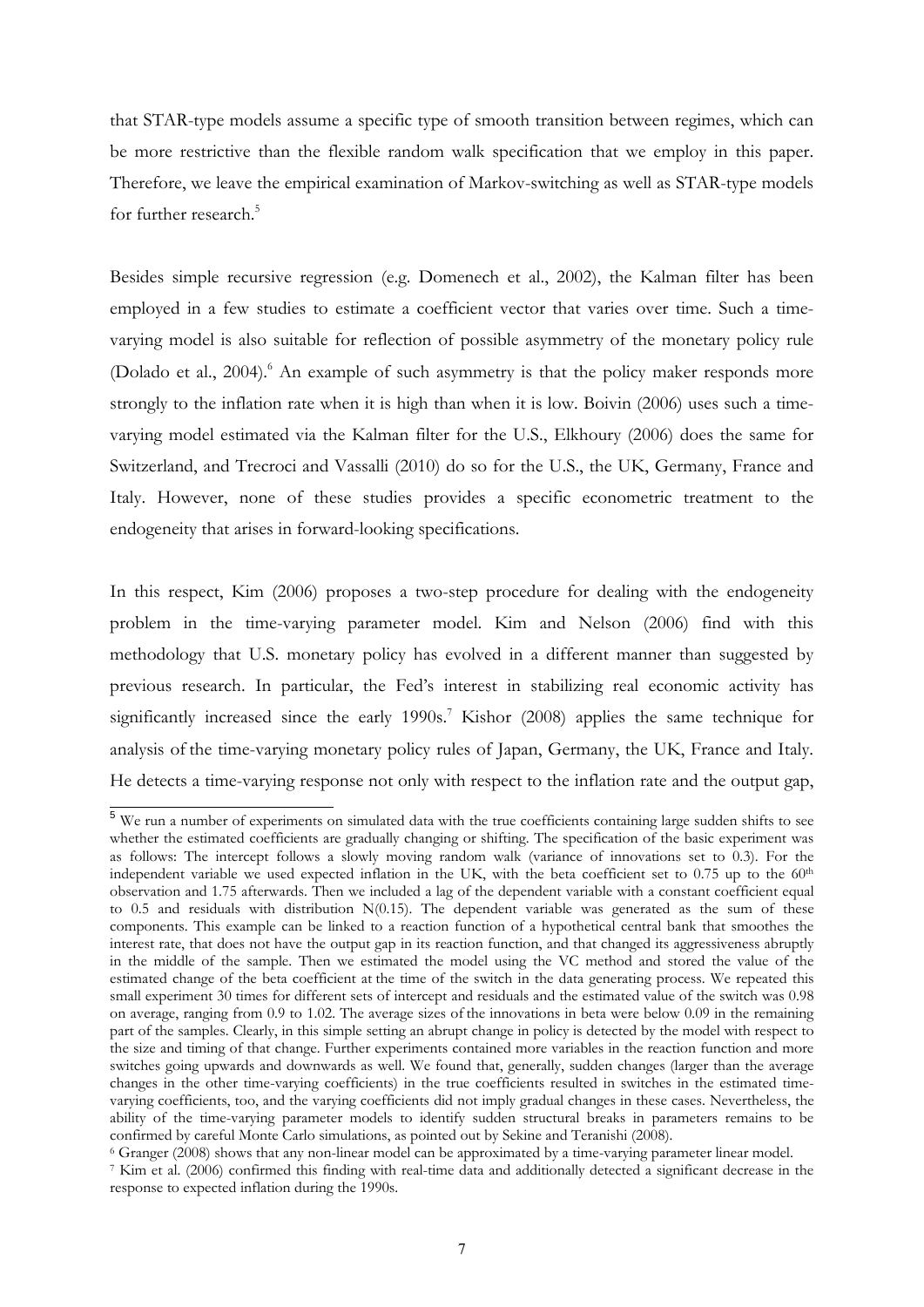that STAR-type models assume a specific type of smooth transition between regimes, which can be more restrictive than the flexible random walk specification that we employ in this paper. Therefore, we leave the empirical examination of Markov-switching as well as STAR-type models for further research.[5]

Besides simple recursive regression (e.g. Domenech et al., 2002), the Kalman filter has been employed in a few studies to estimate a coefficient vector that varies over time. Such a time-varying model is also suitable for reflection of possible asymmetry of the monetary policy rule (Dolado et al., 2004).[6] An example of such asymmetry is that the policy maker responds more strongly to the inflation rate when it is high than when it is low. Boivin (2006) uses such a time-varying model estimated via the Kalman filter for the U.S., Elkhoury (2006) does the same for Switzerland, and Trecroci and Vassalli (2010) do so for the U.S., the UK, Germany, France and Italy. However, none of these studies provides a specific econometric treatment to the endogeneity that arises in forward-looking specifications.

In this respect, Kim (2006) proposes a two-step procedure for dealing with the endogeneity problem in the time-varying parameter model. Kim and Nelson (2006) find with this methodology that U.S. monetary policy has evolved in a different manner than suggested by previous research. In particular, the Fed's interest in stabilizing real economic activity has significantly increased since the early 1990s.[7] Kishor (2008) applies the same technique for analysis of the time-varying monetary policy rules of Japan, Germany, the UK, France and Italy. He detects a time-varying response not only with respect to the inflation rate and the output gap,

---

[5] We run a number of experiments on simulated data with the true coefficients containing large sudden shifts to see whether the estimated coefficients are gradually changing or shifting. The specification of the basic experiment was as follows: The intercept follows a slowly moving random walk (variance of innovations set to 0.3). For the independent variable we used expected inflation in the UK, with the beta coefficient set to 0.75 up to the 60th observation and 1.75 afterwards. Then we included a lag of the dependent variable with a constant coefficient equal to 0.5 and residuals with distribution N(0.15). The dependent variable was generated as the sum of these components. This example can be linked to a reaction function of a hypothetical central bank that smoothes the interest rate, that does not have the output gap in its reaction function, and that changed its aggressiveness abruptly in the middle of the sample. Then we estimated the model using the VC method and stored the value of the estimated change of the beta coefficient at the time of the switch in the data generating process. We repeated this small experiment 30 times for different sets of intercept and residuals and the estimated value of the switch was 0.98 on average, ranging from 0.9 to 1.02. The average sizes of the innovations in beta were below 0.09 in the remaining part of the samples. Clearly, in this simple setting an abrupt change in policy is detected by the model with respect to the size and timing of that change. Further experiments contained more variables in the reaction function and more switches going upwards and downwards as well. We found that, generally, sudden changes (larger than the average changes in the other time-varying coefficients) in the true coefficients resulted in switches in the estimated time-varying coefficients, too, and the varying coefficients did not imply gradual changes in these cases. Nevertheless, the ability of the time-varying parameter models to identify sudden structural breaks in parameters remains to be confirmed by careful Monte Carlo simulations, as pointed out by Sekine and Teranishi (2008).

[6] Granger (2008) shows that any non-linear model can be approximated by a time-varying parameter linear model.

[7] Kim et al. (2006) confirmed this finding with real-time data and additionally detected a significant decrease in the response to expected inflation during the 1990s.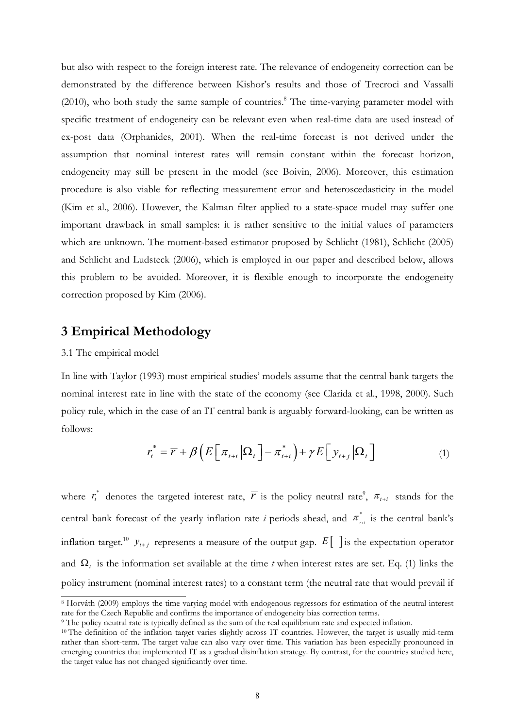but also with respect to the foreign interest rate. The relevance of endogeneity correction can be demonstrated by the difference between Kishor's results and those of Trecroci and Vassalli (2010), who both study the same sample of countries.[8] The time-varying parameter model with specific treatment of endogeneity can be relevant even when real-time data are used instead of ex-post data (Orphanides, 2001). When the real-time forecast is not derived under the assumption that nominal interest rates will remain constant within the forecast horizon, endogeneity may still be present in the model (see Boivin, 2006). Moreover, this estimation procedure is also viable for reflecting measurement error and heteroscedasticity in the model (Kim et al., 2006). However, the Kalman filter applied to a state-space model may suffer one important drawback in small samples: it is rather sensitive to the initial values of parameters which are unknown. The moment-based estimator proposed by Schlicht (1981), Schlicht (2005) and Schlicht and Ludsteck (2006), which is employed in our paper and described below, allows this problem to be avoided. Moreover, it is flexible enough to incorporate the endogeneity correction proposed by Kim (2006).

# 3 Empirical Methodology

3.1 The empirical model

In line with Taylor (1993) most empirical studies' models assume that the central bank targets the nominal interest rate in line with the state of the economy (see Clarida et al., 1998, 2000). Such policy rule, which in the case of an IT central bank is arguably forward-looking, can be written as follows:

$$r_t^* = \overline{r} + \beta \left( E\left[ \pi_{t+i} \middle| \Omega_t \right] - \pi_{t+i}^* \right) + \gamma E\left[ y_{t+j} \middle| \Omega_t \right] \tag{1}$$

where $r_t^*$ denotes the targeted interest rate, $\overline{r}$ is the policy neutral rate[9], $\pi_{t+i}$ stands for the central bank forecast of the yearly inflation rate *i* periods ahead, and $\pi_{t+i}^*$ is the central bank's inflation target.[10] $y_{t+j}$ represents a measure of the output gap. $E[\ ]$ is the expectation operator and $\Omega_t$ is the information set available at the time *t* when interest rates are set. Eq. (1) links the policy instrument (nominal interest rates) to a constant term (the neutral rate that would prevail if

---

[8] Horváth (2009) employs the time-varying model with endogenous regressors for estimation of the neutral interest rate for the Czech Republic and confirms the importance of endogeneity bias correction terms.

[9] The policy neutral rate is typically defined as the sum of the real equilibrium rate and expected inflation.

[10] The definition of the inflation target varies slightly across IT countries. However, the target is usually mid-term rather than short-term. The target value can also vary over time. This variation has been especially pronounced in emerging countries that implemented IT as a gradual disinflation strategy. By contrast, for the countries studied here, the target value has not changed significantly over time.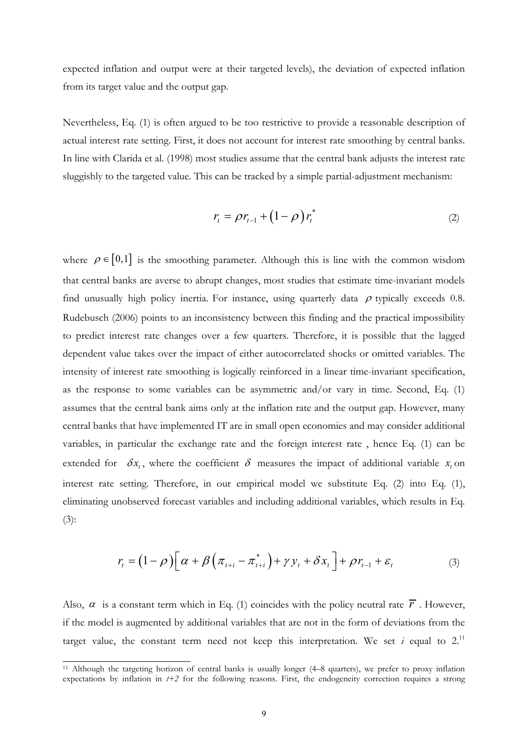expected inflation and output were at their targeted levels), the deviation of expected inflation from its target value and the output gap.

Nevertheless, Eq. (1) is often argued to be too restrictive to provide a reasonable description of actual interest rate setting. First, it does not account for interest rate smoothing by central banks. In line with Clarida et al. (1998) most studies assume that the central bank adjusts the interest rate sluggishly to the targeted value. This can be tracked by a simple partial-adjustment mechanism:

$$r_t = \rho r_{t-1} + \left(1 - \rho\right) r_t^* \tag{2}$$

where $\rho \in [0,1]$ is the smoothing parameter. Although this is line with the common wisdom that central banks are averse to abrupt changes, most studies that estimate time-invariant models find unusually high policy inertia. For instance, using quarterly data $\rho$ typically exceeds 0.8. Rudebusch (2006) points to an inconsistency between this finding and the practical impossibility to predict interest rate changes over a few quarters. Therefore, it is possible that the lagged dependent value takes over the impact of either autocorrelated shocks or omitted variables. The intensity of interest rate smoothing is logically reinforced in a linear time-invariant specification, as the response to some variables can be asymmetric and/or vary in time. Second, Eq. (1) assumes that the central bank aims only at the inflation rate and the output gap. However, many central banks that have implemented IT are in small open economies and may consider additional variables, in particular the exchange rate and the foreign interest rate , hence Eq. (1) can be extended for $\delta x_t$, where the coefficient $\delta$ measures the impact of additional variable $x_t$ on interest rate setting. Therefore, in our empirical model we substitute Eq. (2) into Eq. (1), eliminating unobserved forecast variables and including additional variables, which results in Eq. (3):

$$r_t = \left(1 - \rho\right)\left[\alpha + \beta\left(\pi_{t+i} - \pi_{t+i}^*\right) + \gamma y_t + \delta x_t\right] + \rho r_{t-1} + \varepsilon_t \tag{3}$$

Also, $\alpha$ is a constant term which in Eq. (1) coincides with the policy neutral rate $\overline{r}$ . However, if the model is augmented by additional variables that are not in the form of deviations from the target value, the constant term need not keep this interpretation. We set *i* equal to 2.[11]

[11] Although the targeting horizon of central banks is usually longer (4–8 quarters), we prefer to proxy inflation expectations by inflation in *t+2* for the following reasons. First, the endogeneity correction requires a strong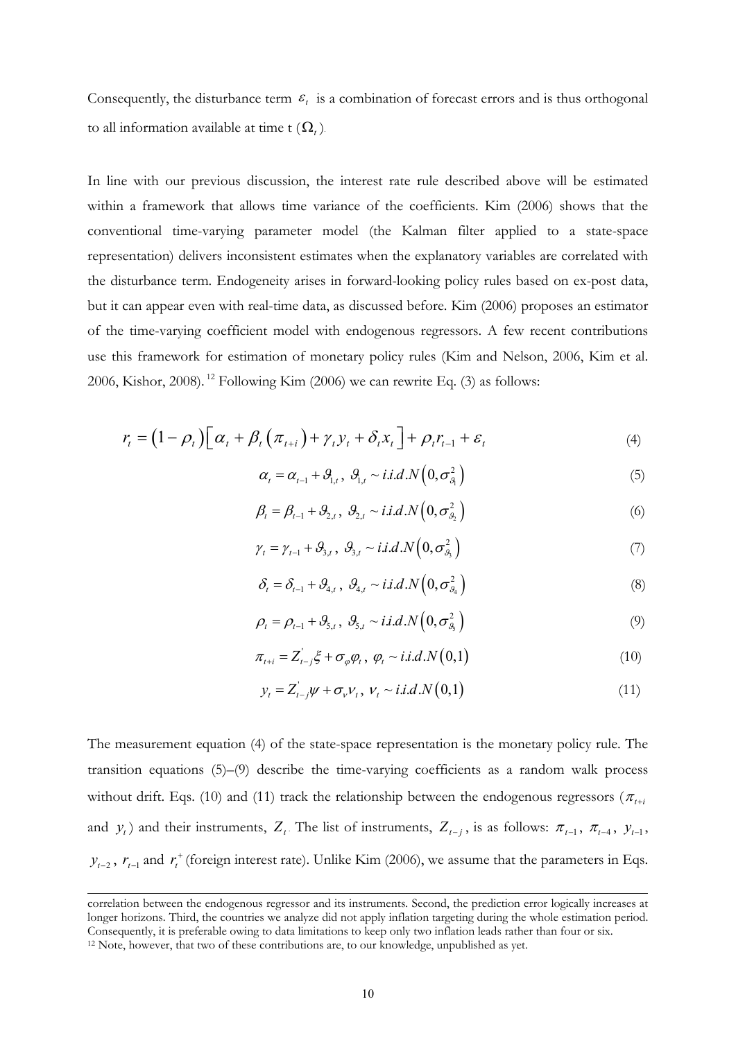Consequently, the disturbance term $\varepsilon_t$ is a combination of forecast errors and is thus orthogonal to all information available at time t ($\Omega_t$).

In line with our previous discussion, the interest rate rule described above will be estimated within a framework that allows time variance of the coefficients. Kim (2006) shows that the conventional time-varying parameter model (the Kalman filter applied to a state-space representation) delivers inconsistent estimates when the explanatory variables are correlated with the disturbance term. Endogeneity arises in forward-looking policy rules based on ex-post data, but it can appear even with real-time data, as discussed before. Kim (2006) proposes an estimator of the time-varying coefficient model with endogenous regressors. A few recent contributions use this framework for estimation of monetary policy rules (Kim and Nelson, 2006, Kim et al. 2006, Kishor, 2008).[12] Following Kim (2006) we can rewrite Eq. (3) as follows:

$$r_t = \left(1-\rho_t\right)\left[\alpha_t + \beta_t\left(\pi_{t+i}\right) + \gamma_t y_t + \delta_t x_t\right] + \rho_t r_{t-1} + \varepsilon_t \tag{4}$$

$$\alpha_t = \alpha_{t-1} + \vartheta_{1,t},\ \vartheta_{1,t} \sim i.i.d.N\left(0, \sigma_{\vartheta_1}^2\right) \tag{5}$$

$$\beta_t = \beta_{t-1} + \vartheta_{2,t},\ \vartheta_{2,t} \sim i.i.d.N\left(0, \sigma_{\vartheta_2}^2\right) \tag{6}$$

$$\gamma_t = \gamma_{t-1} + \vartheta_{3,t},\ \vartheta_{3,t} \sim i.i.d.N\left(0, \sigma_{\vartheta_3}^2\right) \tag{7}$$

$$\delta_t = \delta_{t-1} + \vartheta_{4,t},\ \vartheta_{4,t} \sim i.i.d.N\left(0, \sigma_{\vartheta_4}^2\right) \tag{8}$$

$$\rho_t = \rho_{t-1} + \vartheta_{5,t},\ \vartheta_{5,t} \sim i.i.d.N\left(0, \sigma_{\vartheta_5}^2\right) \tag{9}$$

$$\pi_{t+i} = Z_{t-j}'\xi + \sigma_\varphi \varphi_t,\ \varphi_t \sim i.i.d.N\left(0,1\right) \tag{10}$$

$$y_t = Z_{t-j}'\psi + \sigma_\nu \nu_t,\ \nu_t \sim i.i.d.N\left(0,1\right) \tag{11}$$

The measurement equation (4) of the state-space representation is the monetary policy rule. The transition equations (5)–(9) describe the time-varying coefficients as a random walk process without drift. Eqs. (10) and (11) track the relationship between the endogenous regressors ($\pi_{t+i}$ and $y_t$) and their instruments, $Z_t$. The list of instruments, $Z_{t-j}$, is as follows: $\pi_{t-1}$, $\pi_{t-4}$, $y_{t-1}$, $y_{t-2}$, $r_{t-1}$ and $r_t^+$ (foreign interest rate). Unlike Kim (2006), we assume that the parameters in Eqs.

---

correlation between the endogenous regressor and its instruments. Second, the prediction error logically increases at longer horizons. Third, the countries we analyze did not apply inflation targeting during the whole estimation period. Consequently, it is preferable owing to data limitations to keep only two inflation leads rather than four or six.

[12] Note, however, that two of these contributions are, to our knowledge, unpublished as yet.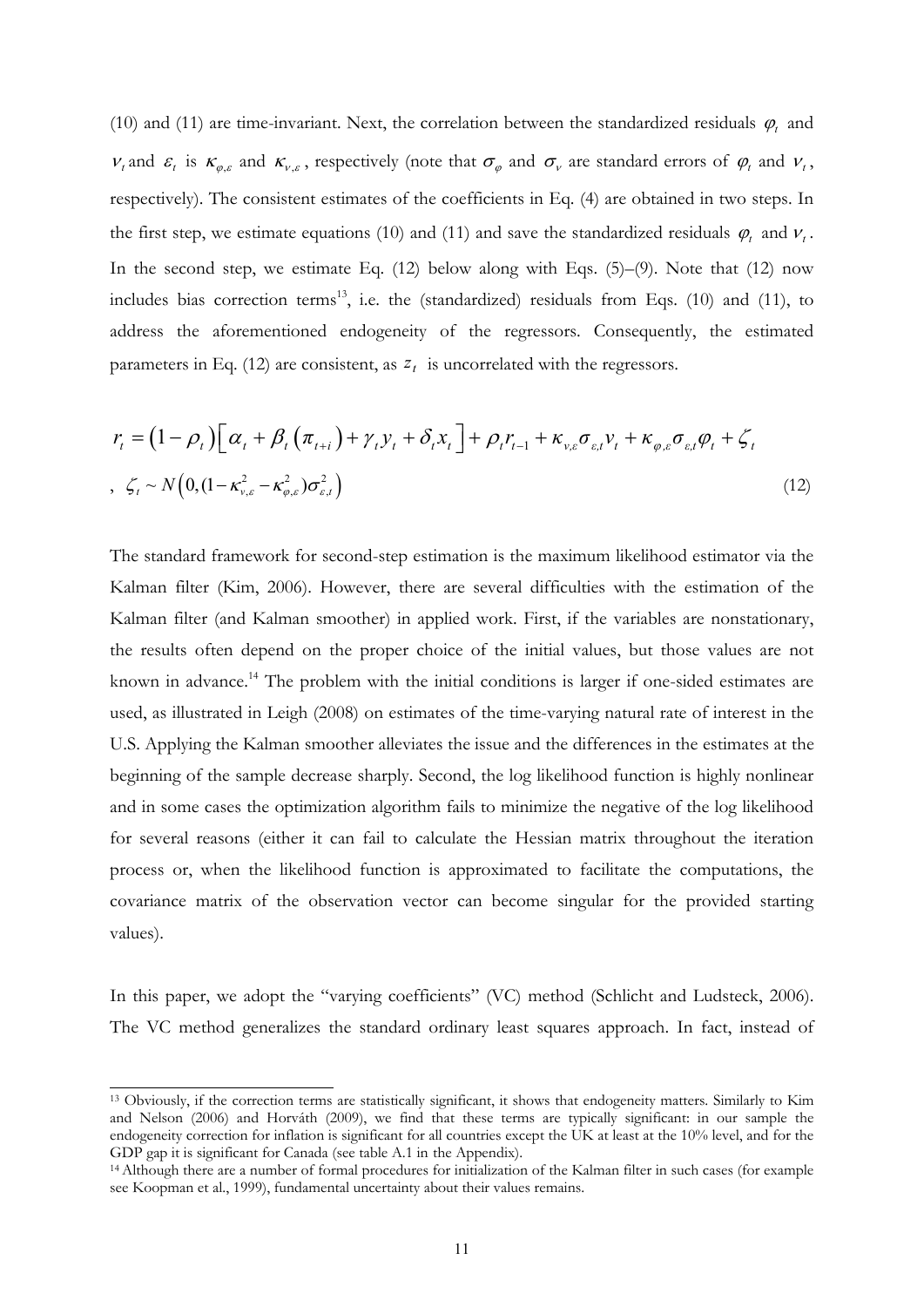(10) and (11) are time-invariant. Next, the correlation between the standardized residuals $\varphi_t$ and $\nu_t$ and $\varepsilon_t$ is $\kappa_{\varphi,\varepsilon}$ and $\kappa_{\nu,\varepsilon}$, respectively (note that $\sigma_\varphi$ and $\sigma_\nu$ are standard errors of $\varphi_t$ and $\nu_t$, respectively). The consistent estimates of the coefficients in Eq. (4) are obtained in two steps. In the first step, we estimate equations (10) and (11) and save the standardized residuals $\varphi_t$ and $\nu_t$. In the second step, we estimate Eq. (12) below along with Eqs. (5)–(9). Note that (12) now includes bias correction terms[13], i.e. the (standardized) residuals from Eqs. (10) and (11), to address the aforementioned endogeneity of the regressors. Consequently, the estimated parameters in Eq. (12) are consistent, as $z_t$ is uncorrelated with the regressors.

$$r_t = (1-\rho_t)\left[\alpha_t + \beta_t(\pi_{t+i}) + \gamma_t y_t + \delta_t x_t\right] + \rho_t r_{t-1} + \kappa_{\nu,\varepsilon}\sigma_{\varepsilon,t}\nu_t + \kappa_{\varphi,\varepsilon}\sigma_{\varepsilon,t}\varphi_t + \zeta_t$$

$$, \quad \zeta_t \sim N\left(0, (1-\kappa_{\nu,\varepsilon}^2 - \kappa_{\varphi,\varepsilon}^2)\sigma_{\varepsilon,t}^2\right) \tag{12}$$

The standard framework for second-step estimation is the maximum likelihood estimator via the Kalman filter (Kim, 2006). However, there are several difficulties with the estimation of the Kalman filter (and Kalman smoother) in applied work. First, if the variables are nonstationary, the results often depend on the proper choice of the initial values, but those values are not known in advance.[14] The problem with the initial conditions is larger if one-sided estimates are used, as illustrated in Leigh (2008) on estimates of the time-varying natural rate of interest in the U.S. Applying the Kalman smoother alleviates the issue and the differences in the estimates at the beginning of the sample decrease sharply. Second, the log likelihood function is highly nonlinear and in some cases the optimization algorithm fails to minimize the negative of the log likelihood for several reasons (either it can fail to calculate the Hessian matrix throughout the iteration process or, when the likelihood function is approximated to facilitate the computations, the covariance matrix of the observation vector can become singular for the provided starting values).

In this paper, we adopt the "varying coefficients" (VC) method (Schlicht and Ludsteck, 2006). The VC method generalizes the standard ordinary least squares approach. In fact, instead of

---

[13] Obviously, if the correction terms are statistically significant, it shows that endogeneity matters. Similarly to Kim and Nelson (2006) and Horváth (2009), we find that these terms are typically significant: in our sample the endogeneity correction for inflation is significant for all countries except the UK at least at the 10% level, and for the GDP gap it is significant for Canada (see table A.1 in the Appendix).

[14] Although there are a number of formal procedures for initialization of the Kalman filter in such cases (for example see Koopman et al., 1999), fundamental uncertainty about their values remains.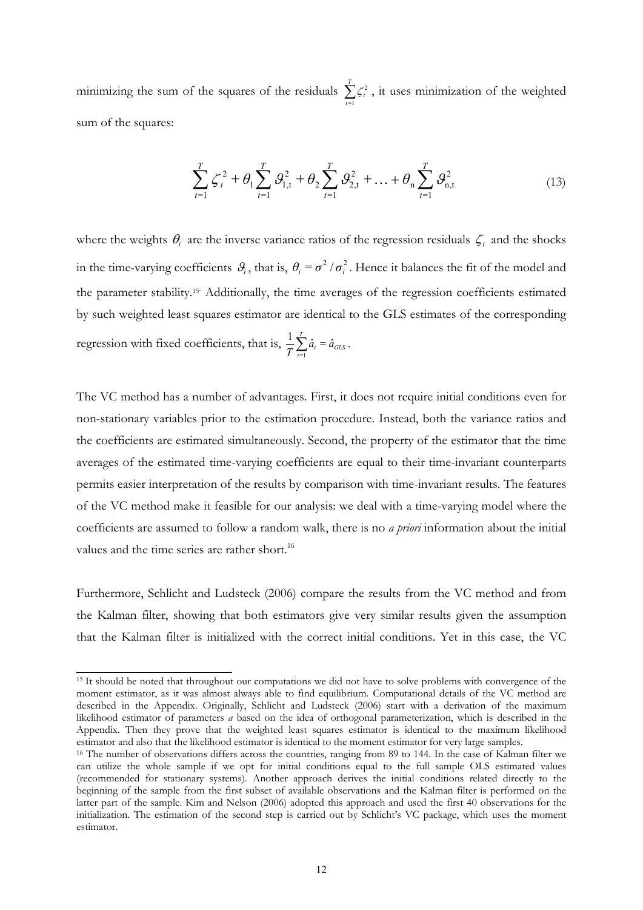minimizing the sum of the squares of the residuals $\sum_{t=1}^{T} \zeta_t^2$, it uses minimization of the weighted sum of the squares:

$$\sum_{t=1}^{T} \zeta_t^{\,2} + \theta_1 \sum_{t=1}^{T} \vartheta_{1,\mathrm{t}}^2 + \theta_2 \sum_{t=1}^{T} \vartheta_{2,\mathrm{t}}^2 + \ldots + \theta_{\mathrm{n}} \sum_{t=1}^{T} \vartheta_{\mathrm{n,t}}^2 \tag{13}$$

where the weights $\theta_i$ are the inverse variance ratios of the regression residuals $\zeta_t$ and the shocks in the time-varying coefficients $\vartheta_t$, that is, $\theta_i = \sigma^2 / \sigma_i^2$. Hence it balances the fit of the model and the parameter stability.[15] Additionally, the time averages of the regression coefficients estimated by such weighted least squares estimator are identical to the GLS estimates of the corresponding regression with fixed coefficients, that is, $\frac{1}{T}\sum_{t=1}^{T} \hat{a}_t = \hat{a}_{GLS}$.

The VC method has a number of advantages. First, it does not require initial conditions even for non-stationary variables prior to the estimation procedure. Instead, both the variance ratios and the coefficients are estimated simultaneously. Second, the property of the estimator that the time averages of the estimated time-varying coefficients are equal to their time-invariant counterparts permits easier interpretation of the results by comparison with time-invariant results. The features of the VC method make it feasible for our analysis: we deal with a time-varying model where the coefficients are assumed to follow a random walk, there is no *a priori* information about the initial values and the time series are rather short.[16]

Furthermore, Schlicht and Ludsteck (2006) compare the results from the VC method and from the Kalman filter, showing that both estimators give very similar results given the assumption that the Kalman filter is initialized with the correct initial conditions. Yet in this case, the VC

---

[15] It should be noted that throughout our computations we did not have to solve problems with convergence of the moment estimator, as it was almost always able to find equilibrium. Computational details of the VC method are described in the Appendix. Originally, Schlicht and Ludsteck (2006) start with a derivation of the maximum likelihood estimator of parameters *a* based on the idea of orthogonal parameterization, which is described in the Appendix. Then they prove that the weighted least squares estimator is identical to the maximum likelihood estimator and also that the likelihood estimator is identical to the moment estimator for very large samples.

[16] The number of observations differs across the countries, ranging from 89 to 144. In the case of Kalman filter we can utilize the whole sample if we opt for initial conditions equal to the full sample OLS estimated values (recommended for stationary systems). Another approach derives the initial conditions related directly to the beginning of the sample from the first subset of available observations and the Kalman filter is performed on the latter part of the sample. Kim and Nelson (2006) adopted this approach and used the first 40 observations for the initialization. The estimation of the second step is carried out by Schlicht's VC package, which uses the moment estimator.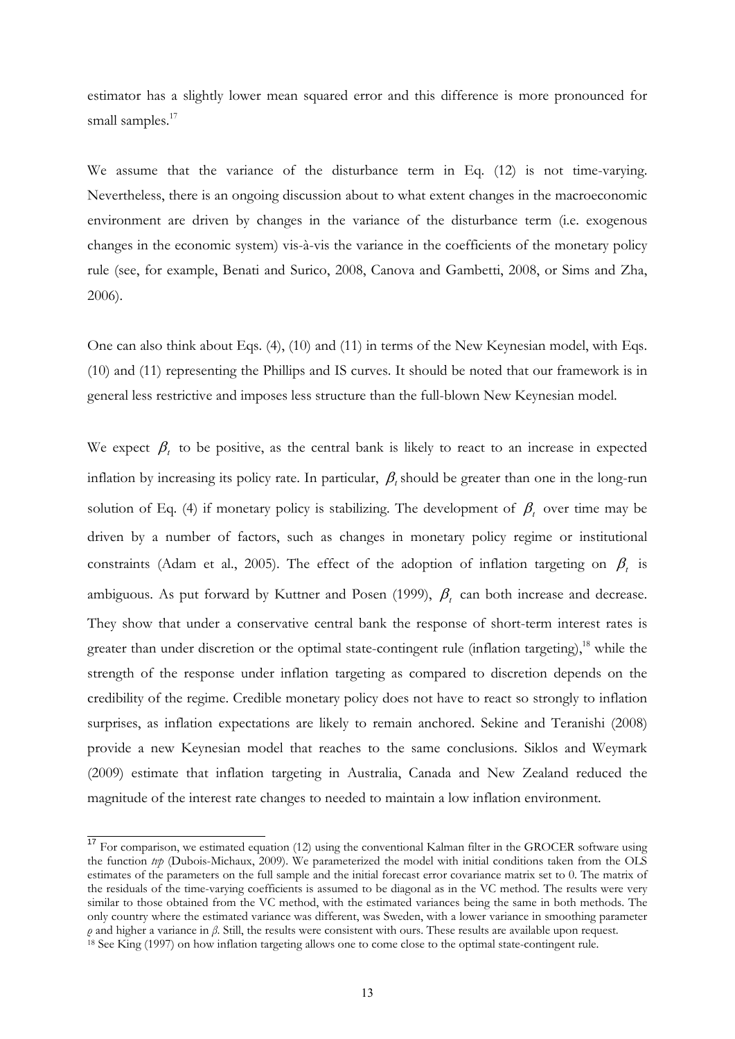estimator has a slightly lower mean squared error and this difference is more pronounced for small samples.[17]

We assume that the variance of the disturbance term in Eq. (12) is not time-varying. Nevertheless, there is an ongoing discussion about to what extent changes in the macroeconomic environment are driven by changes in the variance of the disturbance term (i.e. exogenous changes in the economic system) vis-à-vis the variance in the coefficients of the monetary policy rule (see, for example, Benati and Surico, 2008, Canova and Gambetti, 2008, or Sims and Zha, 2006).

One can also think about Eqs. (4), (10) and (11) in terms of the New Keynesian model, with Eqs. (10) and (11) representing the Phillips and IS curves. It should be noted that our framework is in general less restrictive and imposes less structure than the full-blown New Keynesian model.

We expect $\beta_t$ to be positive, as the central bank is likely to react to an increase in expected inflation by increasing its policy rate. In particular, $\beta_t$ should be greater than one in the long-run solution of Eq. (4) if monetary policy is stabilizing. The development of $\beta_t$ over time may be driven by a number of factors, such as changes in monetary policy regime or institutional constraints (Adam et al., 2005). The effect of the adoption of inflation targeting on $\beta_t$ is ambiguous. As put forward by Kuttner and Posen (1999), $\beta_t$ can both increase and decrease. They show that under a conservative central bank the response of short-term interest rates is greater than under discretion or the optimal state-contingent rule (inflation targeting),[18] while the strength of the response under inflation targeting as compared to discretion depends on the credibility of the regime. Credible monetary policy does not have to react so strongly to inflation surprises, as inflation expectations are likely to remain anchored. Sekine and Teranishi (2008) provide a new Keynesian model that reaches to the same conclusions. Siklos and Weymark (2009) estimate that inflation targeting in Australia, Canada and New Zealand reduced the magnitude of the interest rate changes to needed to maintain a low inflation environment.

---

[17] For comparison, we estimated equation (12) using the conventional Kalman filter in the GROCER software using the function *tvp* (Dubois-Michaux, 2009). We parameterized the model with initial conditions taken from the OLS estimates of the parameters on the full sample and the initial forecast error covariance matrix set to 0. The matrix of the residuals of the time-varying coefficients is assumed to be diagonal as in the VC method. The results were very similar to those obtained from the VC method, with the estimated variances being the same in both methods. The only country where the estimated variance was different, was Sweden, with a lower variance in smoothing parameter $\varrho$ and higher a variance in $\beta$. Still, the results were consistent with ours. These results are available upon request.

[18] See King (1997) on how inflation targeting allows one to come close to the optimal state-contingent rule.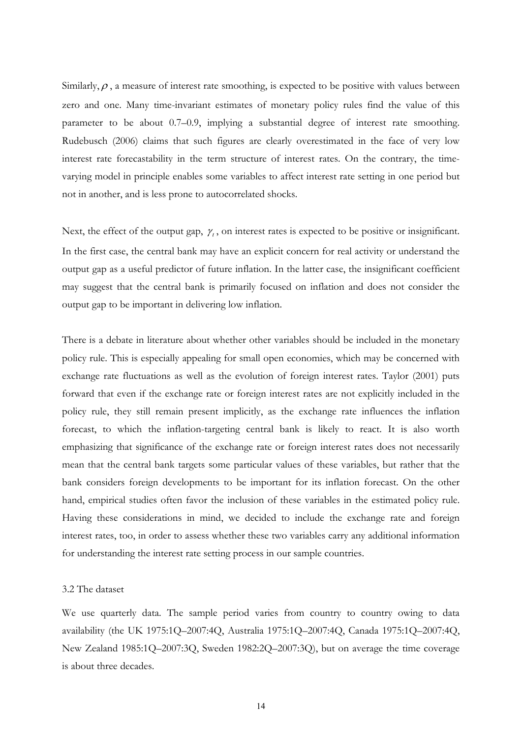Similarly, $\rho$ , a measure of interest rate smoothing, is expected to be positive with values between zero and one. Many time-invariant estimates of monetary policy rules find the value of this parameter to be about 0.7–0.9, implying a substantial degree of interest rate smoothing. Rudebusch (2006) claims that such figures are clearly overestimated in the face of very low interest rate forecastability in the term structure of interest rates. On the contrary, the time-varying model in principle enables some variables to affect interest rate setting in one period but not in another, and is less prone to autocorrelated shocks.

Next, the effect of the output gap, $\gamma_t$ , on interest rates is expected to be positive or insignificant. In the first case, the central bank may have an explicit concern for real activity or understand the output gap as a useful predictor of future inflation. In the latter case, the insignificant coefficient may suggest that the central bank is primarily focused on inflation and does not consider the output gap to be important in delivering low inflation.

There is a debate in literature about whether other variables should be included in the monetary policy rule. This is especially appealing for small open economies, which may be concerned with exchange rate fluctuations as well as the evolution of foreign interest rates. Taylor (2001) puts forward that even if the exchange rate or foreign interest rates are not explicitly included in the policy rule, they still remain present implicitly, as the exchange rate influences the inflation forecast, to which the inflation-targeting central bank is likely to react. It is also worth emphasizing that significance of the exchange rate or foreign interest rates does not necessarily mean that the central bank targets some particular values of these variables, but rather that the bank considers foreign developments to be important for its inflation forecast. On the other hand, empirical studies often favor the inclusion of these variables in the estimated policy rule. Having these considerations in mind, we decided to include the exchange rate and foreign interest rates, too, in order to assess whether these two variables carry any additional information for understanding the interest rate setting process in our sample countries.

### 3.2 The dataset

We use quarterly data. The sample period varies from country to country owing to data availability (the UK 1975:1Q–2007:4Q, Australia 1975:1Q–2007:4Q, Canada 1975:1Q–2007:4Q, New Zealand 1985:1Q–2007:3Q, Sweden 1982:2Q–2007:3Q), but on average the time coverage is about three decades.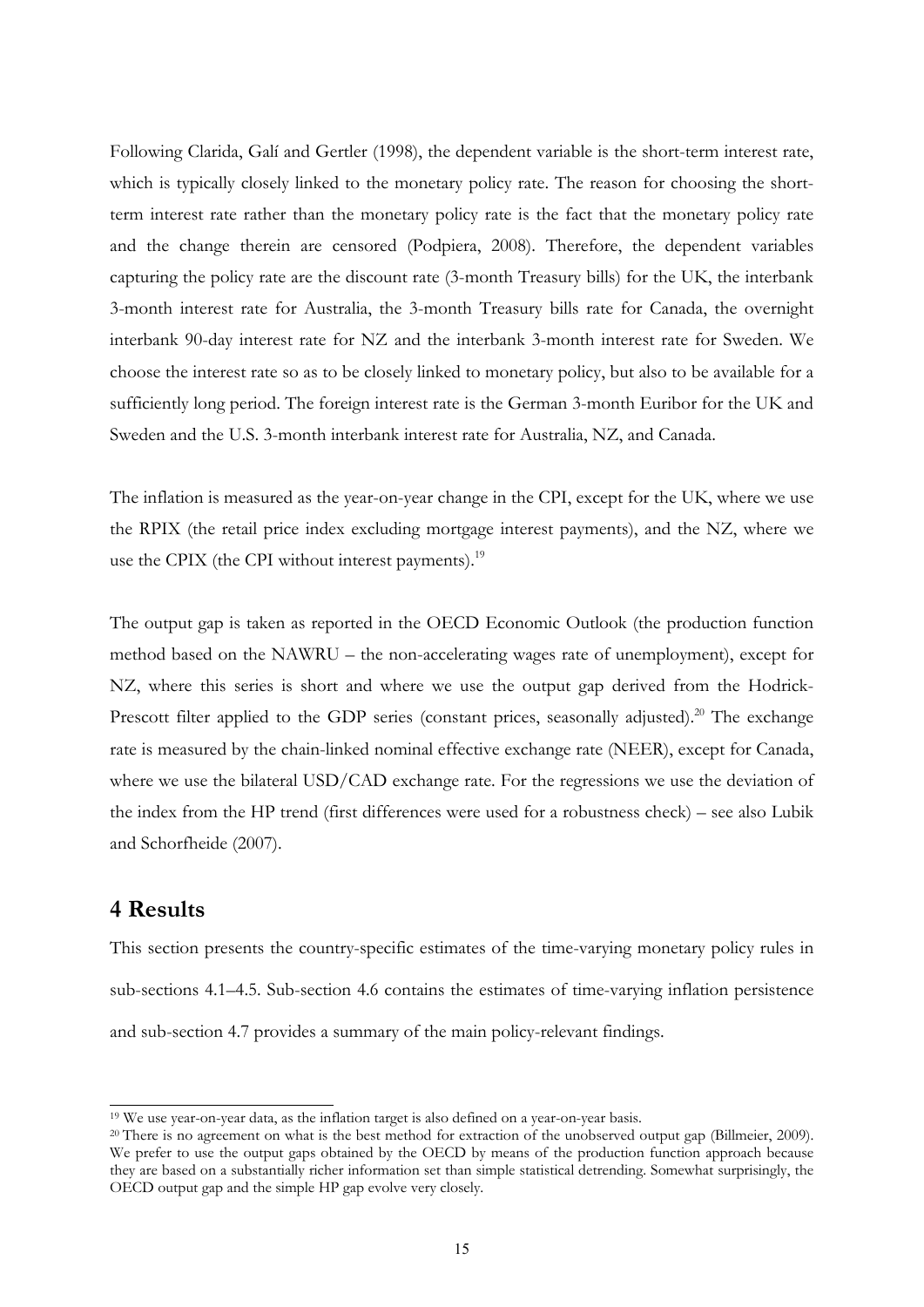Following Clarida, Galí and Gertler (1998), the dependent variable is the short-term interest rate, which is typically closely linked to the monetary policy rate. The reason for choosing the short-term interest rate rather than the monetary policy rate is the fact that the monetary policy rate and the change therein are censored (Podpiera, 2008). Therefore, the dependent variables capturing the policy rate are the discount rate (3-month Treasury bills) for the UK, the interbank 3-month interest rate for Australia, the 3-month Treasury bills rate for Canada, the overnight interbank 90-day interest rate for NZ and the interbank 3-month interest rate for Sweden. We choose the interest rate so as to be closely linked to monetary policy, but also to be available for a sufficiently long period. The foreign interest rate is the German 3-month Euribor for the UK and Sweden and the U.S. 3-month interbank interest rate for Australia, NZ, and Canada.

The inflation is measured as the year-on-year change in the CPI, except for the UK, where we use the RPIX (the retail price index excluding mortgage interest payments), and the NZ, where we use the CPIX (the CPI without interest payments).[19]

The output gap is taken as reported in the OECD Economic Outlook (the production function method based on the NAWRU – the non-accelerating wages rate of unemployment), except for NZ, where this series is short and where we use the output gap derived from the Hodrick-Prescott filter applied to the GDP series (constant prices, seasonally adjusted).[20] The exchange rate is measured by the chain-linked nominal effective exchange rate (NEER), except for Canada, where we use the bilateral USD/CAD exchange rate. For the regressions we use the deviation of the index from the HP trend (first differences were used for a robustness check) – see also Lubik and Schorfheide (2007).

# 4 Results

This section presents the country-specific estimates of the time-varying monetary policy rules in sub-sections 4.1–4.5. Sub-section 4.6 contains the estimates of time-varying inflation persistence and sub-section 4.7 provides a summary of the main policy-relevant findings.

---

[19] We use year-on-year data, as the inflation target is also defined on a year-on-year basis.

[20] There is no agreement on what is the best method for extraction of the unobserved output gap (Billmeier, 2009). We prefer to use the output gaps obtained by the OECD by means of the production function approach because they are based on a substantially richer information set than simple statistical detrending. Somewhat surprisingly, the OECD output gap and the simple HP gap evolve very closely.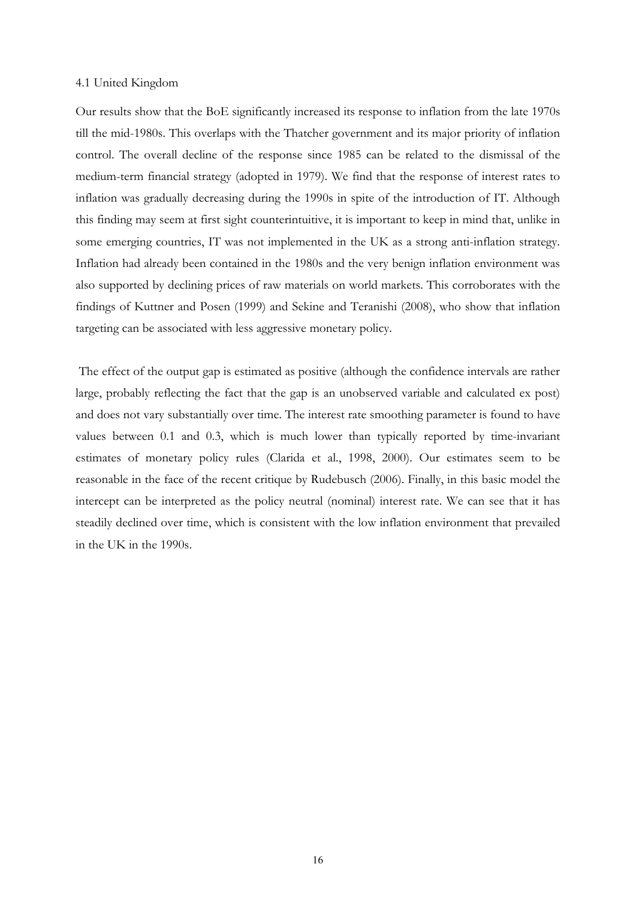### 4.1 United Kingdom

Our results show that the BoE significantly increased its response to inflation from the late 1970s till the mid-1980s. This overlaps with the Thatcher government and its major priority of inflation control. The overall decline of the response since 1985 can be related to the dismissal of the medium-term financial strategy (adopted in 1979). We find that the response of interest rates to inflation was gradually decreasing during the 1990s in spite of the introduction of IT. Although this finding may seem at first sight counterintuitive, it is important to keep in mind that, unlike in some emerging countries, IT was not implemented in the UK as a strong anti-inflation strategy. Inflation had already been contained in the 1980s and the very benign inflation environment was also supported by declining prices of raw materials on world markets. This corroborates with the findings of Kuttner and Posen (1999) and Sekine and Teranishi (2008), who show that inflation targeting can be associated with less aggressive monetary policy.

The effect of the output gap is estimated as positive (although the confidence intervals are rather large, probably reflecting the fact that the gap is an unobserved variable and calculated ex post) and does not vary substantially over time. The interest rate smoothing parameter is found to have values between 0.1 and 0.3, which is much lower than typically reported by time-invariant estimates of monetary policy rules (Clarida et al., 1998, 2000). Our estimates seem to be reasonable in the face of the recent critique by Rudebusch (2006). Finally, in this basic model the intercept can be interpreted as the policy neutral (nominal) interest rate. We can see that it has steadily declined over time, which is consistent with the low inflation environment that prevailed in the UK in the 1990s.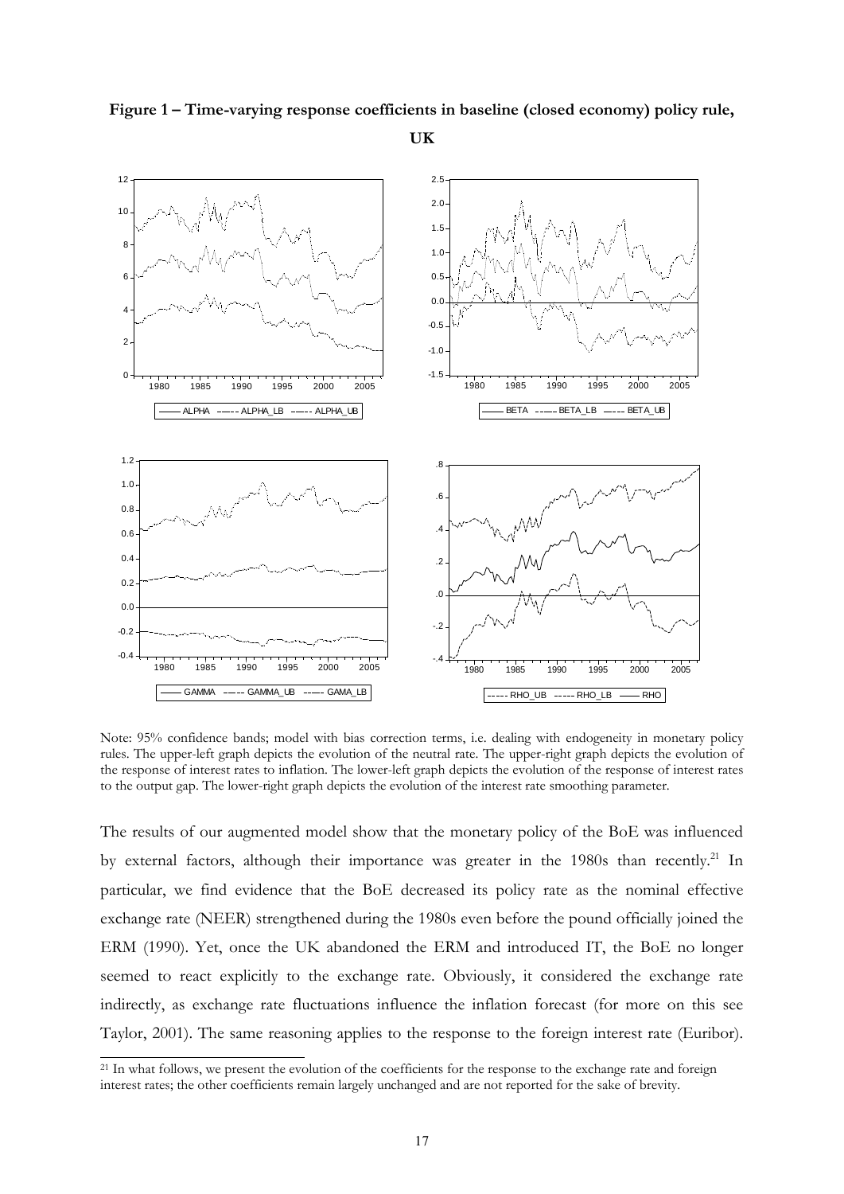**Figure 1 – Time-varying response coefficients in baseline (closed economy) policy rule, UK**

Note: 95% confidence bands; model with bias correction terms, i.e. dealing with endogeneity in monetary policy rules. The upper-left graph depicts the evolution of the neutral rate. The upper-right graph depicts the evolution of the response of interest rates to inflation. The lower-left graph depicts the evolution of the response of interest rates to the output gap. The lower-right graph depicts the evolution of the interest rate smoothing parameter.

The results of our augmented model show that the monetary policy of the BoE was influenced by external factors, although their importance was greater in the 1980s than recently.[21] In particular, we find evidence that the BoE decreased its policy rate as the nominal effective exchange rate (NEER) strengthened during the 1980s even before the pound officially joined the ERM (1990). Yet, once the UK abandoned the ERM and introduced IT, the BoE no longer seemed to react explicitly to the exchange rate. Obviously, it considered the exchange rate indirectly, as exchange rate fluctuations influence the inflation forecast (for more on this see Taylor, 2001). The same reasoning applies to the response to the foreign interest rate (Euribor).

[21] In what follows, we present the evolution of the coefficients for the response to the exchange rate and foreign interest rates; the other coefficients remain largely unchanged and are not reported for the sake of brevity.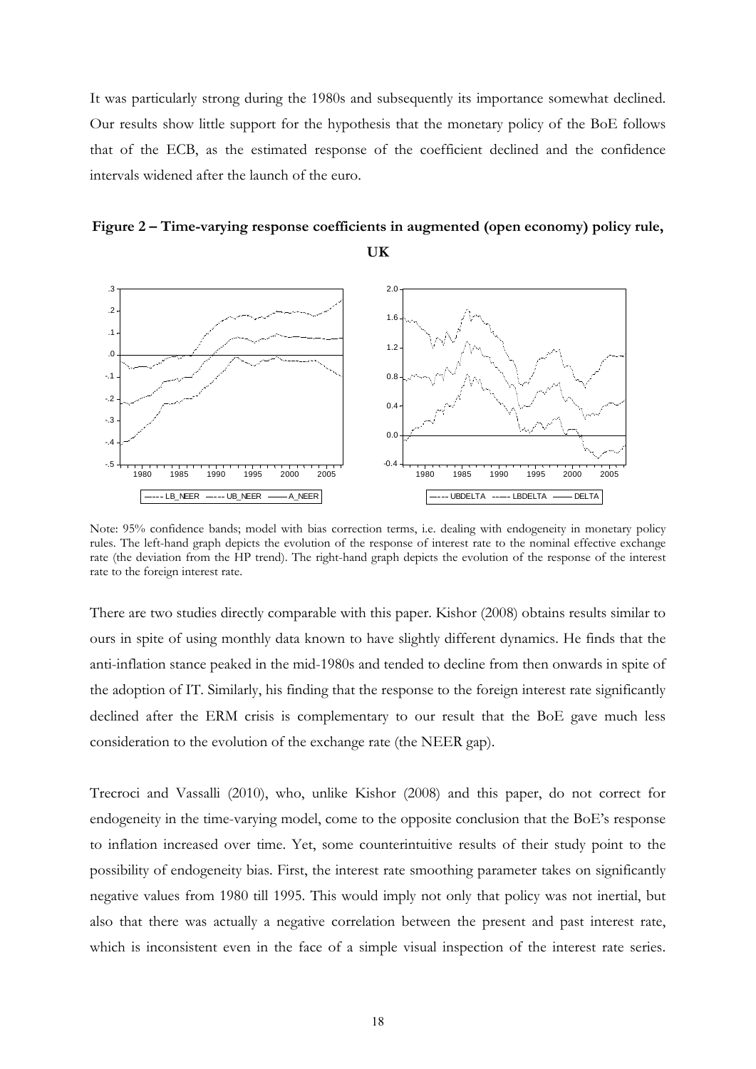It was particularly strong during the 1980s and subsequently its importance somewhat declined. Our results show little support for the hypothesis that the monetary policy of the BoE follows that of the ECB, as the estimated response of the coefficient declined and the confidence intervals widened after the launch of the euro.

**Figure 2 – Time-varying response coefficients in augmented (open economy) policy rule, UK**

Note: 95% confidence bands; model with bias correction terms, i.e. dealing with endogeneity in monetary policy rules. The left-hand graph depicts the evolution of the response of interest rate to the nominal effective exchange rate (the deviation from the HP trend). The right-hand graph depicts the evolution of the response of the interest rate to the foreign interest rate.

There are two studies directly comparable with this paper. Kishor (2008) obtains results similar to ours in spite of using monthly data known to have slightly different dynamics. He finds that the anti-inflation stance peaked in the mid-1980s and tended to decline from then onwards in spite of the adoption of IT. Similarly, his finding that the response to the foreign interest rate significantly declined after the ERM crisis is complementary to our result that the BoE gave much less consideration to the evolution of the exchange rate (the NEER gap).

Trecroci and Vassalli (2010), who, unlike Kishor (2008) and this paper, do not correct for endogeneity in the time-varying model, come to the opposite conclusion that the BoE's response to inflation increased over time. Yet, some counterintuitive results of their study point to the possibility of endogeneity bias. First, the interest rate smoothing parameter takes on significantly negative values from 1980 till 1995. This would imply not only that policy was not inertial, but also that there was actually a negative correlation between the present and past interest rate, which is inconsistent even in the face of a simple visual inspection of the interest rate series.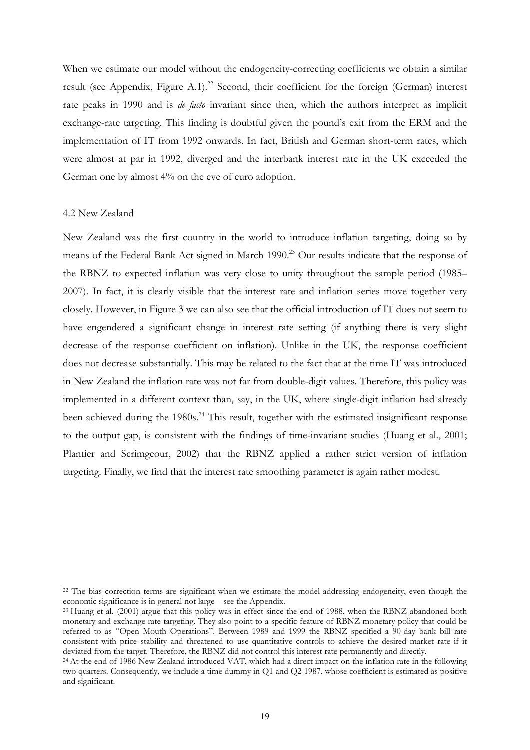When we estimate our model without the endogeneity-correcting coefficients we obtain a similar result (see Appendix, Figure A.1).[22] Second, their coefficient for the foreign (German) interest rate peaks in 1990 and is *de facto* invariant since then, which the authors interpret as implicit exchange-rate targeting. This finding is doubtful given the pound's exit from the ERM and the implementation of IT from 1992 onwards. In fact, British and German short-term rates, which were almost at par in 1992, diverged and the interbank interest rate in the UK exceeded the German one by almost 4% on the eve of euro adoption.

### 4.2 New Zealand

New Zealand was the first country in the world to introduce inflation targeting, doing so by means of the Federal Bank Act signed in March 1990.[23] Our results indicate that the response of the RBNZ to expected inflation was very close to unity throughout the sample period (1985–2007). In fact, it is clearly visible that the interest rate and inflation series move together very closely. However, in Figure 3 we can also see that the official introduction of IT does not seem to have engendered a significant change in interest rate setting (if anything there is very slight decrease of the response coefficient on inflation). Unlike in the UK, the response coefficient does not decrease substantially. This may be related to the fact that at the time IT was introduced in New Zealand the inflation rate was not far from double-digit values. Therefore, this policy was implemented in a different context than, say, in the UK, where single-digit inflation had already been achieved during the 1980s.[24] This result, together with the estimated insignificant response to the output gap, is consistent with the findings of time-invariant studies (Huang et al., 2001; Plantier and Scrimgeour, 2002) that the RBNZ applied a rather strict version of inflation targeting. Finally, we find that the interest rate smoothing parameter is again rather modest.

---

[22] The bias correction terms are significant when we estimate the model addressing endogeneity, even though the economic significance is in general not large – see the Appendix.

[23] Huang et al. (2001) argue that this policy was in effect since the end of 1988, when the RBNZ abandoned both monetary and exchange rate targeting. They also point to a specific feature of RBNZ monetary policy that could be referred to as "Open Mouth Operations". Between 1989 and 1999 the RBNZ specified a 90-day bank bill rate consistent with price stability and threatened to use quantitative controls to achieve the desired market rate if it deviated from the target. Therefore, the RBNZ did not control this interest rate permanently and directly.

[24] At the end of 1986 New Zealand introduced VAT, which had a direct impact on the inflation rate in the following two quarters. Consequently, we include a time dummy in Q1 and Q2 1987, whose coefficient is estimated as positive and significant.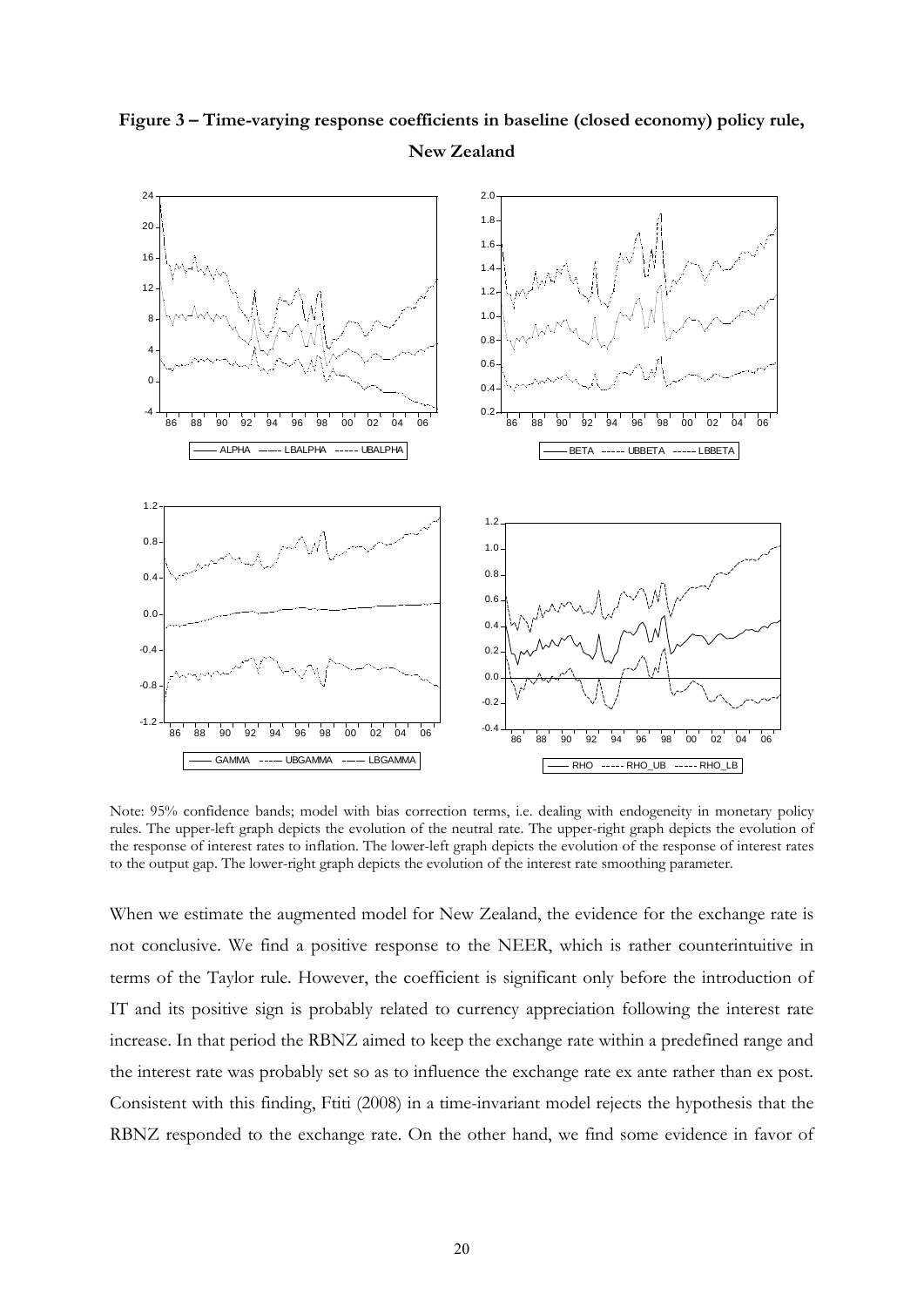**Figure 3 – Time-varying response coefficients in baseline (closed economy) policy rule, New Zealand**

Note: 95% confidence bands; model with bias correction terms, i.e. dealing with endogeneity in monetary policy rules. The upper-left graph depicts the evolution of the neutral rate. The upper-right graph depicts the evolution of the response of interest rates to inflation. The lower-left graph depicts the evolution of the response of interest rates to the output gap. The lower-right graph depicts the evolution of the interest rate smoothing parameter.

When we estimate the augmented model for New Zealand, the evidence for the exchange rate is not conclusive. We find a positive response to the NEER, which is rather counterintuitive in terms of the Taylor rule. However, the coefficient is significant only before the introduction of IT and its positive sign is probably related to currency appreciation following the interest rate increase. In that period the RBNZ aimed to keep the exchange rate within a predefined range and the interest rate was probably set so as to influence the exchange rate ex ante rather than ex post. Consistent with this finding, Ftiti (2008) in a time-invariant model rejects the hypothesis that the RBNZ responded to the exchange rate. On the other hand, we find some evidence in favor of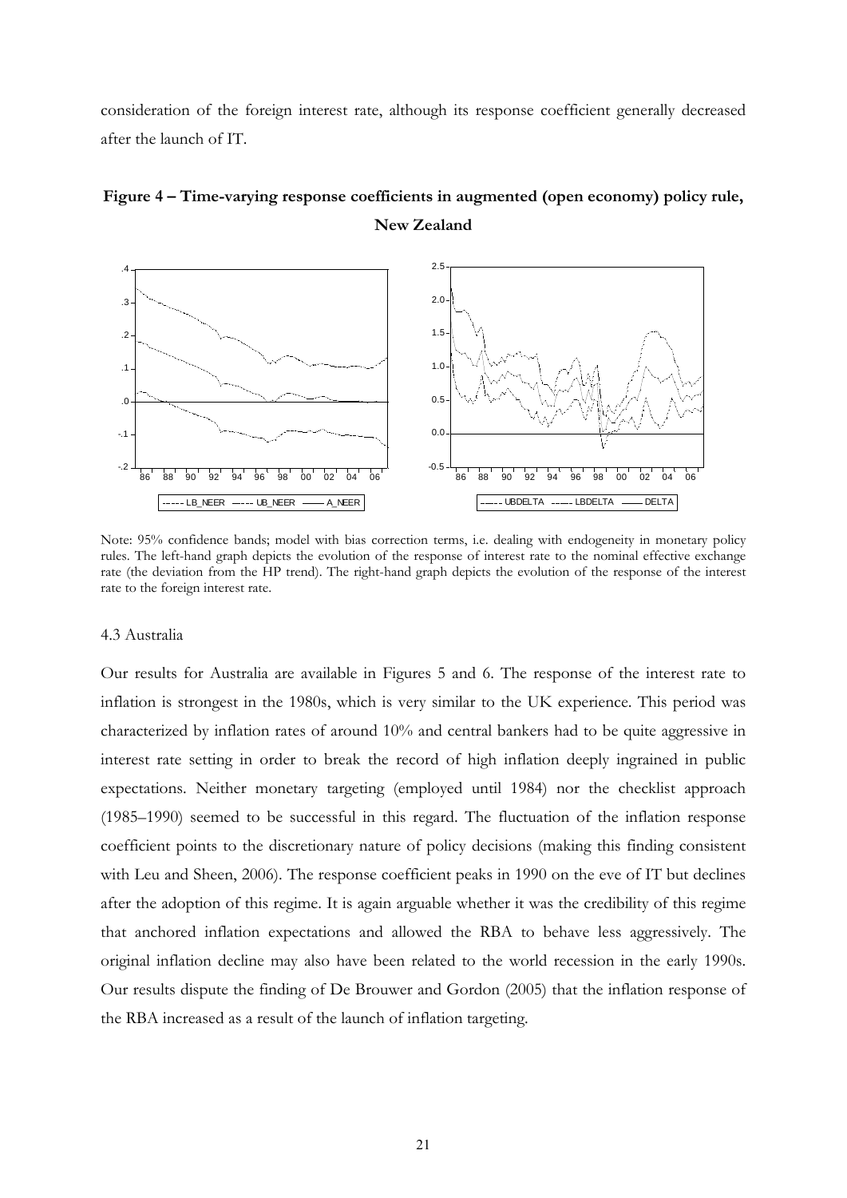consideration of the foreign interest rate, although its response coefficient generally decreased after the launch of IT.

**Figure 4 – Time-varying response coefficients in augmented (open economy) policy rule, New Zealand**

Note: 95% confidence bands; model with bias correction terms, i.e. dealing with endogeneity in monetary policy rules. The left-hand graph depicts the evolution of the response of interest rate to the nominal effective exchange rate (the deviation from the HP trend). The right-hand graph depicts the evolution of the response of the interest rate to the foreign interest rate.

4.3 Australia

Our results for Australia are available in Figures 5 and 6. The response of the interest rate to inflation is strongest in the 1980s, which is very similar to the UK experience. This period was characterized by inflation rates of around 10% and central bankers had to be quite aggressive in interest rate setting in order to break the record of high inflation deeply ingrained in public expectations. Neither monetary targeting (employed until 1984) nor the checklist approach (1985–1990) seemed to be successful in this regard. The fluctuation of the inflation response coefficient points to the discretionary nature of policy decisions (making this finding consistent with Leu and Sheen, 2006). The response coefficient peaks in 1990 on the eve of IT but declines after the adoption of this regime. It is again arguable whether it was the credibility of this regime that anchored inflation expectations and allowed the RBA to behave less aggressively. The original inflation decline may also have been related to the world recession in the early 1990s. Our results dispute the finding of De Brouwer and Gordon (2005) that the inflation response of the RBA increased as a result of the launch of inflation targeting.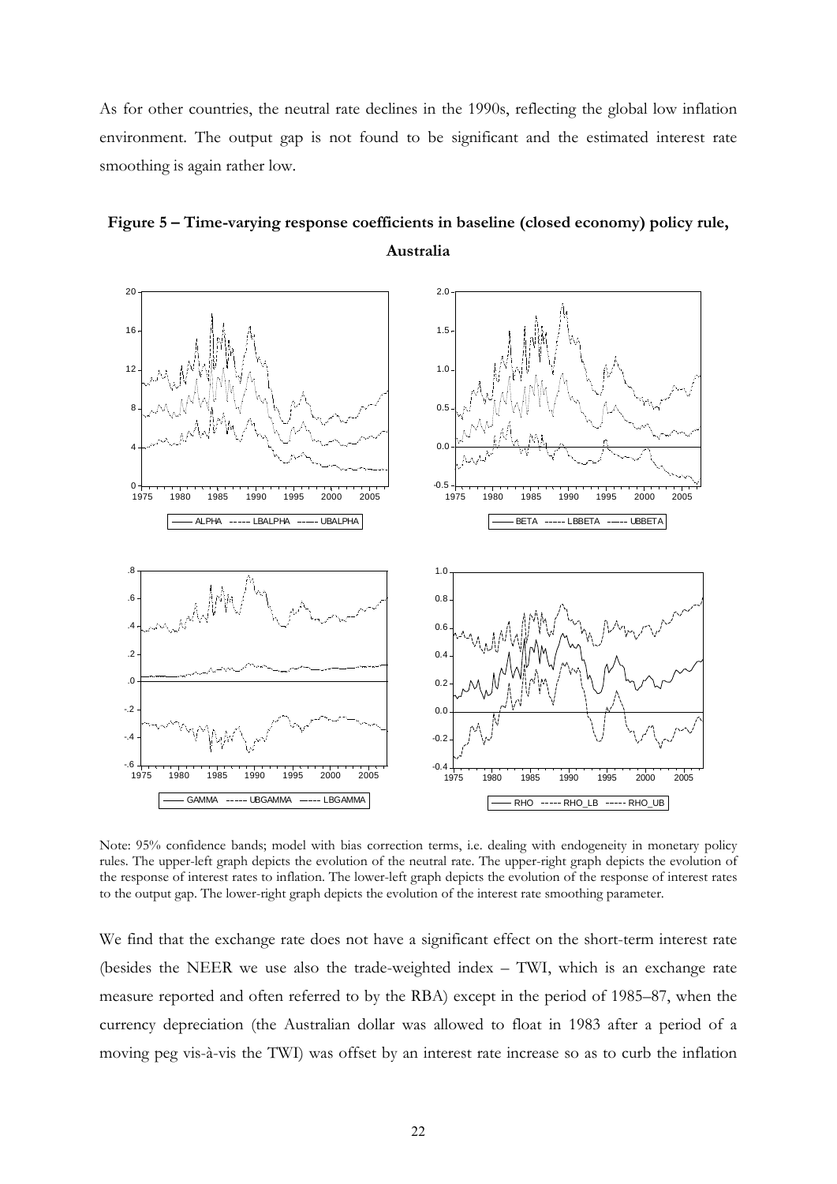As for other countries, the neutral rate declines in the 1990s, reflecting the global low inflation environment. The output gap is not found to be significant and the estimated interest rate smoothing is again rather low.

**Figure 5 – Time-varying response coefficients in baseline (closed economy) policy rule, Australia**

Note: 95% confidence bands; model with bias correction terms, i.e. dealing with endogeneity in monetary policy rules. The upper-left graph depicts the evolution of the neutral rate. The upper-right graph depicts the evolution of the response of interest rates to inflation. The lower-left graph depicts the evolution of the response of interest rates to the output gap. The lower-right graph depicts the evolution of the interest rate smoothing parameter.

We find that the exchange rate does not have a significant effect on the short-term interest rate (besides the NEER we use also the trade-weighted index – TWI, which is an exchange rate measure reported and often referred to by the RBA) except in the period of 1985–87, when the currency depreciation (the Australian dollar was allowed to float in 1983 after a period of a moving peg vis-à-vis the TWI) was offset by an interest rate increase so as to curb the inflation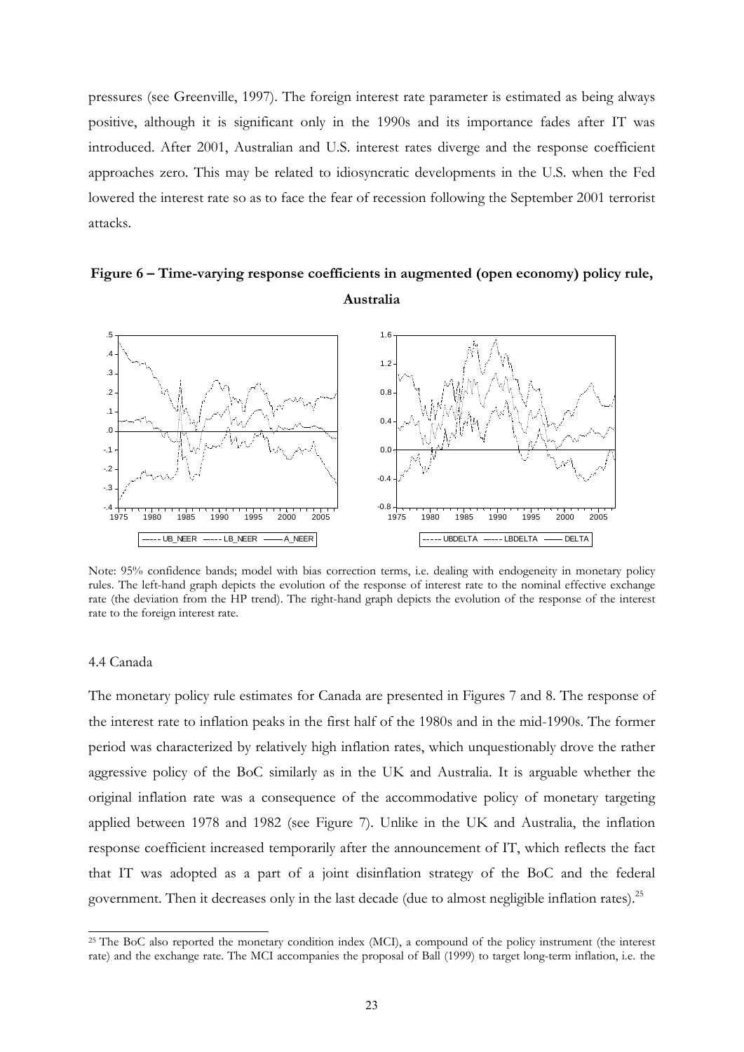pressures (see Greenville, 1997). The foreign interest rate parameter is estimated as being always positive, although it is significant only in the 1990s and its importance fades after IT was introduced. After 2001, Australian and U.S. interest rates diverge and the response coefficient approaches zero. This may be related to idiosyncratic developments in the U.S. when the Fed lowered the interest rate so as to face the fear of recession following the September 2001 terrorist attacks.

**Figure 6 – Time-varying response coefficients in augmented (open economy) policy rule, Australia**

Note: 95% confidence bands; model with bias correction terms, i.e. dealing with endogeneity in monetary policy rules. The left-hand graph depicts the evolution of the response of interest rate to the nominal effective exchange rate (the deviation from the HP trend). The right-hand graph depicts the evolution of the response of the interest rate to the foreign interest rate.

4.4 Canada

The monetary policy rule estimates for Canada are presented in Figures 7 and 8. The response of the interest rate to inflation peaks in the first half of the 1980s and in the mid-1990s. The former period was characterized by relatively high inflation rates, which unquestionably drove the rather aggressive policy of the BoC similarly as in the UK and Australia. It is arguable whether the original inflation rate was a consequence of the accommodative policy of monetary targeting applied between 1978 and 1982 (see Figure 7). Unlike in the UK and Australia, the inflation response coefficient increased temporarily after the announcement of IT, which reflects the fact that IT was adopted as a part of a joint disinflation strategy of the BoC and the federal government. Then it decreases only in the last decade (due to almost negligible inflation rates).[25]

[25] The BoC also reported the monetary condition index (MCI), a compound of the policy instrument (the interest rate) and the exchange rate. The MCI accompanies the proposal of Ball (1999) to target long-term inflation, i.e. the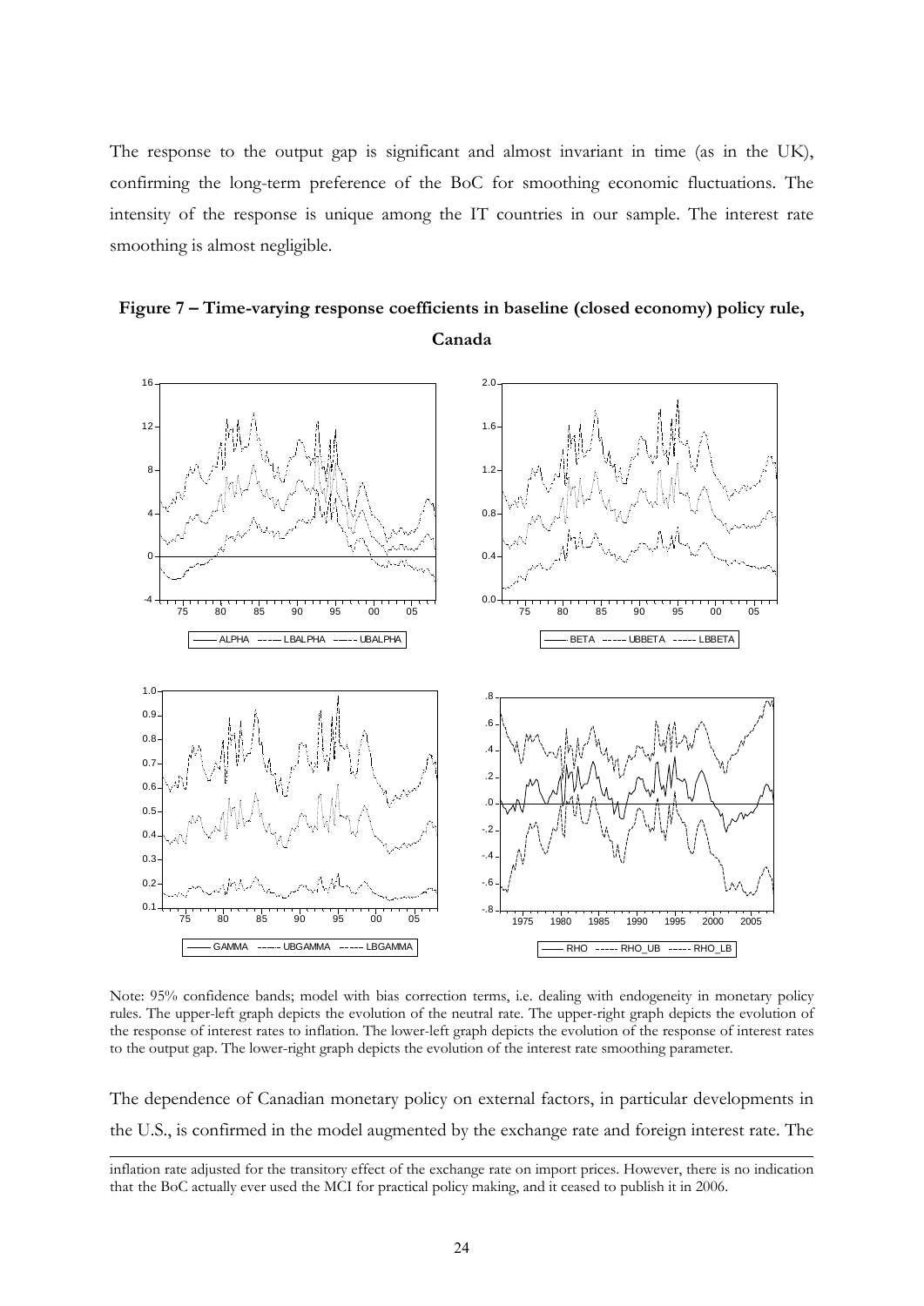The response to the output gap is significant and almost invariant in time (as in the UK), confirming the long-term preference of the BoC for smoothing economic fluctuations. The intensity of the response is unique among the IT countries in our sample. The interest rate smoothing is almost negligible.

**Figure 7 – Time-varying response coefficients in baseline (closed economy) policy rule, Canada**

Note: 95% confidence bands; model with bias correction terms, i.e. dealing with endogeneity in monetary policy rules. The upper-left graph depicts the evolution of the neutral rate. The upper-right graph depicts the evolution of the response of interest rates to inflation. The lower-left graph depicts the evolution of the response of interest rates to the output gap. The lower-right graph depicts the evolution of the interest rate smoothing parameter.

The dependence of Canadian monetary policy on external factors, in particular developments in the U.S., is confirmed in the model augmented by the exchange rate and foreign interest rate. The

---

inflation rate adjusted for the transitory effect of the exchange rate on import prices. However, there is no indication that the BoC actually ever used the MCI for practical policy making, and it ceased to publish it in 2006.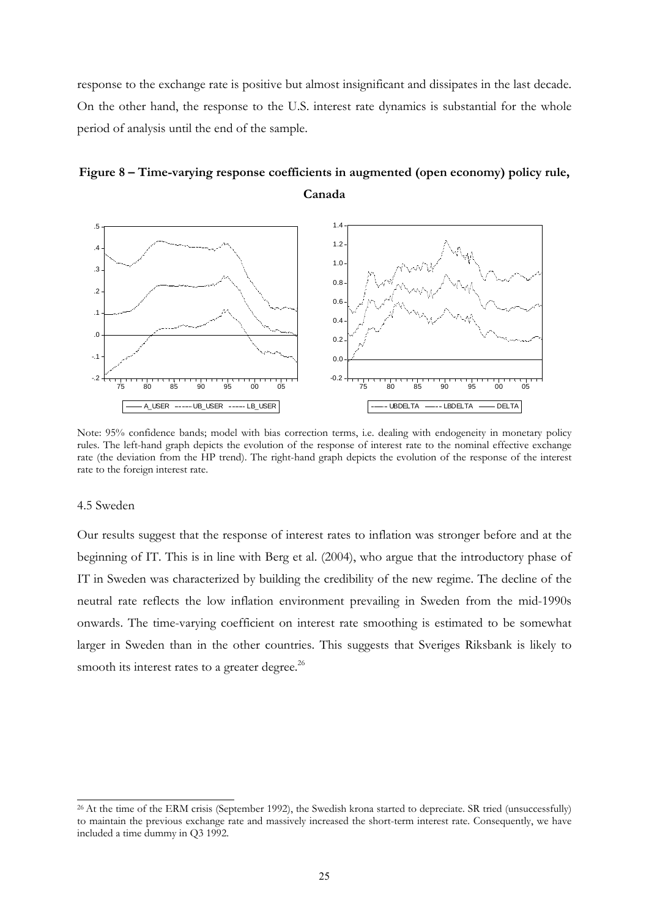response to the exchange rate is positive but almost insignificant and dissipates in the last decade. On the other hand, the response to the U.S. interest rate dynamics is substantial for the whole period of analysis until the end of the sample.

**Figure 8 – Time-varying response coefficients in augmented (open economy) policy rule, Canada**

Note: 95% confidence bands; model with bias correction terms, i.e. dealing with endogeneity in monetary policy rules. The left-hand graph depicts the evolution of the response of interest rate to the nominal effective exchange rate (the deviation from the HP trend). The right-hand graph depicts the evolution of the response of the interest rate to the foreign interest rate.

### 4.5 Sweden

Our results suggest that the response of interest rates to inflation was stronger before and at the beginning of IT. This is in line with Berg et al. (2004), who argue that the introductory phase of IT in Sweden was characterized by building the credibility of the new regime. The decline of the neutral rate reflects the low inflation environment prevailing in Sweden from the mid-1990s onwards. The time-varying coefficient on interest rate smoothing is estimated to be somewhat larger in Sweden than in the other countries. This suggests that Sveriges Riksbank is likely to smooth its interest rates to a greater degree.[26]

[26] At the time of the ERM crisis (September 1992), the Swedish krona started to depreciate. SR tried (unsuccessfully) to maintain the previous exchange rate and massively increased the short-term interest rate. Consequently, we have included a time dummy in Q3 1992.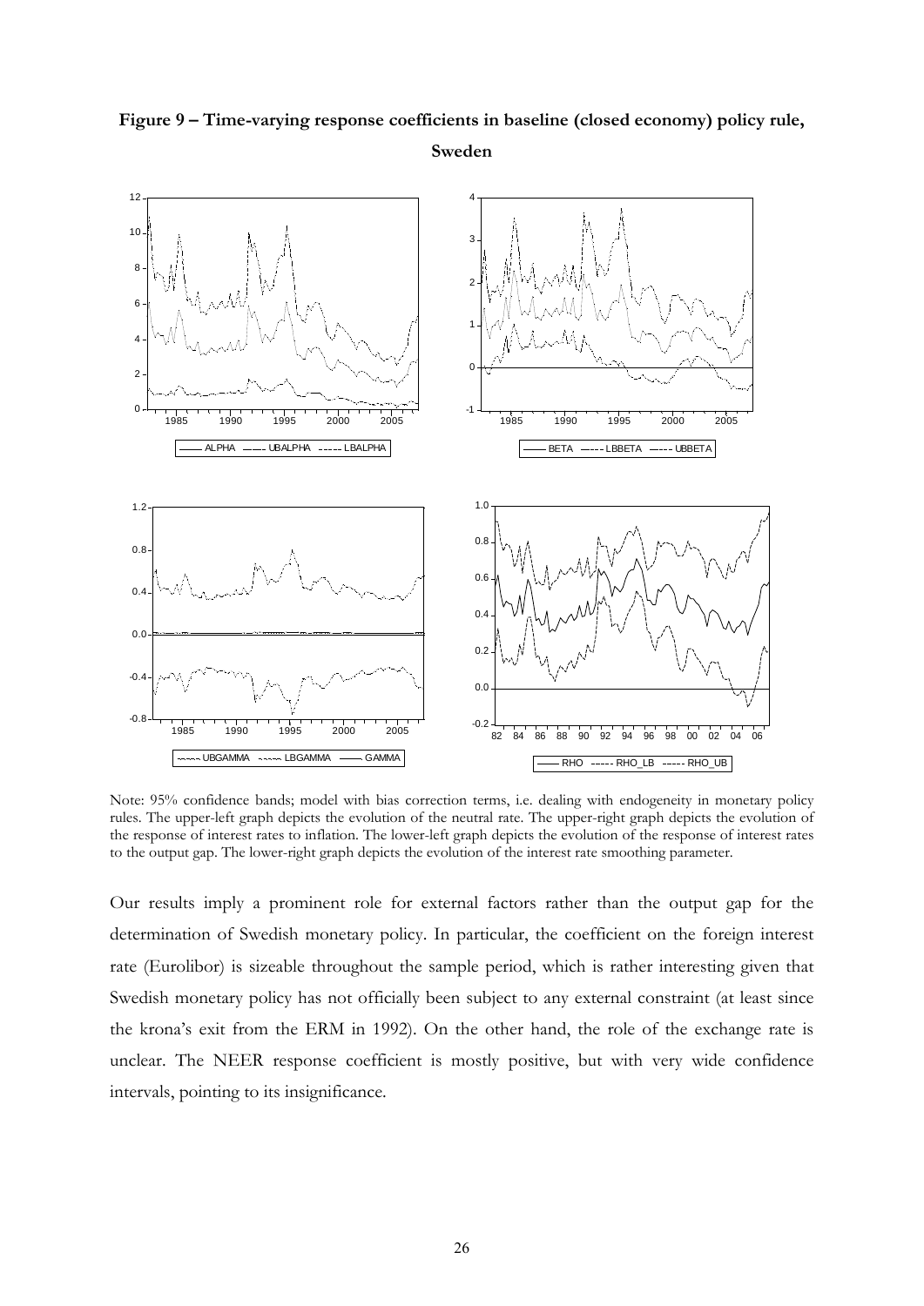**Figure 9 – Time-varying response coefficients in baseline (closed economy) policy rule, Sweden**

Note: 95% confidence bands; model with bias correction terms, i.e. dealing with endogeneity in monetary policy rules. The upper-left graph depicts the evolution of the neutral rate. The upper-right graph depicts the evolution of the response of interest rates to inflation. The lower-left graph depicts the evolution of the response of interest rates to the output gap. The lower-right graph depicts the evolution of the interest rate smoothing parameter.

Our results imply a prominent role for external factors rather than the output gap for the determination of Swedish monetary policy. In particular, the coefficient on the foreign interest rate (Eurolibor) is sizeable throughout the sample period, which is rather interesting given that Swedish monetary policy has not officially been subject to any external constraint (at least since the krona's exit from the ERM in 1992). On the other hand, the role of the exchange rate is unclear. The NEER response coefficient is mostly positive, but with very wide confidence intervals, pointing to its insignificance.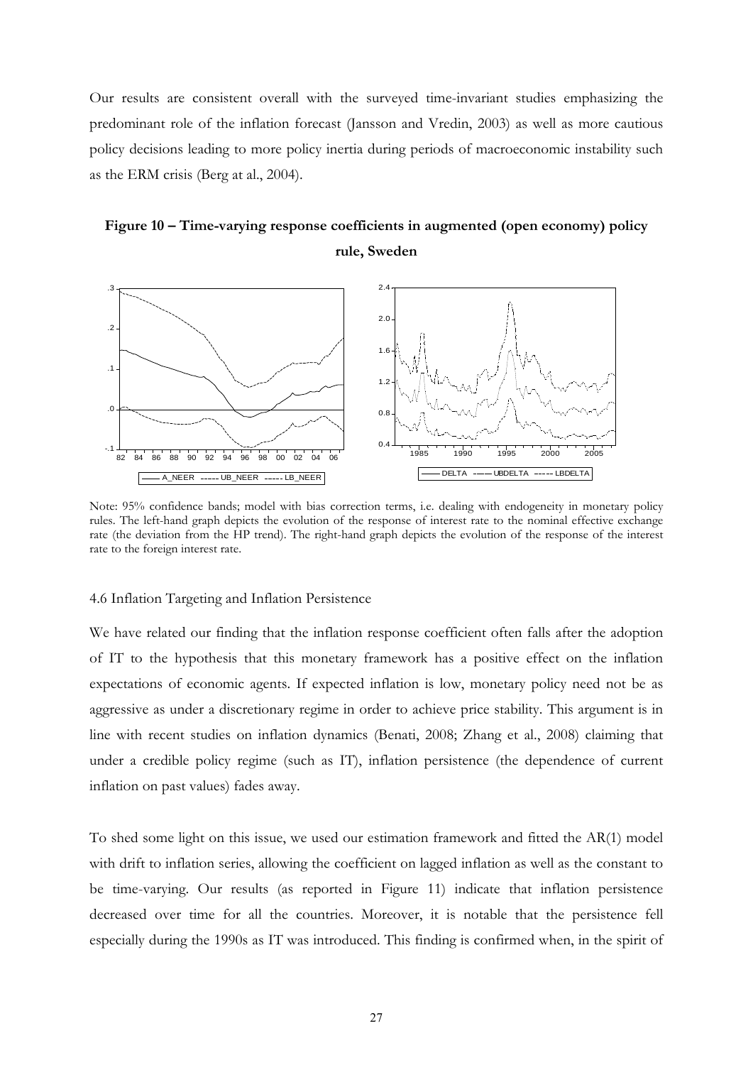Our results are consistent overall with the surveyed time-invariant studies emphasizing the predominant role of the inflation forecast (Jansson and Vredin, 2003) as well as more cautious policy decisions leading to more policy inertia during periods of macroeconomic instability such as the ERM crisis (Berg at al., 2004).

**Figure 10 – Time-varying response coefficients in augmented (open economy) policy rule, Sweden**

Note: 95% confidence bands; model with bias correction terms, i.e. dealing with endogeneity in monetary policy rules. The left-hand graph depicts the evolution of the response of interest rate to the nominal effective exchange rate (the deviation from the HP trend). The right-hand graph depicts the evolution of the response of the interest rate to the foreign interest rate.

4.6 Inflation Targeting and Inflation Persistence

We have related our finding that the inflation response coefficient often falls after the adoption of IT to the hypothesis that this monetary framework has a positive effect on the inflation expectations of economic agents. If expected inflation is low, monetary policy need not be as aggressive as under a discretionary regime in order to achieve price stability. This argument is in line with recent studies on inflation dynamics (Benati, 2008; Zhang et al., 2008) claiming that under a credible policy regime (such as IT), inflation persistence (the dependence of current inflation on past values) fades away.

To shed some light on this issue, we used our estimation framework and fitted the AR(1) model with drift to inflation series, allowing the coefficient on lagged inflation as well as the constant to be time-varying. Our results (as reported in Figure 11) indicate that inflation persistence decreased over time for all the countries. Moreover, it is notable that the persistence fell especially during the 1990s as IT was introduced. This finding is confirmed when, in the spirit of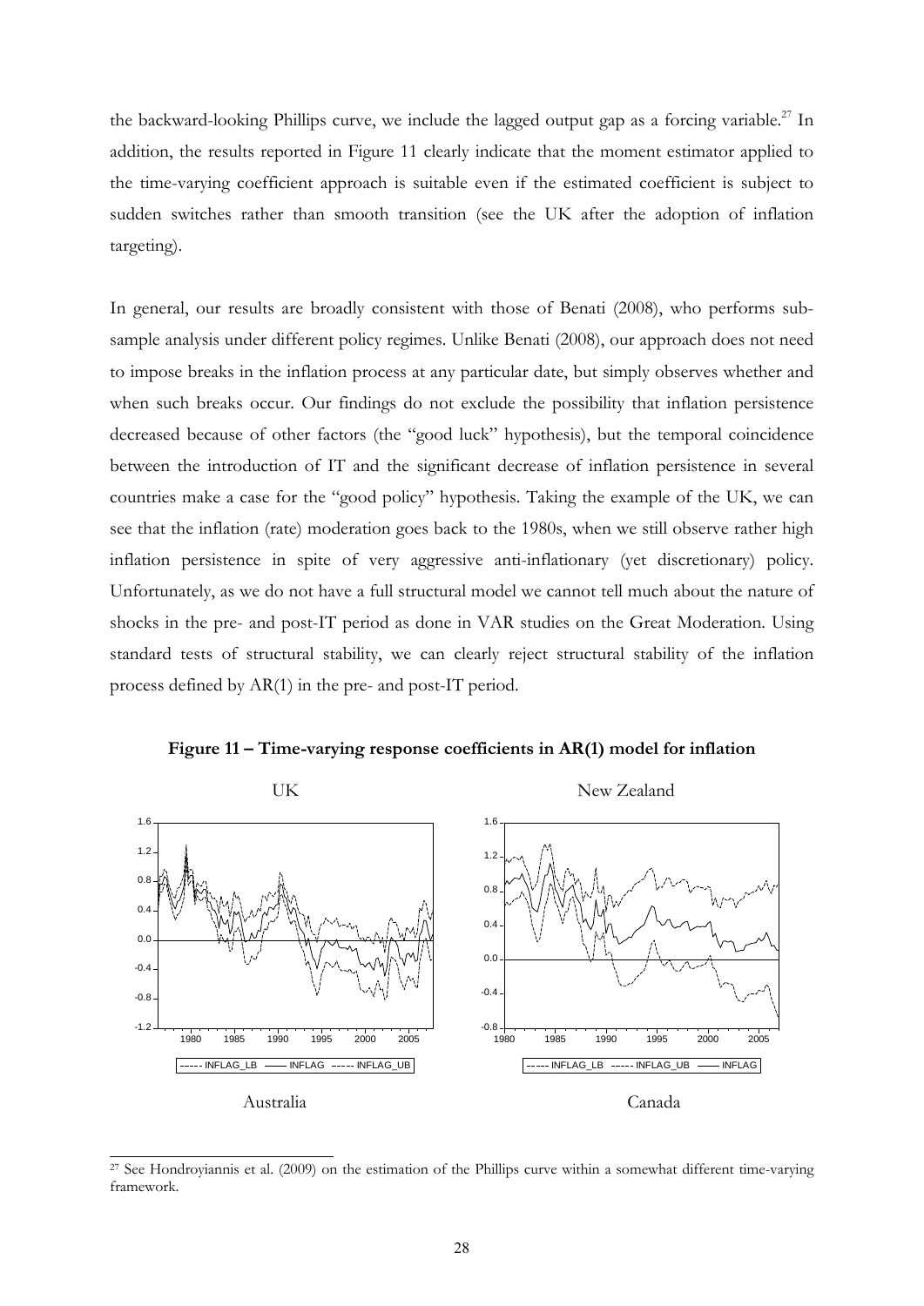the backward-looking Phillips curve, we include the lagged output gap as a forcing variable.[27] In addition, the results reported in Figure 11 clearly indicate that the moment estimator applied to the time-varying coefficient approach is suitable even if the estimated coefficient is subject to sudden switches rather than smooth transition (see the UK after the adoption of inflation targeting).

In general, our results are broadly consistent with those of Benati (2008), who performs sub-sample analysis under different policy regimes. Unlike Benati (2008), our approach does not need to impose breaks in the inflation process at any particular date, but simply observes whether and when such breaks occur. Our findings do not exclude the possibility that inflation persistence decreased because of other factors (the "good luck" hypothesis), but the temporal coincidence between the introduction of IT and the significant decrease of inflation persistence in several countries make a case for the "good policy" hypothesis. Taking the example of the UK, we can see that the inflation (rate) moderation goes back to the 1980s, when we still observe rather high inflation persistence in spite of very aggressive anti-inflationary (yet discretionary) policy. Unfortunately, as we do not have a full structural model we cannot tell much about the nature of shocks in the pre- and post-IT period as done in VAR studies on the Great Moderation. Using standard tests of structural stability, we can clearly reject structural stability of the inflation process defined by AR(1) in the pre- and post-IT period.

**Figure 11 – Time-varying response coefficients in AR(1) model for inflation**

UK | New Zealand

Australia | Canada

[27] See Hondroyiannis et al. (2009) on the estimation of the Phillips curve within a somewhat different time-varying framework.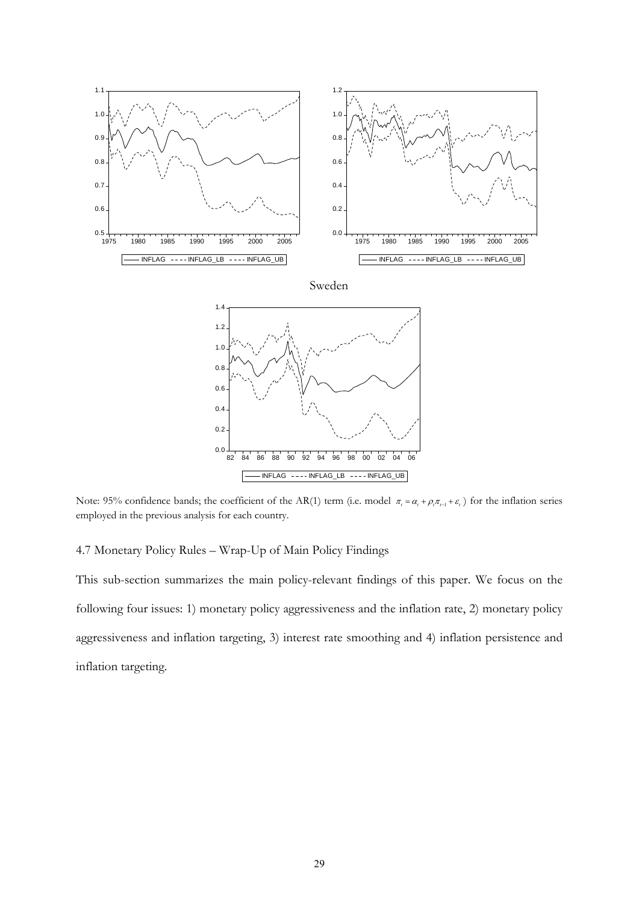Sweden

Note: 95% confidence bands; the coefficient of the AR(1) term (i.e. model $\pi_t = \alpha_t + \rho_t \pi_{t-1} + \varepsilon_t$) for the inflation series employed in the previous analysis for each country.

## 4.7 Monetary Policy Rules – Wrap-Up of Main Policy Findings

This sub-section summarizes the main policy-relevant findings of this paper. We focus on the following four issues: 1) monetary policy aggressiveness and the inflation rate, 2) monetary policy aggressiveness and inflation targeting, 3) interest rate smoothing and 4) inflation persistence and inflation targeting.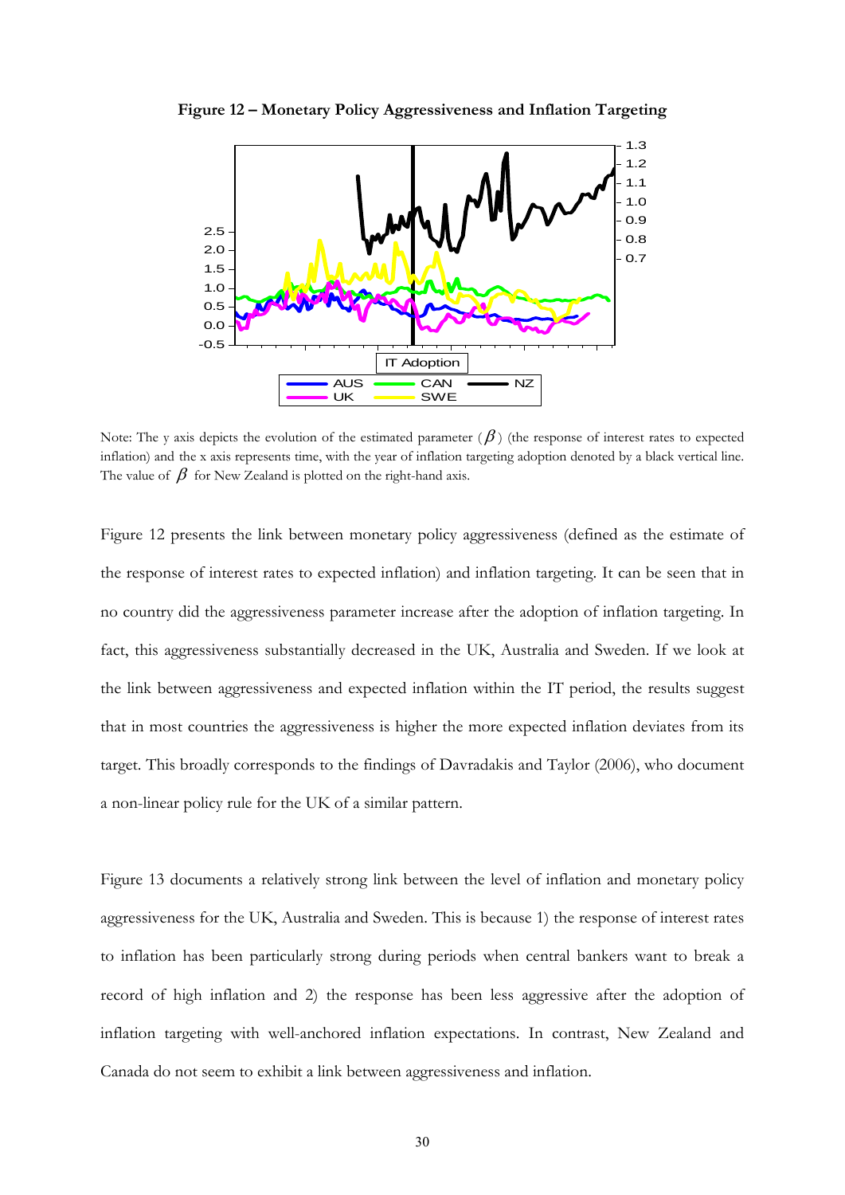**Figure 12 – Monetary Policy Aggressiveness and Inflation Targeting**

Note: The y axis depicts the evolution of the estimated parameter ($\beta$) (the response of interest rates to expected inflation) and the x axis represents time, with the year of inflation targeting adoption denoted by a black vertical line. The value of $\beta$ for New Zealand is plotted on the right-hand axis.

Figure 12 presents the link between monetary policy aggressiveness (defined as the estimate of the response of interest rates to expected inflation) and inflation targeting. It can be seen that in no country did the aggressiveness parameter increase after the adoption of inflation targeting. In fact, this aggressiveness substantially decreased in the UK, Australia and Sweden. If we look at the link between aggressiveness and expected inflation within the IT period, the results suggest that in most countries the aggressiveness is higher the more expected inflation deviates from its target. This broadly corresponds to the findings of Davradakis and Taylor (2006), who document a non-linear policy rule for the UK of a similar pattern.

Figure 13 documents a relatively strong link between the level of inflation and monetary policy aggressiveness for the UK, Australia and Sweden. This is because 1) the response of interest rates to inflation has been particularly strong during periods when central bankers want to break a record of high inflation and 2) the response has been less aggressive after the adoption of inflation targeting with well-anchored inflation expectations. In contrast, New Zealand and Canada do not seem to exhibit a link between aggressiveness and inflation.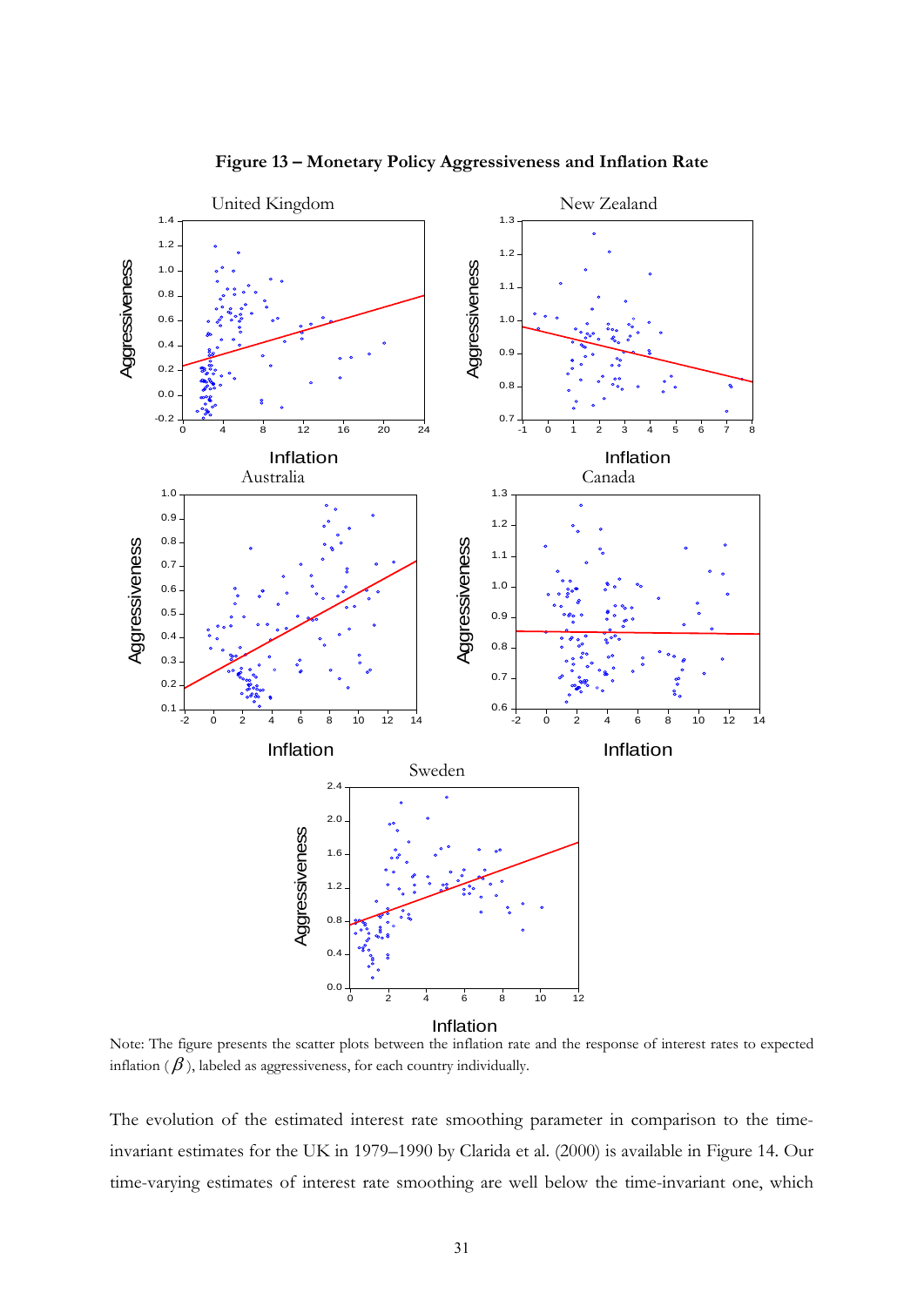**Figure 13 – Monetary Policy Aggressiveness and Inflation Rate**

Note: The figure presents the scatter plots between the inflation rate and the response of interest rates to expected inflation ($\beta$), labeled as aggressiveness, for each country individually.

The evolution of the estimated interest rate smoothing parameter in comparison to the time-invariant estimates for the UK in 1979–1990 by Clarida et al. (2000) is available in Figure 14. Our time-varying estimates of interest rate smoothing are well below the time-invariant one, which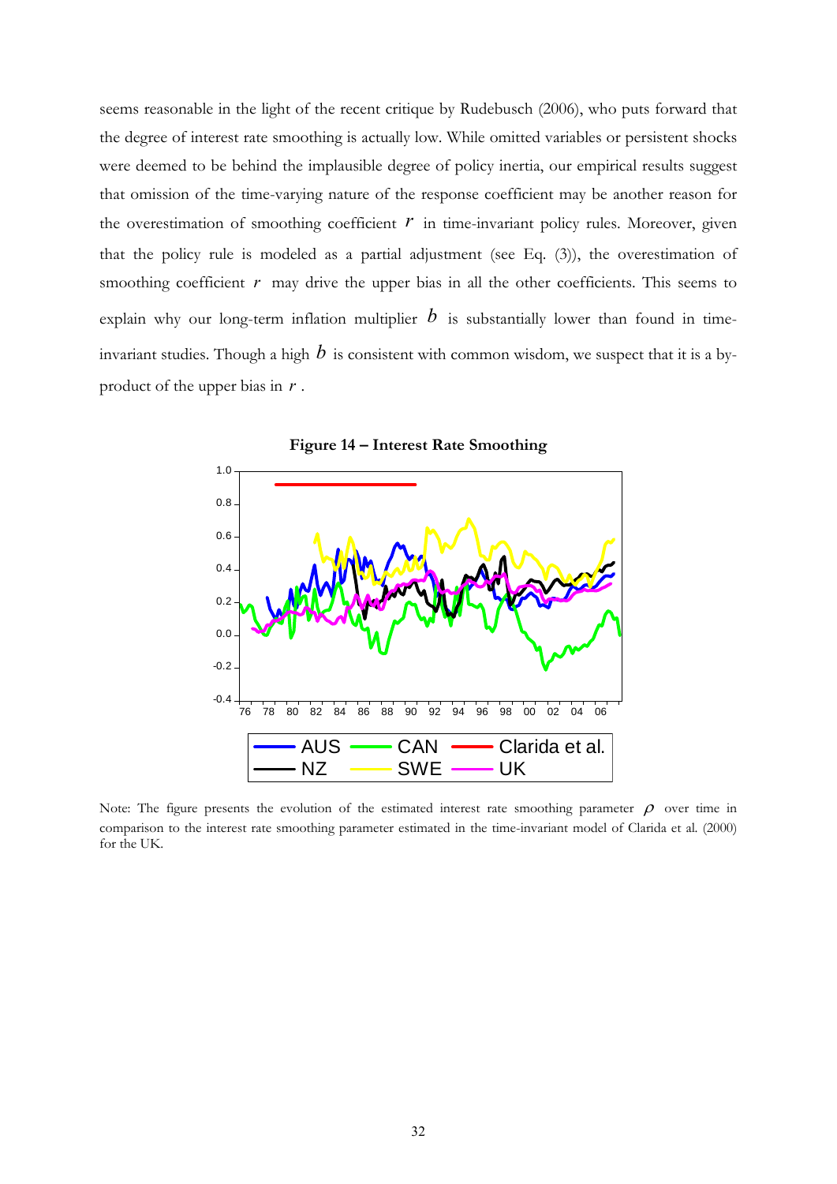seems reasonable in the light of the recent critique by Rudebusch (2006), who puts forward that the degree of interest rate smoothing is actually low. While omitted variables or persistent shocks were deemed to be behind the implausible degree of policy inertia, our empirical results suggest that omission of the time-varying nature of the response coefficient may be another reason for the overestimation of smoothing coefficient $r$ in time-invariant policy rules. Moreover, given that the policy rule is modeled as a partial adjustment (see Eq. (3)), the overestimation of smoothing coefficient $r$ may drive the upper bias in all the other coefficients. This seems to explain why our long-term inflation multiplier $b$ is substantially lower than found in time-invariant studies. Though a high $b$ is consistent with common wisdom, we suspect that it is a by-product of the upper bias in $r$.

**Figure 14 – Interest Rate Smoothing**

Note: The figure presents the evolution of the estimated interest rate smoothing parameter $\rho$ over time in comparison to the interest rate smoothing parameter estimated in the time-invariant model of Clarida et al. (2000) for the UK.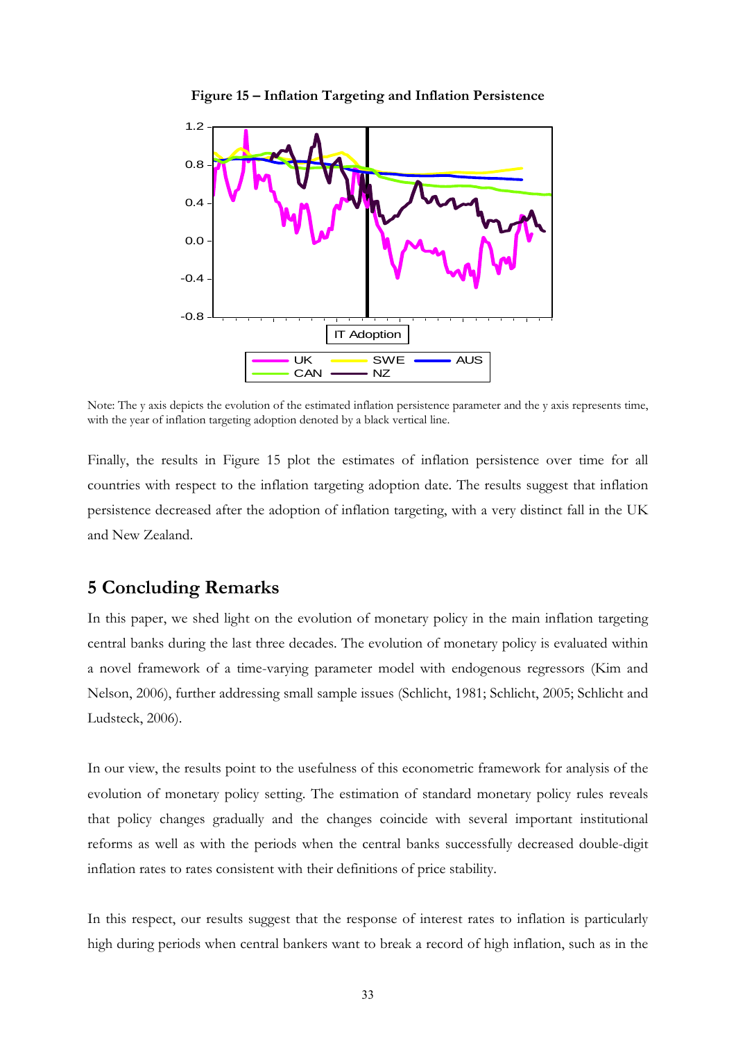**Figure 15 – Inflation Targeting and Inflation Persistence**

Note: The y axis depicts the evolution of the estimated inflation persistence parameter and the y axis represents time, with the year of inflation targeting adoption denoted by a black vertical line.

Finally, the results in Figure 15 plot the estimates of inflation persistence over time for all countries with respect to the inflation targeting adoption date. The results suggest that inflation persistence decreased after the adoption of inflation targeting, with a very distinct fall in the UK and New Zealand.

## 5 Concluding Remarks

In this paper, we shed light on the evolution of monetary policy in the main inflation targeting central banks during the last three decades. The evolution of monetary policy is evaluated within a novel framework of a time-varying parameter model with endogenous regressors (Kim and Nelson, 2006), further addressing small sample issues (Schlicht, 1981; Schlicht, 2005; Schlicht and Ludsteck, 2006).

In our view, the results point to the usefulness of this econometric framework for analysis of the evolution of monetary policy setting. The estimation of standard monetary policy rules reveals that policy changes gradually and the changes coincide with several important institutional reforms as well as with the periods when the central banks successfully decreased double-digit inflation rates to rates consistent with their definitions of price stability.

In this respect, our results suggest that the response of interest rates to inflation is particularly high during periods when central bankers want to break a record of high inflation, such as in the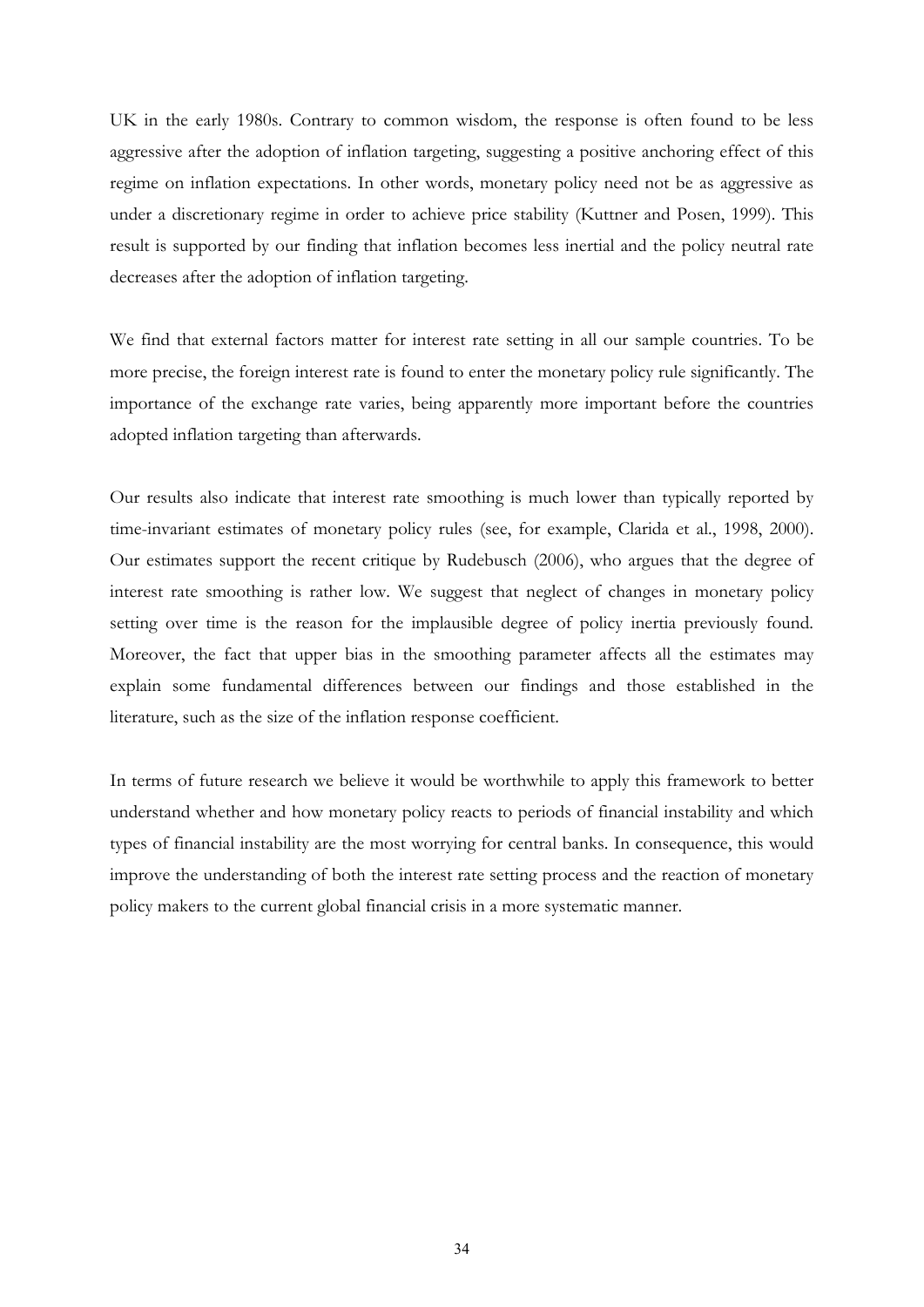UK in the early 1980s. Contrary to common wisdom, the response is often found to be less aggressive after the adoption of inflation targeting, suggesting a positive anchoring effect of this regime on inflation expectations. In other words, monetary policy need not be as aggressive as under a discretionary regime in order to achieve price stability (Kuttner and Posen, 1999). This result is supported by our finding that inflation becomes less inertial and the policy neutral rate decreases after the adoption of inflation targeting.

We find that external factors matter for interest rate setting in all our sample countries. To be more precise, the foreign interest rate is found to enter the monetary policy rule significantly. The importance of the exchange rate varies, being apparently more important before the countries adopted inflation targeting than afterwards.

Our results also indicate that interest rate smoothing is much lower than typically reported by time-invariant estimates of monetary policy rules (see, for example, Clarida et al., 1998, 2000). Our estimates support the recent critique by Rudebusch (2006), who argues that the degree of interest rate smoothing is rather low. We suggest that neglect of changes in monetary policy setting over time is the reason for the implausible degree of policy inertia previously found. Moreover, the fact that upper bias in the smoothing parameter affects all the estimates may explain some fundamental differences between our findings and those established in the literature, such as the size of the inflation response coefficient.

In terms of future research we believe it would be worthwhile to apply this framework to better understand whether and how monetary policy reacts to periods of financial instability and which types of financial instability are the most worrying for central banks. In consequence, this would improve the understanding of both the interest rate setting process and the reaction of monetary policy makers to the current global financial crisis in a more systematic manner.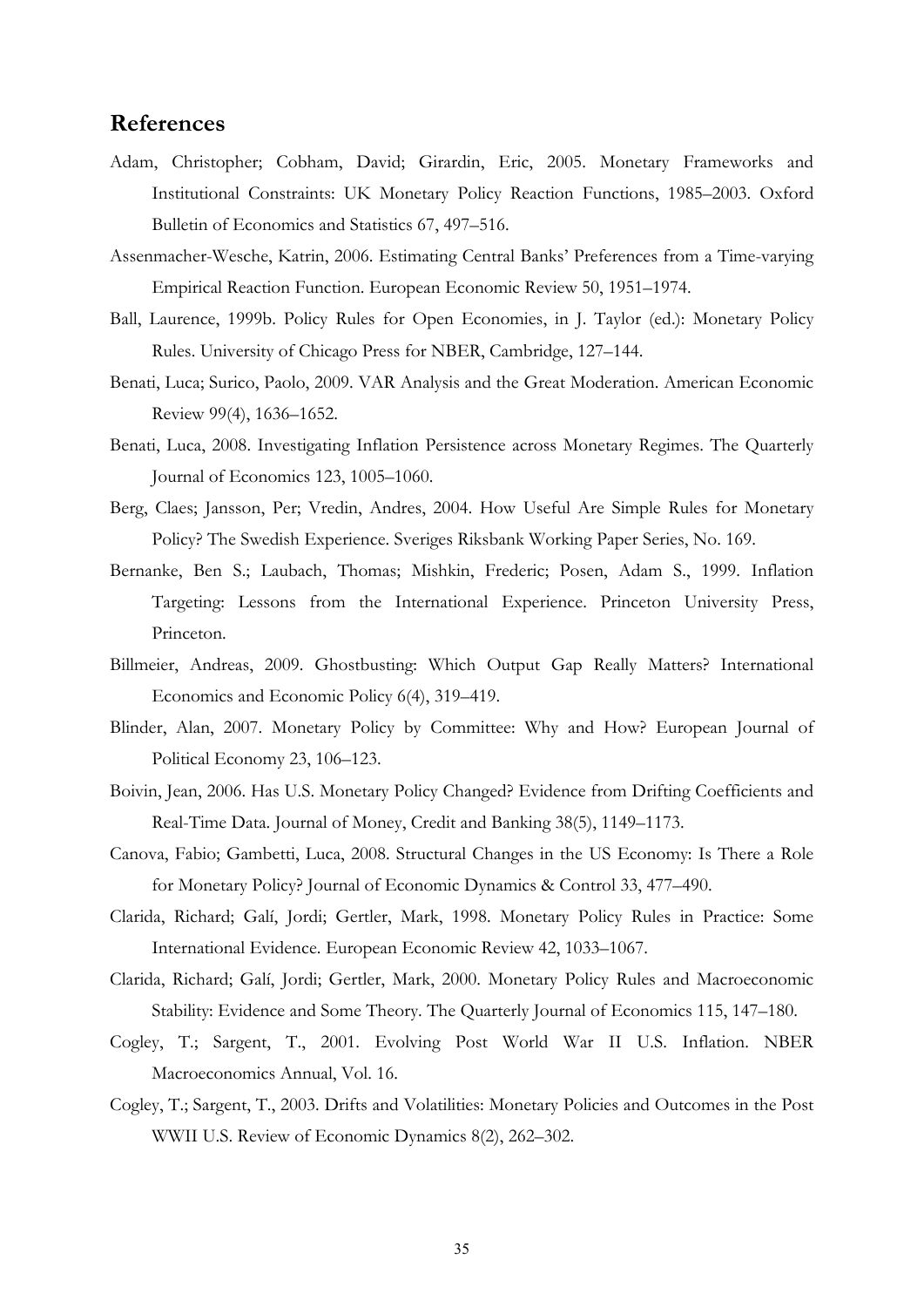# References

Adam, Christopher; Cobham, David; Girardin, Eric, 2005. Monetary Frameworks and Institutional Constraints: UK Monetary Policy Reaction Functions, 1985–2003. Oxford Bulletin of Economics and Statistics 67, 497–516.

Assenmacher-Wesche, Katrin, 2006. Estimating Central Banks' Preferences from a Time-varying Empirical Reaction Function. European Economic Review 50, 1951–1974.

Ball, Laurence, 1999b. Policy Rules for Open Economies, in J. Taylor (ed.): Monetary Policy Rules. University of Chicago Press for NBER, Cambridge, 127–144.

Benati, Luca; Surico, Paolo, 2009. VAR Analysis and the Great Moderation. American Economic Review 99(4), 1636–1652.

Benati, Luca, 2008. Investigating Inflation Persistence across Monetary Regimes. The Quarterly Journal of Economics 123, 1005–1060.

Berg, Claes; Jansson, Per; Vredin, Andres, 2004. How Useful Are Simple Rules for Monetary Policy? The Swedish Experience. Sveriges Riksbank Working Paper Series, No. 169.

Bernanke, Ben S.; Laubach, Thomas; Mishkin, Frederic; Posen, Adam S., 1999. Inflation Targeting: Lessons from the International Experience. Princeton University Press, Princeton.

Billmeier, Andreas, 2009. Ghostbusting: Which Output Gap Really Matters? International Economics and Economic Policy 6(4), 319–419.

Blinder, Alan, 2007. Monetary Policy by Committee: Why and How? European Journal of Political Economy 23, 106–123.

Boivin, Jean, 2006. Has U.S. Monetary Policy Changed? Evidence from Drifting Coefficients and Real-Time Data. Journal of Money, Credit and Banking 38(5), 1149–1173.

Canova, Fabio; Gambetti, Luca, 2008. Structural Changes in the US Economy: Is There a Role for Monetary Policy? Journal of Economic Dynamics & Control 33, 477–490.

Clarida, Richard; Galí, Jordi; Gertler, Mark, 1998. Monetary Policy Rules in Practice: Some International Evidence. European Economic Review 42, 1033–1067.

Clarida, Richard; Galí, Jordi; Gertler, Mark, 2000. Monetary Policy Rules and Macroeconomic Stability: Evidence and Some Theory. The Quarterly Journal of Economics 115, 147–180.

Cogley, T.; Sargent, T., 2001. Evolving Post World War II U.S. Inflation. NBER Macroeconomics Annual, Vol. 16.

Cogley, T.; Sargent, T., 2003. Drifts and Volatilities: Monetary Policies and Outcomes in the Post WWII U.S. Review of Economic Dynamics 8(2), 262–302.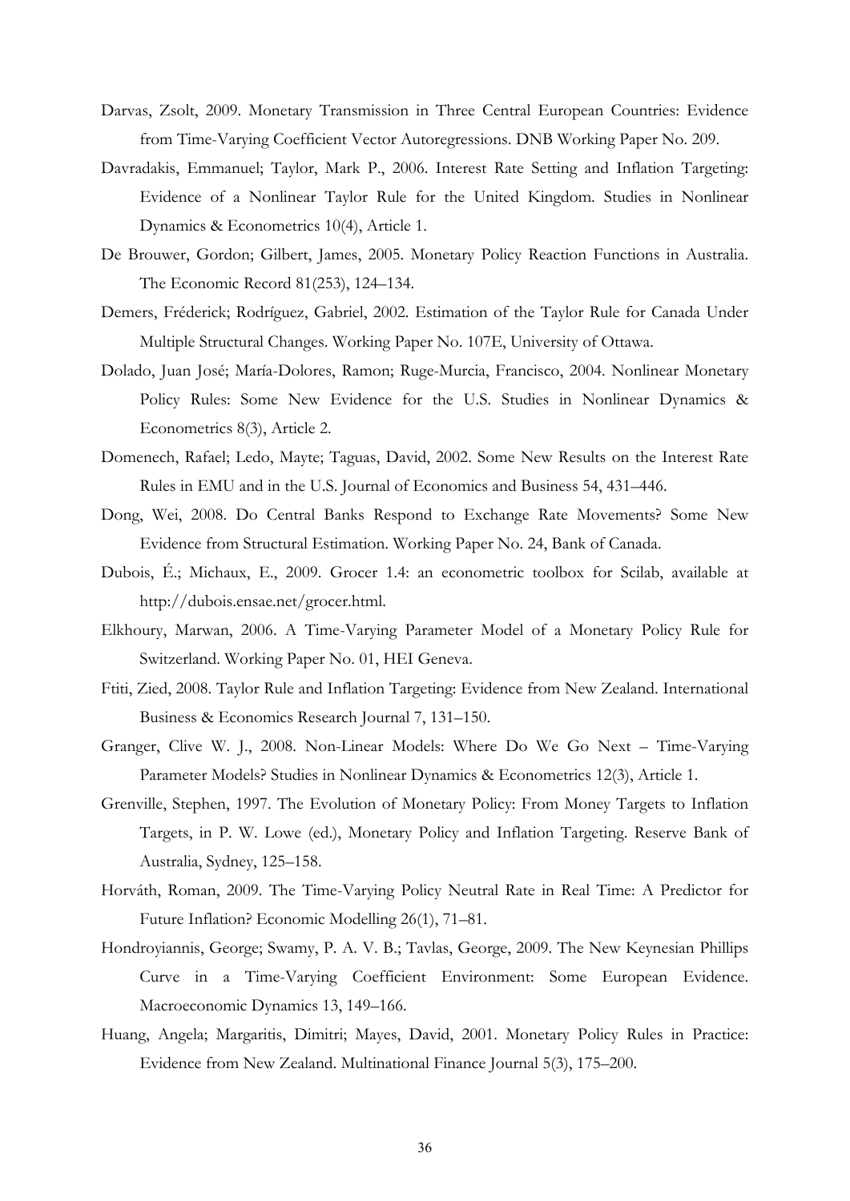Darvas, Zsolt, 2009. Monetary Transmission in Three Central European Countries: Evidence from Time-Varying Coefficient Vector Autoregressions. DNB Working Paper No. 209.

Davradakis, Emmanuel; Taylor, Mark P., 2006. Interest Rate Setting and Inflation Targeting: Evidence of a Nonlinear Taylor Rule for the United Kingdom. Studies in Nonlinear Dynamics & Econometrics 10(4), Article 1.

De Brouwer, Gordon; Gilbert, James, 2005. Monetary Policy Reaction Functions in Australia. The Economic Record 81(253), 124–134.

Demers, Fréderick; Rodríguez, Gabriel, 2002. Estimation of the Taylor Rule for Canada Under Multiple Structural Changes. Working Paper No. 107E, University of Ottawa.

Dolado, Juan José; María-Dolores, Ramon; Ruge-Murcia, Francisco, 2004. Nonlinear Monetary Policy Rules: Some New Evidence for the U.S. Studies in Nonlinear Dynamics & Econometrics 8(3), Article 2.

Domenech, Rafael; Ledo, Mayte; Taguas, David, 2002. Some New Results on the Interest Rate Rules in EMU and in the U.S. Journal of Economics and Business 54, 431–446.

Dong, Wei, 2008. Do Central Banks Respond to Exchange Rate Movements? Some New Evidence from Structural Estimation. Working Paper No. 24, Bank of Canada.

Dubois, É.; Michaux, E., 2009. Grocer 1.4: an econometric toolbox for Scilab, available at http://dubois.ensae.net/grocer.html.

Elkhoury, Marwan, 2006. A Time-Varying Parameter Model of a Monetary Policy Rule for Switzerland. Working Paper No. 01, HEI Geneva.

Ftiti, Zied, 2008. Taylor Rule and Inflation Targeting: Evidence from New Zealand. International Business & Economics Research Journal 7, 131–150.

Granger, Clive W. J., 2008. Non-Linear Models: Where Do We Go Next – Time-Varying Parameter Models? Studies in Nonlinear Dynamics & Econometrics 12(3), Article 1.

Grenville, Stephen, 1997. The Evolution of Monetary Policy: From Money Targets to Inflation Targets, in P. W. Lowe (ed.), Monetary Policy and Inflation Targeting. Reserve Bank of Australia, Sydney, 125–158.

Horváth, Roman, 2009. The Time-Varying Policy Neutral Rate in Real Time: A Predictor for Future Inflation? Economic Modelling 26(1), 71–81.

Hondroyiannis, George; Swamy, P. A. V. B.; Tavlas, George, 2009. The New Keynesian Phillips Curve in a Time-Varying Coefficient Environment: Some European Evidence. Macroeconomic Dynamics 13, 149–166.

Huang, Angela; Margaritis, Dimitri; Mayes, David, 2001. Monetary Policy Rules in Practice: Evidence from New Zealand. Multinational Finance Journal 5(3), 175–200.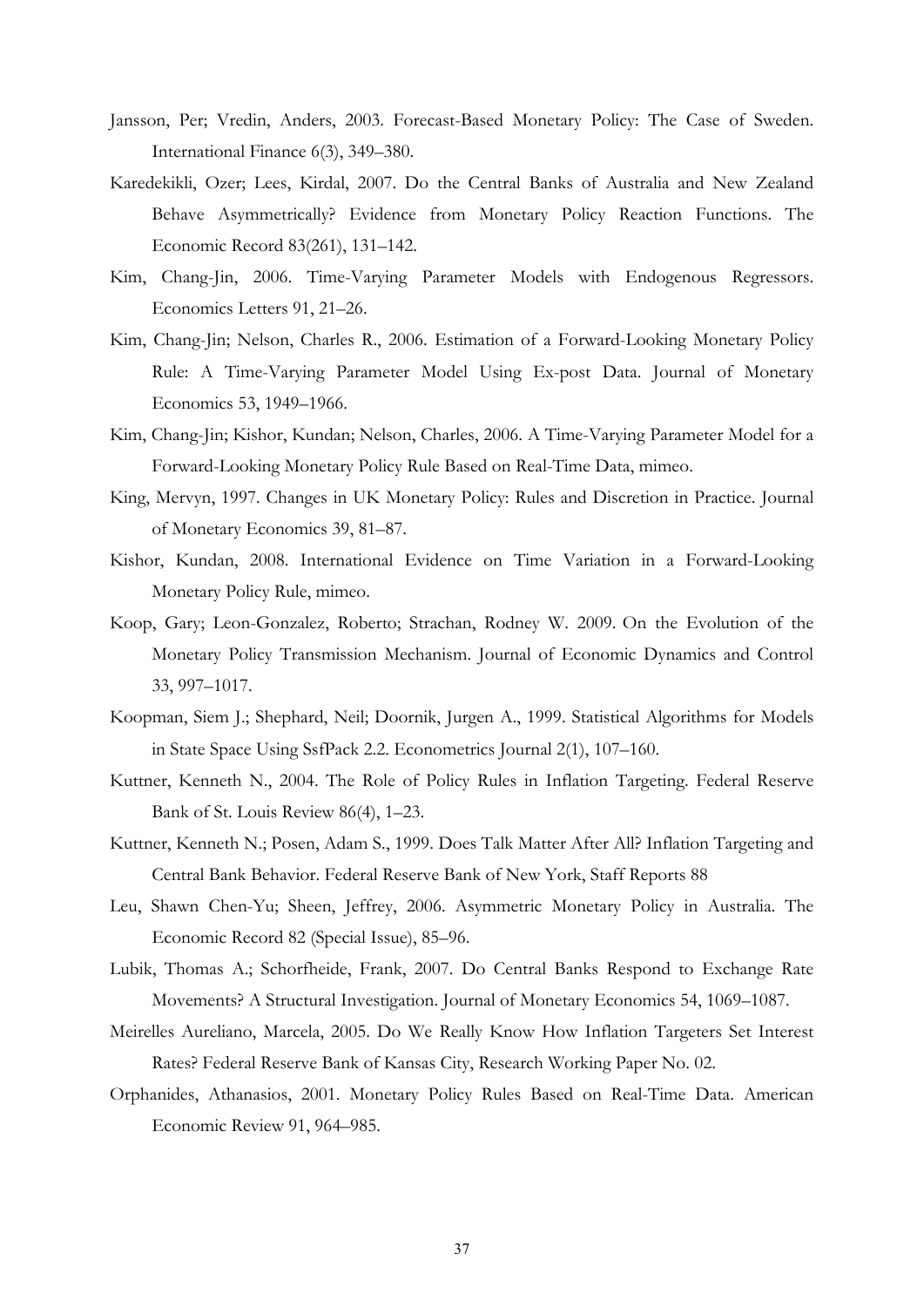Jansson, Per; Vredin, Anders, 2003. Forecast-Based Monetary Policy: The Case of Sweden. International Finance 6(3), 349–380.

Karedekikli, Ozer; Lees, Kirdal, 2007. Do the Central Banks of Australia and New Zealand Behave Asymmetrically? Evidence from Monetary Policy Reaction Functions. The Economic Record 83(261), 131–142.

Kim, Chang-Jin, 2006. Time-Varying Parameter Models with Endogenous Regressors. Economics Letters 91, 21–26.

Kim, Chang-Jin; Nelson, Charles R., 2006. Estimation of a Forward-Looking Monetary Policy Rule: A Time-Varying Parameter Model Using Ex-post Data. Journal of Monetary Economics 53, 1949–1966.

Kim, Chang-Jin; Kishor, Kundan; Nelson, Charles, 2006. A Time-Varying Parameter Model for a Forward-Looking Monetary Policy Rule Based on Real-Time Data, mimeo.

King, Mervyn, 1997. Changes in UK Monetary Policy: Rules and Discretion in Practice. Journal of Monetary Economics 39, 81–87.

Kishor, Kundan, 2008. International Evidence on Time Variation in a Forward-Looking Monetary Policy Rule, mimeo.

Koop, Gary; Leon-Gonzalez, Roberto; Strachan, Rodney W. 2009. On the Evolution of the Monetary Policy Transmission Mechanism. Journal of Economic Dynamics and Control 33, 997–1017.

Koopman, Siem J.; Shephard, Neil; Doornik, Jurgen A., 1999. Statistical Algorithms for Models in State Space Using SsfPack 2.2. Econometrics Journal 2(1), 107–160.

Kuttner, Kenneth N., 2004. The Role of Policy Rules in Inflation Targeting. Federal Reserve Bank of St. Louis Review 86(4), 1–23.

Kuttner, Kenneth N.; Posen, Adam S., 1999. Does Talk Matter After All? Inflation Targeting and Central Bank Behavior. Federal Reserve Bank of New York, Staff Reports 88

Leu, Shawn Chen-Yu; Sheen, Jeffrey, 2006. Asymmetric Monetary Policy in Australia. The Economic Record 82 (Special Issue), 85–96.

Lubik, Thomas A.; Schorfheide, Frank, 2007. Do Central Banks Respond to Exchange Rate Movements? A Structural Investigation. Journal of Monetary Economics 54, 1069–1087.

Meirelles Aureliano, Marcela, 2005. Do We Really Know How Inflation Targeters Set Interest Rates? Federal Reserve Bank of Kansas City, Research Working Paper No. 02.

Orphanides, Athanasios, 2001. Monetary Policy Rules Based on Real-Time Data. American Economic Review 91, 964–985.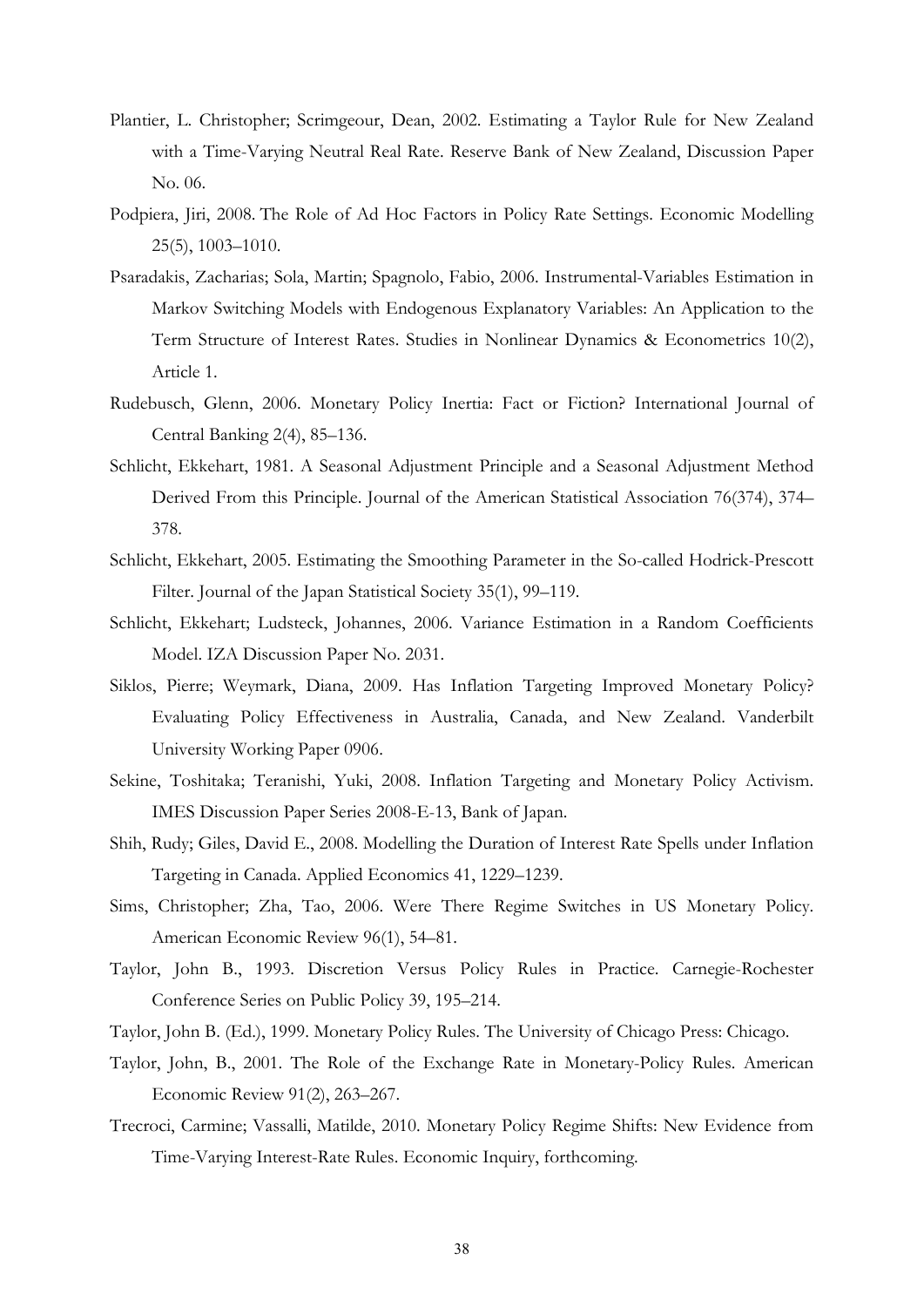Plantier, L. Christopher; Scrimgeour, Dean, 2002. Estimating a Taylor Rule for New Zealand with a Time-Varying Neutral Real Rate. Reserve Bank of New Zealand, Discussion Paper No. 06.

Podpiera, Jiri, 2008. The Role of Ad Hoc Factors in Policy Rate Settings. Economic Modelling 25(5), 1003–1010.

Psaradakis, Zacharias; Sola, Martin; Spagnolo, Fabio, 2006. Instrumental-Variables Estimation in Markov Switching Models with Endogenous Explanatory Variables: An Application to the Term Structure of Interest Rates. Studies in Nonlinear Dynamics & Econometrics 10(2), Article 1.

Rudebusch, Glenn, 2006. Monetary Policy Inertia: Fact or Fiction? International Journal of Central Banking 2(4), 85–136.

Schlicht, Ekkehart, 1981. A Seasonal Adjustment Principle and a Seasonal Adjustment Method Derived From this Principle. Journal of the American Statistical Association 76(374), 374–378.

Schlicht, Ekkehart, 2005. Estimating the Smoothing Parameter in the So-called Hodrick-Prescott Filter. Journal of the Japan Statistical Society 35(1), 99–119.

Schlicht, Ekkehart; Ludsteck, Johannes, 2006. Variance Estimation in a Random Coefficients Model. IZA Discussion Paper No. 2031.

Siklos, Pierre; Weymark, Diana, 2009. Has Inflation Targeting Improved Monetary Policy? Evaluating Policy Effectiveness in Australia, Canada, and New Zealand. Vanderbilt University Working Paper 0906.

Sekine, Toshitaka; Teranishi, Yuki, 2008. Inflation Targeting and Monetary Policy Activism. IMES Discussion Paper Series 2008-E-13, Bank of Japan.

Shih, Rudy; Giles, David E., 2008. Modelling the Duration of Interest Rate Spells under Inflation Targeting in Canada. Applied Economics 41, 1229–1239.

Sims, Christopher; Zha, Tao, 2006. Were There Regime Switches in US Monetary Policy. American Economic Review 96(1), 54–81.

Taylor, John B., 1993. Discretion Versus Policy Rules in Practice. Carnegie-Rochester Conference Series on Public Policy 39, 195–214.

Taylor, John B. (Ed.), 1999. Monetary Policy Rules. The University of Chicago Press: Chicago.

Taylor, John, B., 2001. The Role of the Exchange Rate in Monetary-Policy Rules. American Economic Review 91(2), 263–267.

Trecroci, Carmine; Vassalli, Matilde, 2010. Monetary Policy Regime Shifts: New Evidence from Time-Varying Interest-Rate Rules. Economic Inquiry, forthcoming.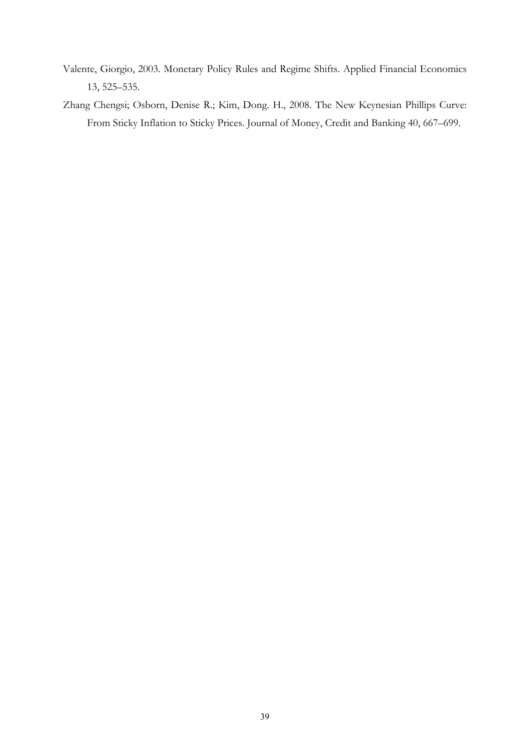Valente, Giorgio, 2003. Monetary Policy Rules and Regime Shifts. Applied Financial Economics 13, 525–535.

Zhang Chengsi; Osborn, Denise R.; Kim, Dong. H., 2008. The New Keynesian Phillips Curve: From Sticky Inflation to Sticky Prices. Journal of Money, Credit and Banking 40, 667–699.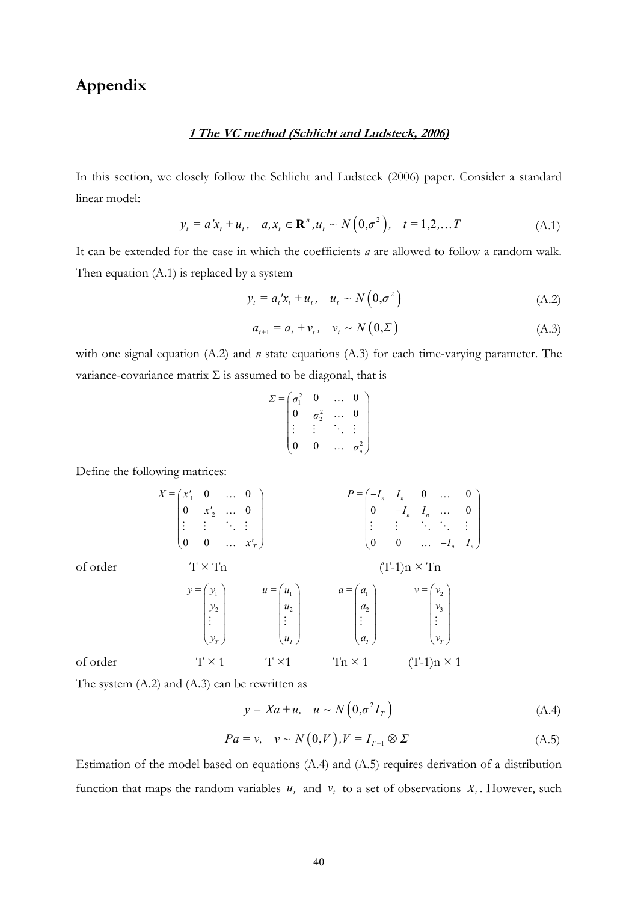# Appendix

## ***1 The VC method (Schlicht and Ludsteck, 2006)***

In this section, we closely follow the Schlicht and Ludsteck (2006) paper. Consider a standard linear model:

$$y_t = a'x_t + u_t, \quad a, x_t \in \mathbf{R}^n, u_t \sim N\left(0, \sigma^2\right), \quad t = 1, 2, \ldots T \tag{A.1}$$

It can be extended for the case in which the coefficients *a* are allowed to follow a random walk. Then equation (A.1) is replaced by a system

$$y_t = a_t' x_t + u_t, \quad u_t \sim N\left(0, \sigma^2\right) \tag{A.2}$$

$$a_{t+1} = a_t + v_t, \quad v_t \sim N\left(0, \Sigma\right) \tag{A.3}$$

with one signal equation (A.2) and *n* state equations (A.3) for each time-varying parameter. The variance-covariance matrix $\Sigma$ is assumed to be diagonal, that is

$$\Sigma = \begin{pmatrix} \sigma_1^2 & 0 & \ldots & 0 \\ 0 & \sigma_2^2 & \ldots & 0 \\ \vdots & \vdots & \ddots & \vdots \\ 0 & 0 & \ldots & \sigma_n^2 \end{pmatrix}$$

Define the following matrices:

$$X = \begin{pmatrix} x_1' & 0 & \ldots & 0 \\ 0 & x_2' & \ldots & 0 \\ \vdots & \vdots & \ddots & \vdots \\ 0 & 0 & \ldots & x_T' \end{pmatrix} \qquad P = \begin{pmatrix} -I_n & I_n & 0 & \ldots & 0 \\ 0 & -I_n & I_n & \ldots & 0 \\ \vdots & \vdots & \ddots & \ddots & \vdots \\ 0 & 0 & \ldots & -I_n & I_n \end{pmatrix}$$

of order $T \times Tn$ and $(T-1)n \times Tn$

$$y = \begin{pmatrix} y_1 \\ y_2 \\ \vdots \\ y_T \end{pmatrix} \qquad u = \begin{pmatrix} u_1 \\ u_2 \\ \vdots \\ u_T \end{pmatrix} \qquad a = \begin{pmatrix} a_1 \\ a_2 \\ \vdots \\ a_T \end{pmatrix} \qquad v = \begin{pmatrix} v_2 \\ v_3 \\ \vdots \\ v_T \end{pmatrix}$$

of order $T \times 1$, $T \times 1$, $Tn \times 1$, $(T-1)n \times 1$

The system (A.2) and (A.3) can be rewritten as

$$y = Xa + u, \quad u \sim N\left(0, \sigma^2 I_T\right) \tag{A.4}$$

$$Pa = v, \quad v \sim N\left(0, V\right), V = I_{T-1} \otimes \Sigma \tag{A.5}$$

Estimation of the model based on equations (A.4) and (A.5) requires derivation of a distribution function that maps the random variables $u_t$ and $v_t$ to a set of observations $X_t$. However, such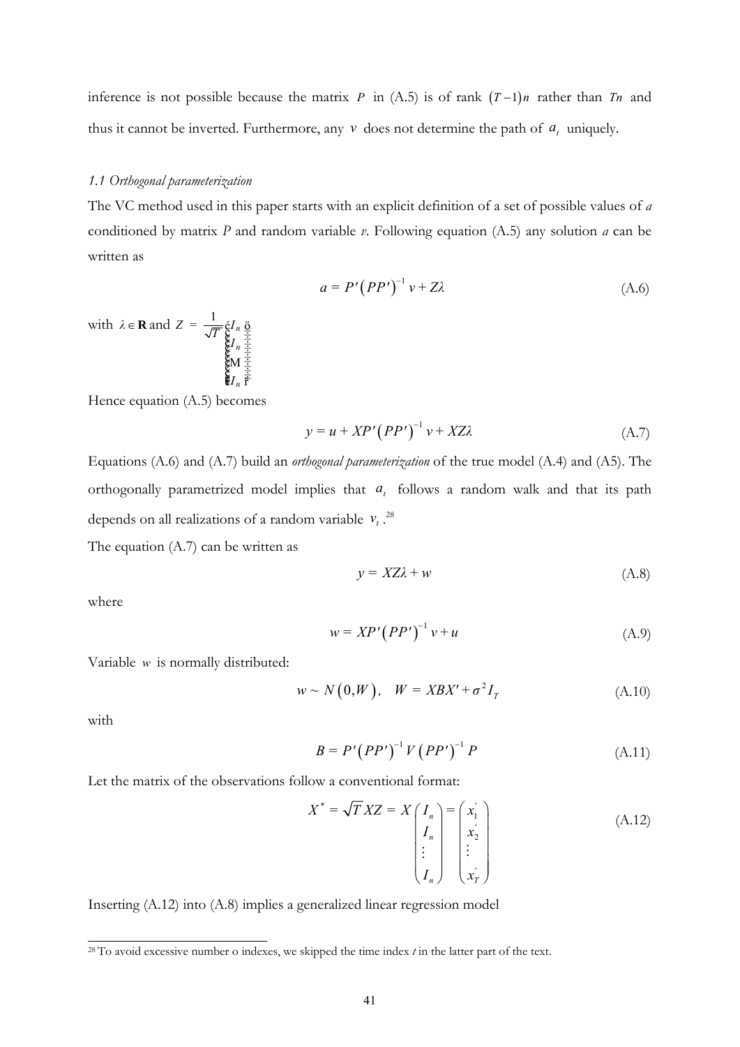inference is not possible because the matrix $P$ in (A.5) is of rank $(T-1)n$ rather than $Tn$ and thus it cannot be inverted. Furthermore, any $v$ does not determine the path of $a_t$ uniquely.

### *1.1 Orthogonal parameterization*

The VC method used in this paper starts with an explicit definition of a set of possible values of *a* conditioned by matrix *P* and random variable *v*. Following equation (A.5) any solution *a* can be written as

$$a = P'\left(PP'\right)^{-1} v + Z\lambda \tag{A.6}$$

with $\lambda \in \mathbf{R}$ and $Z = \frac{1}{\sqrt{T}} \begin{pmatrix} I_n \\ I_n \\ \vdots \\ I_n \end{pmatrix}$.

Hence equation (A.5) becomes

$$y = u + XP'\left(PP'\right)^{-1} v + XZ\lambda \tag{A.7}$$

Equations (A.6) and (A.7) build an *orthogonal parameterization* of the true model (A.4) and (A5). The orthogonally parametrized model implies that $a_t$ follows a random walk and that its path depends on all realizations of a random variable $v_t$.[28]

The equation (A.7) can be written as

$$y = XZ\lambda + w \tag{A.8}$$

where

$$w = XP'\left(PP'\right)^{-1} v + u \tag{A.9}$$

Variable $w$ is normally distributed:

$$w \sim N\left(0, W\right), \quad W = XBX' + \sigma^2 I_T \tag{A.10}$$

with

$$B = P'\left(PP'\right)^{-1} V \left(PP'\right)^{-1} P \tag{A.11}$$

Let the matrix of the observations follow a conventional format:

$$X^* = \sqrt{T}\, XZ = X \begin{pmatrix} I_n \\ I_n \\ \vdots \\ I_n \end{pmatrix} = \begin{pmatrix} x_1' \\ x_2' \\ \vdots \\ x_T' \end{pmatrix} \tag{A.12}$$

Inserting (A.12) into (A.8) implies a generalized linear regression model

---

[28] To avoid excessive number o indexes, we skipped the time index *t* in the latter part of the text.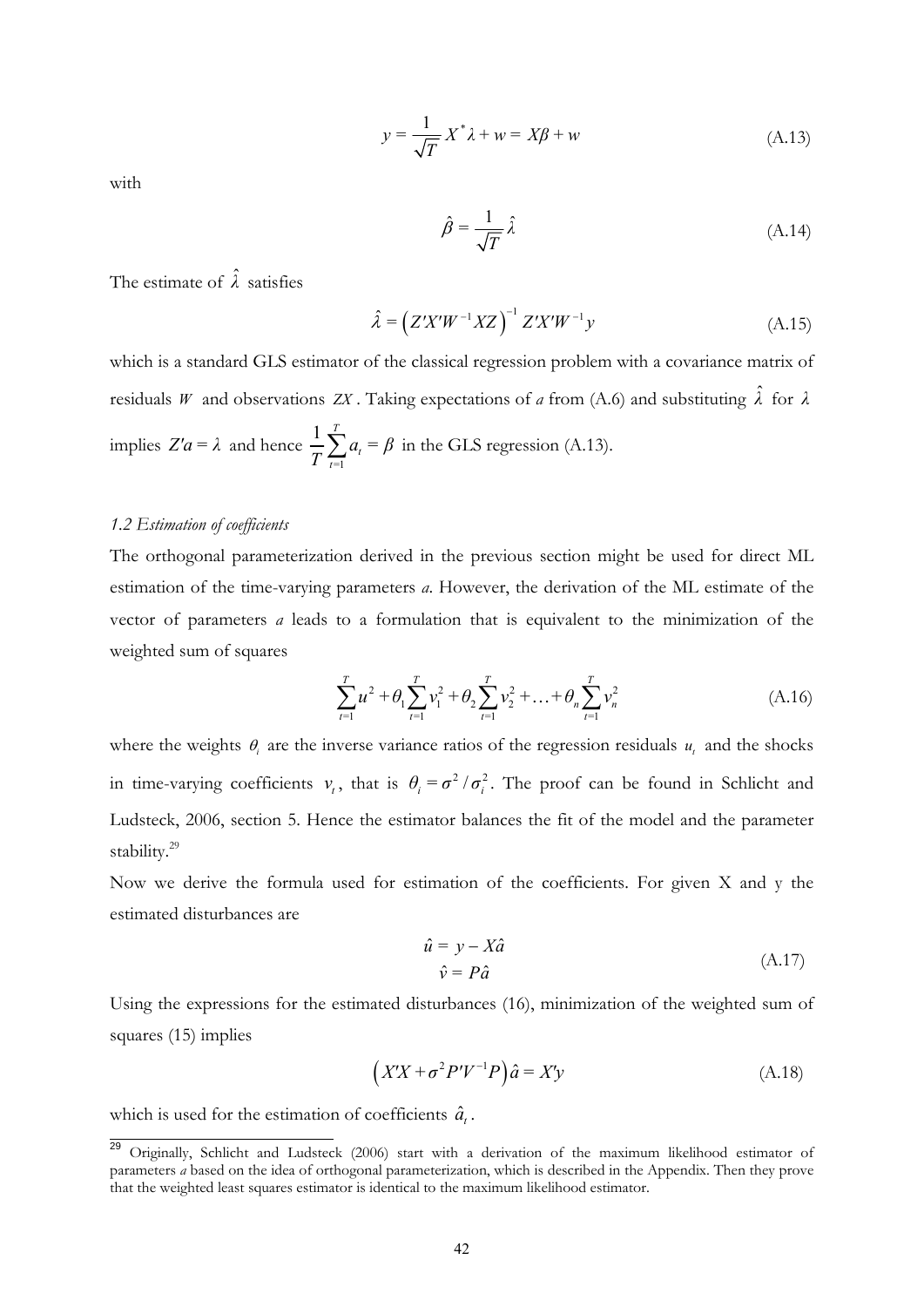$$y = \frac{1}{\sqrt{T}} X^* \lambda + w = X\beta + w \tag{A.13}$$

with

$$\hat{\beta} = \frac{1}{\sqrt{T}} \hat{\lambda} \tag{A.14}$$

The estimate of $\hat{\lambda}$ satisfies

$$\hat{\lambda} = \left( Z'X'W^{-1}XZ \right)^{-1} Z'X'W^{-1}y \tag{A.15}$$

which is a standard GLS estimator of the classical regression problem with a covariance matrix of residuals $W$ and observations $ZX$. Taking expectations of $a$ from (A.6) and substituting $\hat{\lambda}$ for $\lambda$ implies $Z'a = \lambda$ and hence $\frac{1}{T}\sum_{t=1}^{T} a_t = \beta$ in the GLS regression (A.13).

### *1.2 Estimation of coefficients*

The orthogonal parameterization derived in the previous section might be used for direct ML estimation of the time-varying parameters *a*. However, the derivation of the ML estimate of the vector of parameters *a* leads to a formulation that is equivalent to the minimization of the weighted sum of squares

$$\sum_{t=1}^{T} u^2 + \theta_1 \sum_{t=1}^{T} v_1^2 + \theta_2 \sum_{t=1}^{T} v_2^2 + \ldots + \theta_n \sum_{t=1}^{T} v_n^2 \tag{A.16}$$

where the weights $\theta_i$ are the inverse variance ratios of the regression residuals $u_t$ and the shocks in time-varying coefficients $v_t$, that is $\theta_i = \sigma^2 / \sigma_i^2$. The proof can be found in Schlicht and Ludsteck, 2006, section 5. Hence the estimator balances the fit of the model and the parameter stability.[29]

Now we derive the formula used for estimation of the coefficients. For given X and y the estimated disturbances are

$$\begin{aligned} \hat{u} &= y - X\hat{a} \\ \hat{v} &= P\hat{a} \end{aligned} \tag{A.17}$$

Using the expressions for the estimated disturbances (16), minimization of the weighted sum of squares (15) implies

$$\left( X'X + \sigma^2 P'V^{-1}P \right) \hat{a} = X'y \tag{A.18}$$

which is used for the estimation of coefficients $\hat{a}_t$.

[29] Originally, Schlicht and Ludsteck (2006) start with a derivation of the maximum likelihood estimator of parameters *a* based on the idea of orthogonal parameterization, which is described in the Appendix. Then they prove that the weighted least squares estimator is identical to the maximum likelihood estimator.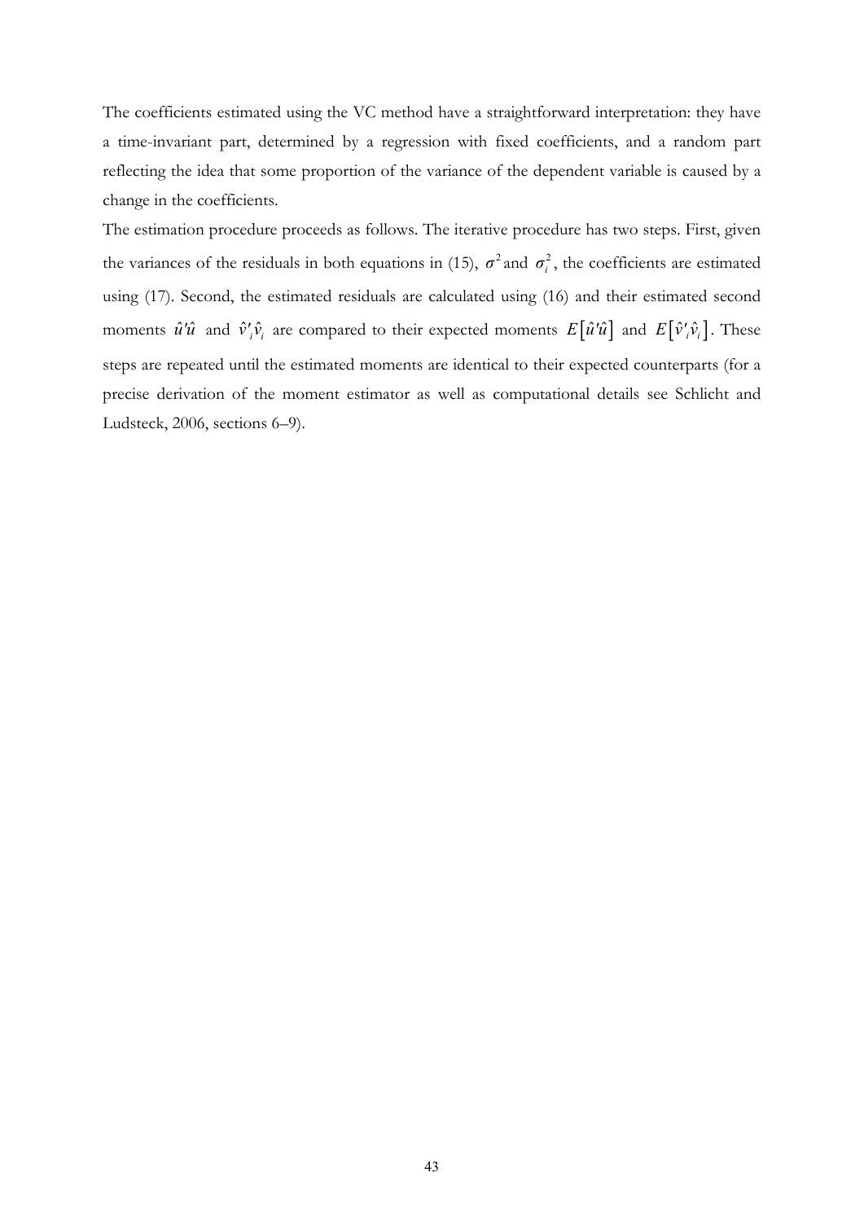The coefficients estimated using the VC method have a straightforward interpretation: they have a time-invariant part, determined by a regression with fixed coefficients, and a random part reflecting the idea that some proportion of the variance of the dependent variable is caused by a change in the coefficients.

The estimation procedure proceeds as follows. The iterative procedure has two steps. First, given the variances of the residuals in both equations in (15), $\sigma^2$ and $\sigma_i^2$, the coefficients are estimated using (17). Second, the estimated residuals are calculated using (16) and their estimated second moments $\hat{u}'\hat{u}$ and $\hat{v}'_i\hat{v}_i$ are compared to their expected moments $E[\hat{u}'\hat{u}]$ and $E[\hat{v}'_i\hat{v}_i]$. These steps are repeated until the estimated moments are identical to their expected counterparts (for a precise derivation of the moment estimator as well as computational details see Schlicht and Ludsteck, 2006, sections 6–9).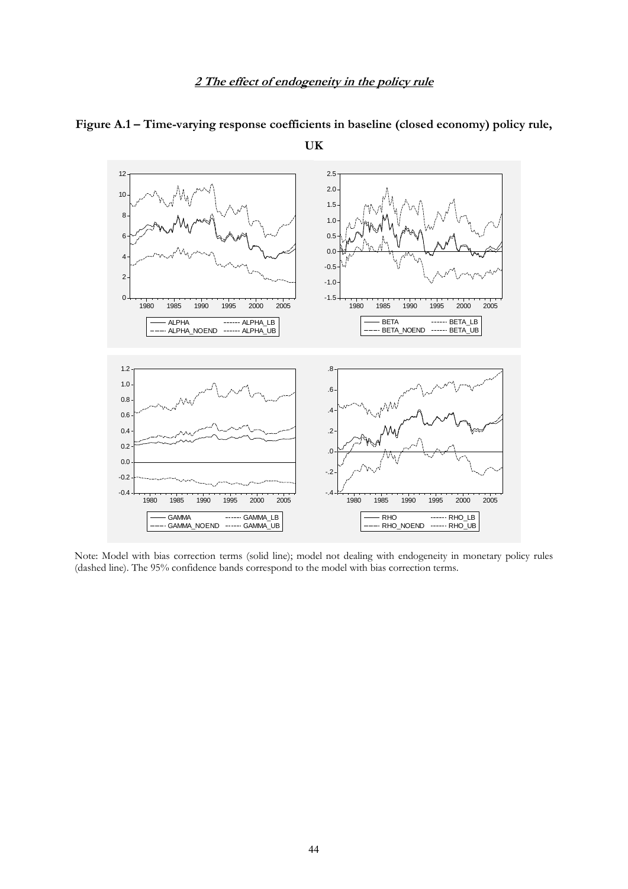## *2 The effect of endogeneity in the policy rule*

**Figure A.1 – Time-varying response coefficients in baseline (closed economy) policy rule, UK**

Note: Model with bias correction terms (solid line); model not dealing with endogeneity in monetary policy rules (dashed line). The 95% confidence bands correspond to the model with bias correction terms.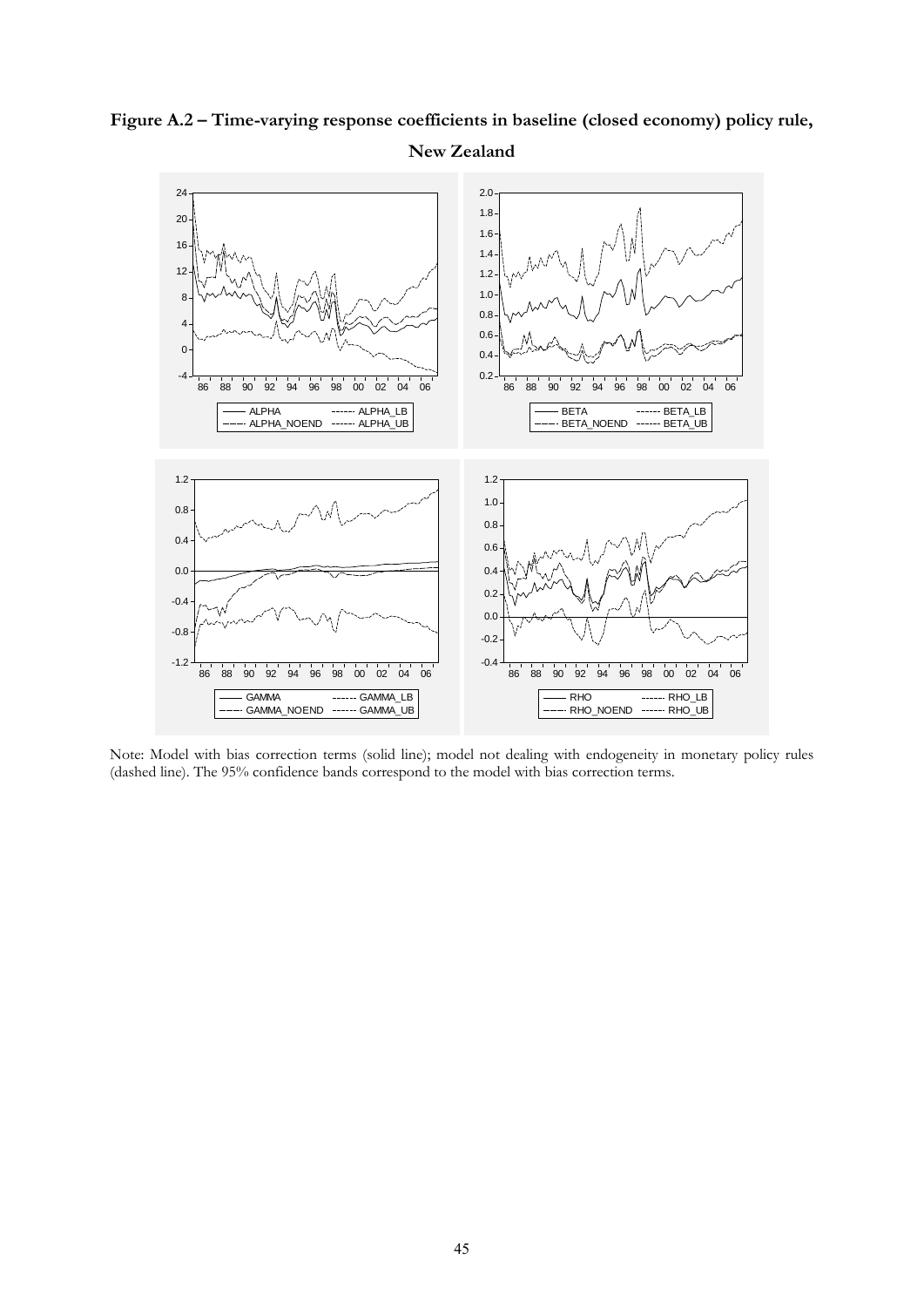**Figure A.2 – Time-varying response coefficients in baseline (closed economy) policy rule, New Zealand**

Note: Model with bias correction terms (solid line); model not dealing with endogeneity in monetary policy rules (dashed line). The 95% confidence bands correspond to the model with bias correction terms.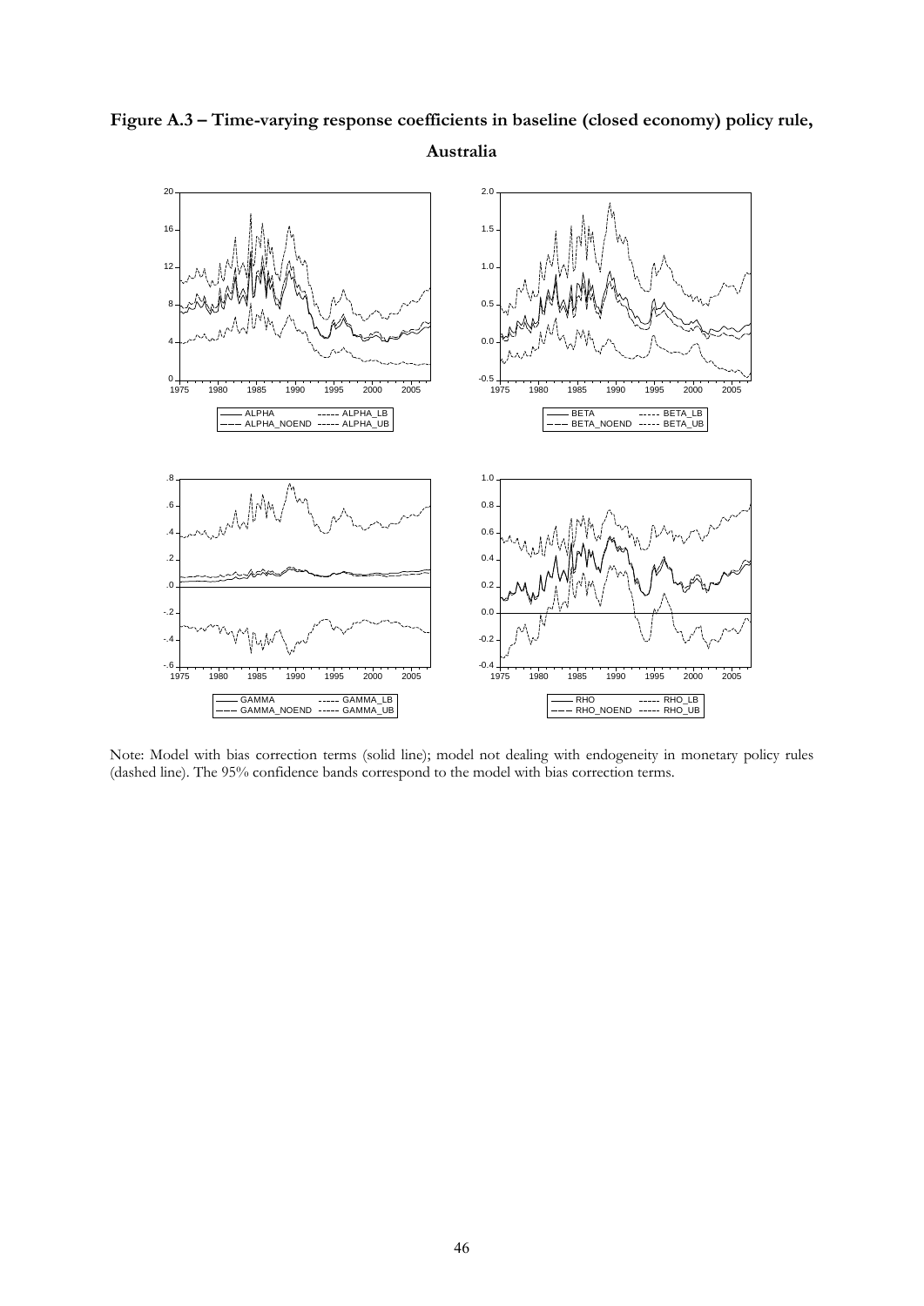**Figure A.3 – Time-varying response coefficients in baseline (closed economy) policy rule, Australia**

Note: Model with bias correction terms (solid line); model not dealing with endogeneity in monetary policy rules (dashed line). The 95% confidence bands correspond to the model with bias correction terms.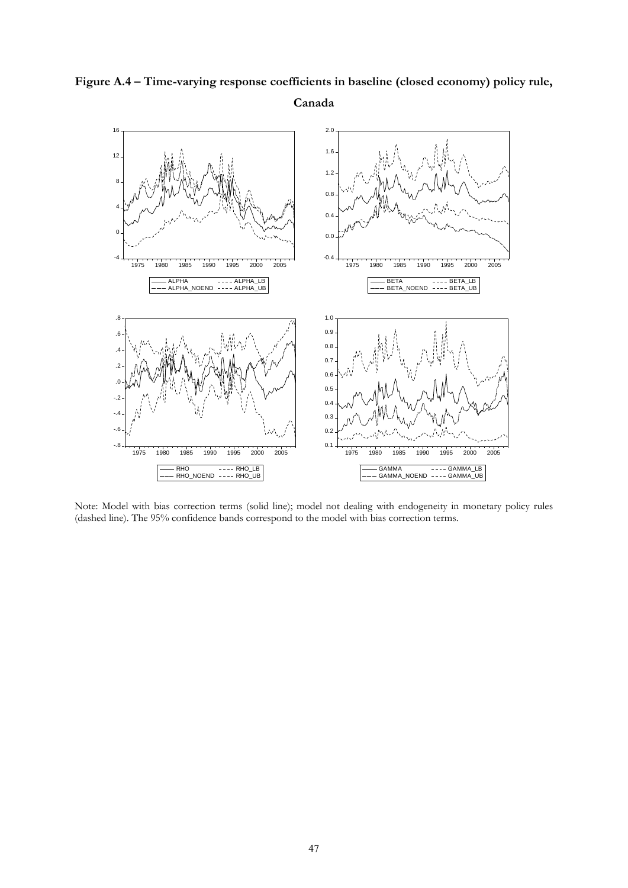**Figure A.4 – Time-varying response coefficients in baseline (closed economy) policy rule, Canada**

Note: Model with bias correction terms (solid line); model not dealing with endogeneity in monetary policy rules (dashed line). The 95% confidence bands correspond to the model with bias correction terms.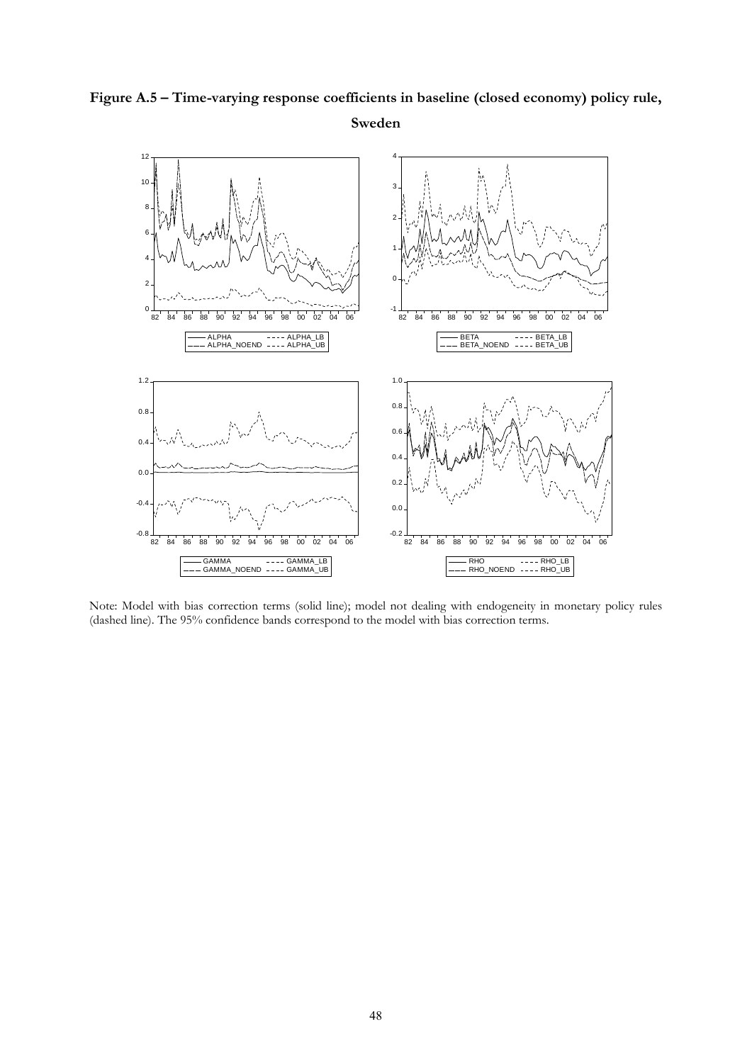**Figure A.5 – Time-varying response coefficients in baseline (closed economy) policy rule, Sweden**

Note: Model with bias correction terms (solid line); model not dealing with endogeneity in monetary policy rules (dashed line). The 95% confidence bands correspond to the model with bias correction terms.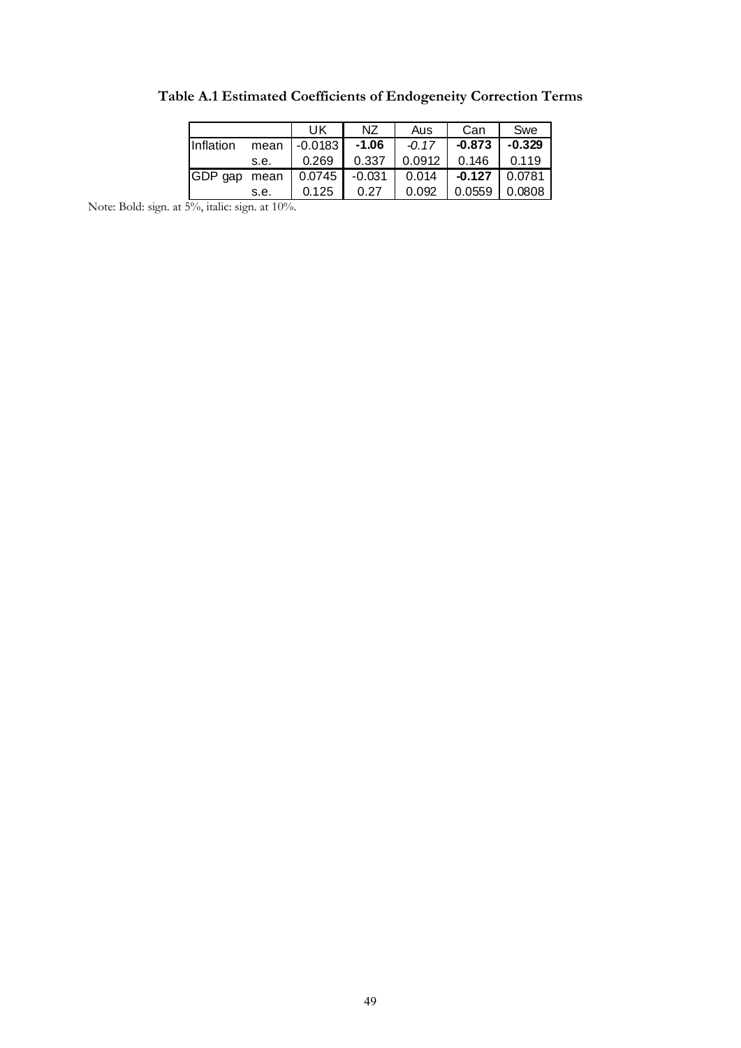**Table A.1 Estimated Coefficients of Endogeneity Correction Terms**

| | | UK | NZ | Aus | Can | Swe |
|---|---|---|---|---|---|---|
| Inflation | mean | -0.0183 | **-1.06** | *-0.17* | **-0.873** | **-0.329** |
| | s.e. | 0.269 | 0.337 | 0.0912 | 0.146 | 0.119 |
| GDP gap | mean | 0.0745 | -0.031 | 0.014 | **-0.127** | 0.0781 |
| | s.e. | 0.125 | 0.27 | 0.092 | 0.0559 | 0.0808 |

Note: Bold: sign. at 5%, italic: sign. at 10%.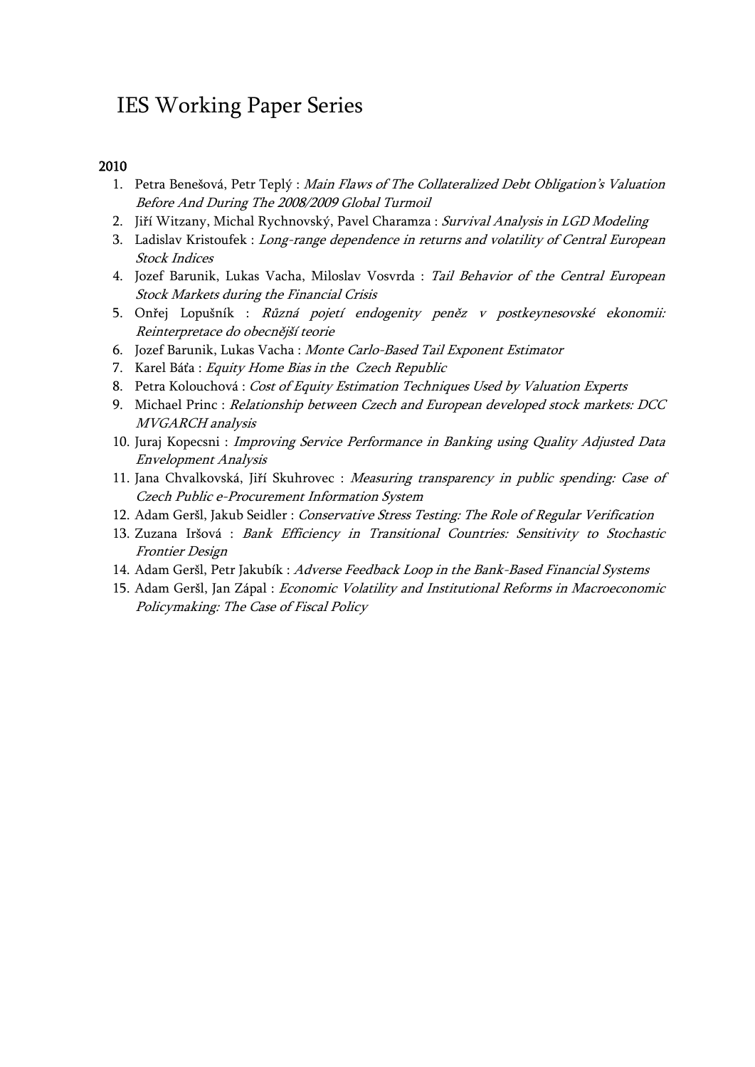# IES Working Paper Series

**2010**

1. Petra Benešová, Petr Teplý : *Main Flaws of The Collateralized Debt Obligation's Valuation Before And During The 2008/2009 Global Turmoil*
2. Jiří Witzany, Michal Rychnovský, Pavel Charamza : *Survival Analysis in LGD Modeling*
3. Ladislav Kristoufek : *Long-range dependence in returns and volatility of Central European Stock Indices*
4. Jozef Barunik, Lukas Vacha, Miloslav Vosvrda : *Tail Behavior of the Central European Stock Markets during the Financial Crisis*
5. Onřej Lopušník : *Různá pojetí endogenity peněz v postkeynesovské ekonomii: Reinterpretace do obecnější teorie*
6. Jozef Barunik, Lukas Vacha : *Monte Carlo-Based Tail Exponent Estimator*
7. Karel Báťa : *Equity Home Bias in the Czech Republic*
8. Petra Kolouchová : *Cost of Equity Estimation Techniques Used by Valuation Experts*
9. Michael Princ : *Relationship between Czech and European developed stock markets: DCC MVGARCH analysis*
10. Juraj Kopecsni : *Improving Service Performance in Banking using Quality Adjusted Data Envelopment Analysis*
11. Jana Chvalkovská, Jiří Skuhrovec : *Measuring transparency in public spending: Case of Czech Public e-Procurement Information System*
12. Adam Geršl, Jakub Seidler : *Conservative Stress Testing: The Role of Regular Verification*
13. Zuzana Iršová : *Bank Efficiency in Transitional Countries: Sensitivity to Stochastic Frontier Design*
14. Adam Geršl, Petr Jakubík : *Adverse Feedback Loop in the Bank-Based Financial Systems*
15. Adam Geršl, Jan Zápal : *Economic Volatility and Institutional Reforms in Macroeconomic Policymaking: The Case of Fiscal Policy*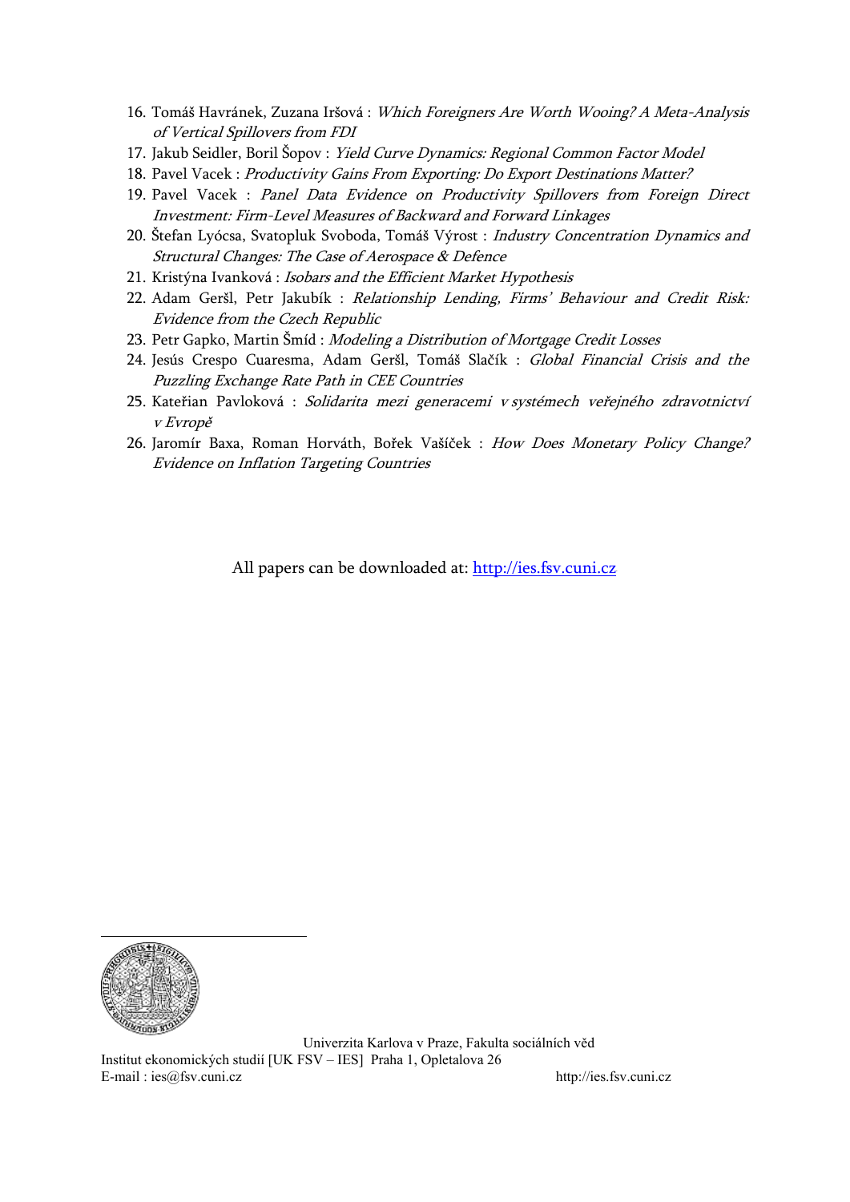16. Tomáš Havránek, Zuzana Iršová : *Which Foreigners Are Worth Wooing? A Meta-Analysis of Vertical Spillovers from FDI*
17. Jakub Seidler, Boril Šopov : *Yield Curve Dynamics: Regional Common Factor Model*
18. Pavel Vacek : *Productivity Gains From Exporting: Do Export Destinations Matter?*
19. Pavel Vacek : *Panel Data Evidence on Productivity Spillovers from Foreign Direct Investment: Firm-Level Measures of Backward and Forward Linkages*
20. Štefan Lyócsa, Svatopluk Svoboda, Tomáš Výrost : *Industry Concentration Dynamics and Structural Changes: The Case of Aerospace & Defence*
21. Kristýna Ivanková : *Isobars and the Efficient Market Hypothesis*
22. Adam Geršl, Petr Jakubík : *Relationship Lending, Firms' Behaviour and Credit Risk: Evidence from the Czech Republic*
23. Petr Gapko, Martin Šmíd : *Modeling a Distribution of Mortgage Credit Losses*
24. Jesús Crespo Cuaresma, Adam Geršl, Tomáš Slačík : *Global Financial Crisis and the Puzzling Exchange Rate Path in CEE Countries*
25. Kateřian Pavloková : *Solidarita mezi generacemi v systémech veřejného zdravotnictví v Evropě*
26. Jaromír Baxa, Roman Horváth, Bořek Vašíček : *How Does Monetary Policy Change? Evidence on Inflation Targeting Countries*

All papers can be downloaded at: [http://ies.fsv.cuni.cz](http://ies.fsv.cuni.cz)

Univerzita Karlova v Praze, Fakulta sociálních věd

Institut ekonomických studií [UK FSV – IES] Praha 1, Opletalova 26

E-mail : ies@fsv.cuni.cz http://ies.fsv.cuni.cz